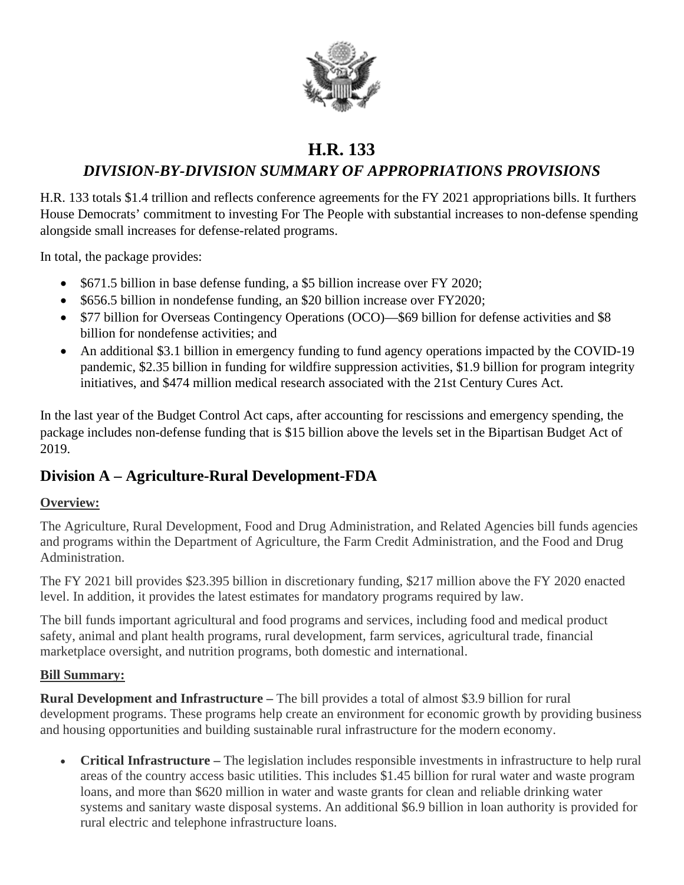# H.R. 133

## *DIVISION-BY-DIVISION SUMMARY OF APPROPRIATIONS PROVISIONS*

H.R. 133 totals $1.4 trillion and reflects conference agreements for the FY 2021 appropriations bills. It furthers House Democrats' commitment to investing For The People with substantial increases to non-defense spending alongside small increases for defense-related programs.

In total, the package provides:

- $671.5 billion in base defense funding, a $5 billion increase over FY 2020;
- $656.5 billion in nondefense funding, an $20 billion increase over FY2020;
- $77 billion for Overseas Contingency Operations (OCO)—$69 billion for defense activities and $8 billion for nondefense activities; and
- An additional $3.1 billion in emergency funding to fund agency operations impacted by the COVID-19 pandemic, $2.35 billion in funding for wildfire suppression activities, $1.9 billion for program integrity initiatives, and $474 million medical research associated with the 21st Century Cures Act.

In the last year of the Budget Control Act caps, after accounting for rescissions and emergency spending, the package includes non-defense funding that is $15 billion above the levels set in the Bipartisan Budget Act of 2019.

## Division A – Agriculture-Rural Development-FDA

**Overview:**

The Agriculture, Rural Development, Food and Drug Administration, and Related Agencies bill funds agencies and programs within the Department of Agriculture, the Farm Credit Administration, and the Food and Drug Administration.

The FY 2021 bill provides $23.395 billion in discretionary funding, $217 million above the FY 2020 enacted level. In addition, it provides the latest estimates for mandatory programs required by law.

The bill funds important agricultural and food programs and services, including food and medical product safety, animal and plant health programs, rural development, farm services, agricultural trade, financial marketplace oversight, and nutrition programs, both domestic and international.

**Bill Summary:**

**Rural Development and Infrastructure –** The bill provides a total of almost $3.9 billion for rural development programs. These programs help create an environment for economic growth by providing business and housing opportunities and building sustainable rural infrastructure for the modern economy.

- **Critical Infrastructure –** The legislation includes responsible investments in infrastructure to help rural areas of the country access basic utilities. This includes $1.45 billion for rural water and waste program loans, and more than $620 million in water and waste grants for clean and reliable drinking water systems and sanitary waste disposal systems. An additional $6.9 billion in loan authority is provided for rural electric and telephone infrastructure loans.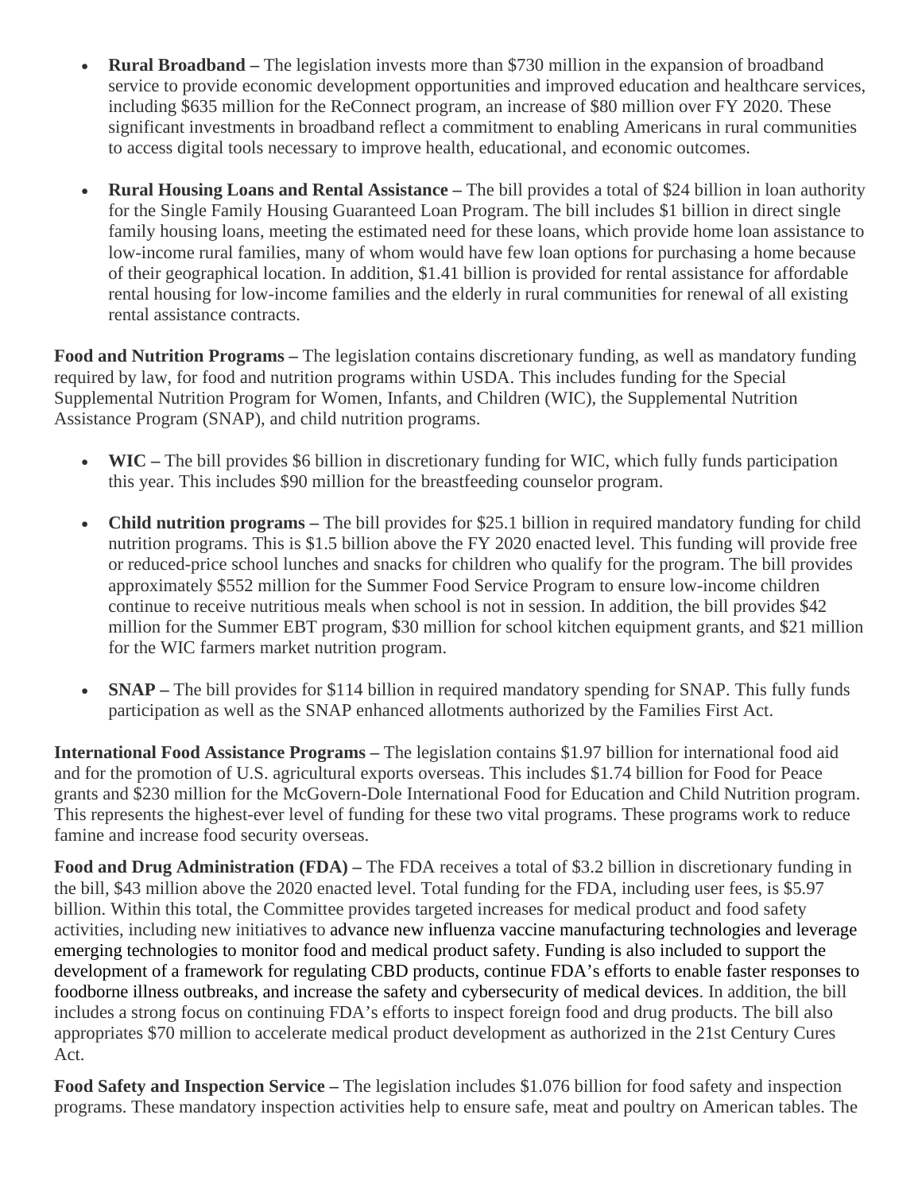- **Rural Broadband –** The legislation invests more than $730 million in the expansion of broadband service to provide economic development opportunities and improved education and healthcare services, including $635 million for the ReConnect program, an increase of $80 million over FY 2020. These significant investments in broadband reflect a commitment to enabling Americans in rural communities to access digital tools necessary to improve health, educational, and economic outcomes.

- **Rural Housing Loans and Rental Assistance –** The bill provides a total of $24 billion in loan authority for the Single Family Housing Guaranteed Loan Program. The bill includes $1 billion in direct single family housing loans, meeting the estimated need for these loans, which provide home loan assistance to low-income rural families, many of whom would have few loan options for purchasing a home because of their geographical location. In addition, $1.41 billion is provided for rental assistance for affordable rental housing for low-income families and the elderly in rural communities for renewal of all existing rental assistance contracts.

**Food and Nutrition Programs –** The legislation contains discretionary funding, as well as mandatory funding required by law, for food and nutrition programs within USDA. This includes funding for the Special Supplemental Nutrition Program for Women, Infants, and Children (WIC), the Supplemental Nutrition Assistance Program (SNAP), and child nutrition programs.

- **WIC –** The bill provides $6 billion in discretionary funding for WIC, which fully funds participation this year. This includes $90 million for the breastfeeding counselor program.

- **Child nutrition programs –** The bill provides for $25.1 billion in required mandatory funding for child nutrition programs. This is $1.5 billion above the FY 2020 enacted level. This funding will provide free or reduced-price school lunches and snacks for children who qualify for the program. The bill provides approximately $552 million for the Summer Food Service Program to ensure low-income children continue to receive nutritious meals when school is not in session. In addition, the bill provides $42 million for the Summer EBT program, $30 million for school kitchen equipment grants, and $21 million for the WIC farmers market nutrition program.

- **SNAP –** The bill provides for $114 billion in required mandatory spending for SNAP. This fully funds participation as well as the SNAP enhanced allotments authorized by the Families First Act.

**International Food Assistance Programs –** The legislation contains $1.97 billion for international food aid and for the promotion of U.S. agricultural exports overseas. This includes $1.74 billion for Food for Peace grants and $230 million for the McGovern-Dole International Food for Education and Child Nutrition program. This represents the highest-ever level of funding for these two vital programs. These programs work to reduce famine and increase food security overseas.

**Food and Drug Administration (FDA) –** The FDA receives a total of $3.2 billion in discretionary funding in the bill, $43 million above the 2020 enacted level. Total funding for the FDA, including user fees, is $5.97 billion. Within this total, the Committee provides targeted increases for medical product and food safety activities, including new initiatives to advance new influenza vaccine manufacturing technologies and leverage emerging technologies to monitor food and medical product safety. Funding is also included to support the development of a framework for regulating CBD products, continue FDA's efforts to enable faster responses to foodborne illness outbreaks, and increase the safety and cybersecurity of medical devices. In addition, the bill includes a strong focus on continuing FDA's efforts to inspect foreign food and drug products. The bill also appropriates $70 million to accelerate medical product development as authorized in the 21st Century Cures Act.

**Food Safety and Inspection Service –** The legislation includes $1.076 billion for food safety and inspection programs. These mandatory inspection activities help to ensure safe, meat and poultry on American tables. The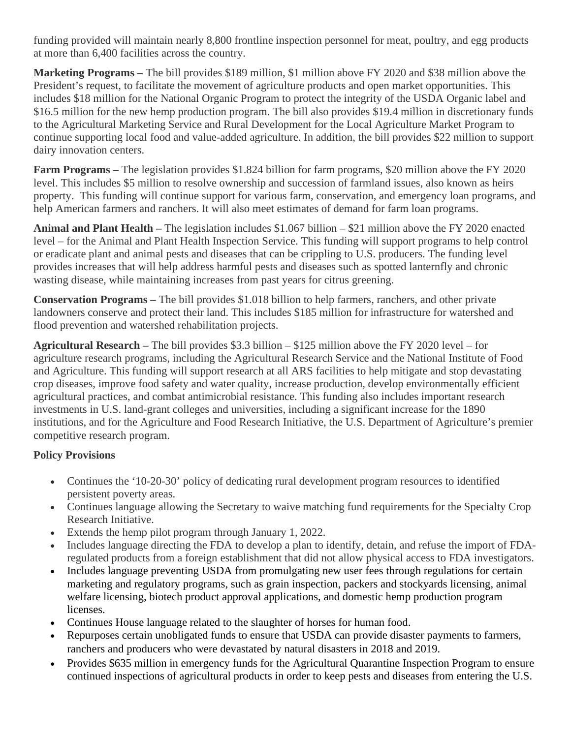funding provided will maintain nearly 8,800 frontline inspection personnel for meat, poultry, and egg products at more than 6,400 facilities across the country.

**Marketing Programs –** The bill provides $189 million, $1 million above FY 2020 and $38 million above the President's request, to facilitate the movement of agriculture products and open market opportunities. This includes $18 million for the National Organic Program to protect the integrity of the USDA Organic label and $16.5 million for the new hemp production program. The bill also provides $19.4 million in discretionary funds to the Agricultural Marketing Service and Rural Development for the Local Agriculture Market Program to continue supporting local food and value-added agriculture. In addition, the bill provides $22 million to support dairy innovation centers.

**Farm Programs –** The legislation provides $1.824 billion for farm programs, $20 million above the FY 2020 level. This includes $5 million to resolve ownership and succession of farmland issues, also known as heirs property. This funding will continue support for various farm, conservation, and emergency loan programs, and help American farmers and ranchers. It will also meet estimates of demand for farm loan programs.

**Animal and Plant Health –** The legislation includes $1.067 billion – $21 million above the FY 2020 enacted level – for the Animal and Plant Health Inspection Service. This funding will support programs to help control or eradicate plant and animal pests and diseases that can be crippling to U.S. producers. The funding level provides increases that will help address harmful pests and diseases such as spotted lanternfly and chronic wasting disease, while maintaining increases from past years for citrus greening.

**Conservation Programs –** The bill provides $1.018 billion to help farmers, ranchers, and other private landowners conserve and protect their land. This includes $185 million for infrastructure for watershed and flood prevention and watershed rehabilitation projects.

**Agricultural Research –** The bill provides $3.3 billion – $125 million above the FY 2020 level – for agriculture research programs, including the Agricultural Research Service and the National Institute of Food and Agriculture. This funding will support research at all ARS facilities to help mitigate and stop devastating crop diseases, improve food safety and water quality, increase production, develop environmentally efficient agricultural practices, and combat antimicrobial resistance. This funding also includes important research investments in U.S. land-grant colleges and universities, including a significant increase for the 1890 institutions, and for the Agriculture and Food Research Initiative, the U.S. Department of Agriculture's premier competitive research program.

**Policy Provisions**

- Continues the '10-20-30' policy of dedicating rural development program resources to identified persistent poverty areas.
- Continues language allowing the Secretary to waive matching fund requirements for the Specialty Crop Research Initiative.
- Extends the hemp pilot program through January 1, 2022.
- Includes language directing the FDA to develop a plan to identify, detain, and refuse the import of FDA-regulated products from a foreign establishment that did not allow physical access to FDA investigators.
- Includes language preventing USDA from promulgating new user fees through regulations for certain marketing and regulatory programs, such as grain inspection, packers and stockyards licensing, animal welfare licensing, biotech product approval applications, and domestic hemp production program licenses.
- Continues House language related to the slaughter of horses for human food.
- Repurposes certain unobligated funds to ensure that USDA can provide disaster payments to farmers, ranchers and producers who were devastated by natural disasters in 2018 and 2019.
- Provides $635 million in emergency funds for the Agricultural Quarantine Inspection Program to ensure continued inspections of agricultural products in order to keep pests and diseases from entering the U.S.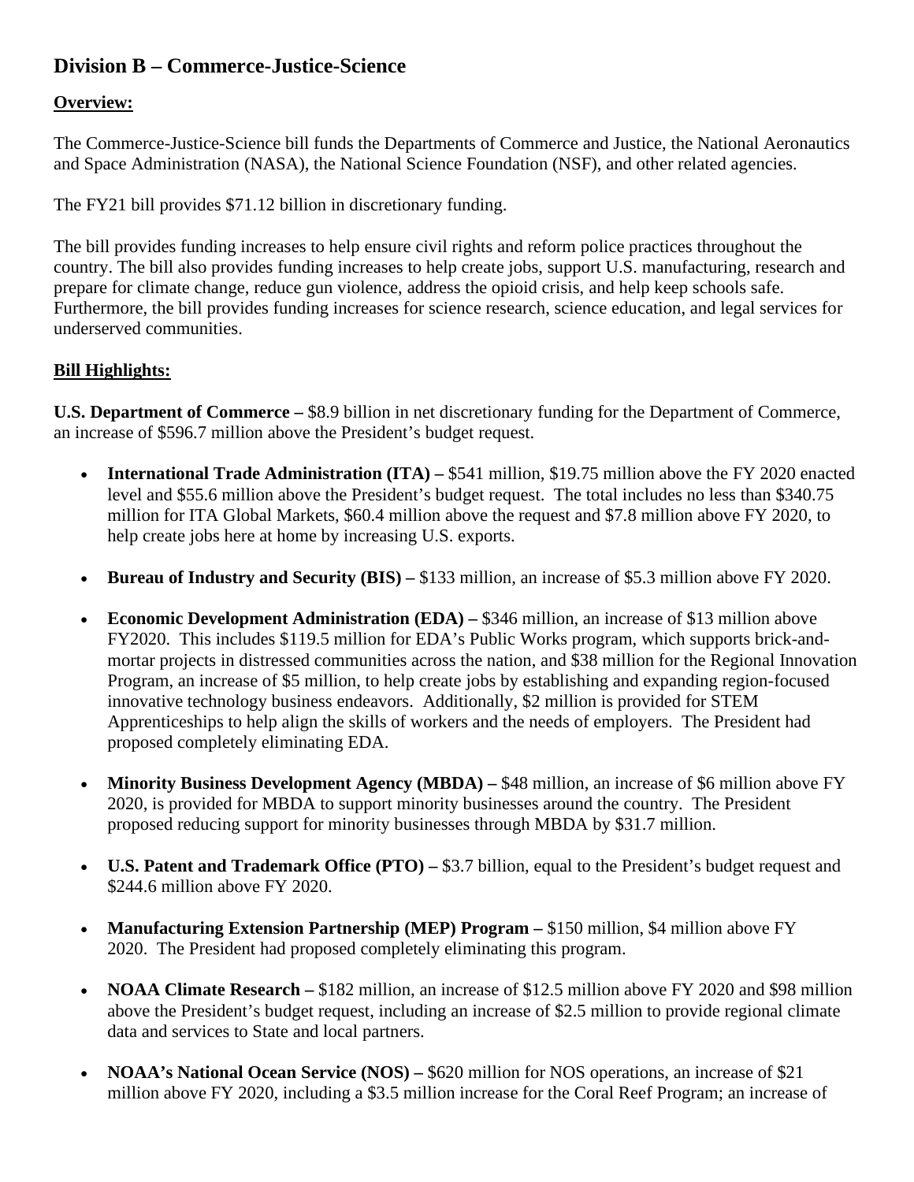## Division B – Commerce-Justice-Science

**Overview:**

The Commerce-Justice-Science bill funds the Departments of Commerce and Justice, the National Aeronautics and Space Administration (NASA), the National Science Foundation (NSF), and other related agencies.

The FY21 bill provides $71.12 billion in discretionary funding.

The bill provides funding increases to help ensure civil rights and reform police practices throughout the country. The bill also provides funding increases to help create jobs, support U.S. manufacturing, research and prepare for climate change, reduce gun violence, address the opioid crisis, and help keep schools safe. Furthermore, the bill provides funding increases for science research, science education, and legal services for underserved communities.

**Bill Highlights:**

**U.S. Department of Commerce –** $8.9 billion in net discretionary funding for the Department of Commerce, an increase of $596.7 million above the President's budget request.

- **International Trade Administration (ITA) –** $541 million, $19.75 million above the FY 2020 enacted level and $55.6 million above the President's budget request. The total includes no less than $340.75 million for ITA Global Markets, $60.4 million above the request and $7.8 million above FY 2020, to help create jobs here at home by increasing U.S. exports.
- **Bureau of Industry and Security (BIS) –** $133 million, an increase of $5.3 million above FY 2020.
- **Economic Development Administration (EDA) –** $346 million, an increase of $13 million above FY2020. This includes $119.5 million for EDA's Public Works program, which supports brick-and-mortar projects in distressed communities across the nation, and $38 million for the Regional Innovation Program, an increase of $5 million, to help create jobs by establishing and expanding region-focused innovative technology business endeavors. Additionally, $2 million is provided for STEM Apprenticeships to help align the skills of workers and the needs of employers. The President had proposed completely eliminating EDA.
- **Minority Business Development Agency (MBDA) –** $48 million, an increase of $6 million above FY 2020, is provided for MBDA to support minority businesses around the country. The President proposed reducing support for minority businesses through MBDA by $31.7 million.
- **U.S. Patent and Trademark Office (PTO) –** $3.7 billion, equal to the President's budget request and $244.6 million above FY 2020.
- **Manufacturing Extension Partnership (MEP) Program –** $150 million, $4 million above FY 2020. The President had proposed completely eliminating this program.
- **NOAA Climate Research –** $182 million, an increase of $12.5 million above FY 2020 and $98 million above the President's budget request, including an increase of $2.5 million to provide regional climate data and services to State and local partners.
- **NOAA's National Ocean Service (NOS) –** $620 million for NOS operations, an increase of $21 million above FY 2020, including a $3.5 million increase for the Coral Reef Program; an increase of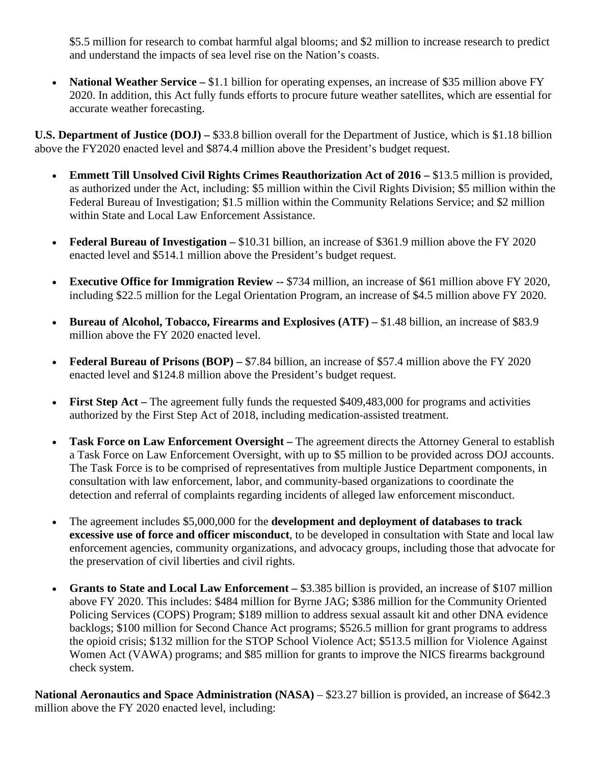$5.5 million for research to combat harmful algal blooms; and $2 million to increase research to predict and understand the impacts of sea level rise on the Nation's coasts.

- **National Weather Service –** $1.1 billion for operating expenses, an increase of $35 million above FY 2020. In addition, this Act fully funds efforts to procure future weather satellites, which are essential for accurate weather forecasting.

**U.S. Department of Justice (DOJ) –** $33.8 billion overall for the Department of Justice, which is $1.18 billion above the FY2020 enacted level and $874.4 million above the President's budget request.

- **Emmett Till Unsolved Civil Rights Crimes Reauthorization Act of 2016 –** $13.5 million is provided, as authorized under the Act, including: $5 million within the Civil Rights Division; $5 million within the Federal Bureau of Investigation; $1.5 million within the Community Relations Service; and $2 million within State and Local Law Enforcement Assistance.

- **Federal Bureau of Investigation –** $10.31 billion, an increase of $361.9 million above the FY 2020 enacted level and $514.1 million above the President's budget request.

- **Executive Office for Immigration Review --** $734 million, an increase of $61 million above FY 2020, including $22.5 million for the Legal Orientation Program, an increase of $4.5 million above FY 2020.

- **Bureau of Alcohol, Tobacco, Firearms and Explosives (ATF) –** $1.48 billion, an increase of $83.9 million above the FY 2020 enacted level.

- **Federal Bureau of Prisons (BOP) –** $7.84 billion, an increase of $57.4 million above the FY 2020 enacted level and $124.8 million above the President's budget request.

- **First Step Act –** The agreement fully funds the requested $409,483,000 for programs and activities authorized by the First Step Act of 2018, including medication-assisted treatment.

- **Task Force on Law Enforcement Oversight –** The agreement directs the Attorney General to establish a Task Force on Law Enforcement Oversight, with up to $5 million to be provided across DOJ accounts. The Task Force is to be comprised of representatives from multiple Justice Department components, in consultation with law enforcement, labor, and community-based organizations to coordinate the detection and referral of complaints regarding incidents of alleged law enforcement misconduct.

- The agreement includes $5,000,000 for the **development and deployment of databases to track excessive use of force and officer misconduct**, to be developed in consultation with State and local law enforcement agencies, community organizations, and advocacy groups, including those that advocate for the preservation of civil liberties and civil rights.

- **Grants to State and Local Law Enforcement –** $3.385 billion is provided, an increase of $107 million above FY 2020. This includes: $484 million for Byrne JAG; $386 million for the Community Oriented Policing Services (COPS) Program; $189 million to address sexual assault kit and other DNA evidence backlogs; $100 million for Second Chance Act programs; $526.5 million for grant programs to address the opioid crisis; $132 million for the STOP School Violence Act; $513.5 million for Violence Against Women Act (VAWA) programs; and $85 million for grants to improve the NICS firearms background check system.

**National Aeronautics and Space Administration (NASA)** – $23.27 billion is provided, an increase of $642.3 million above the FY 2020 enacted level, including: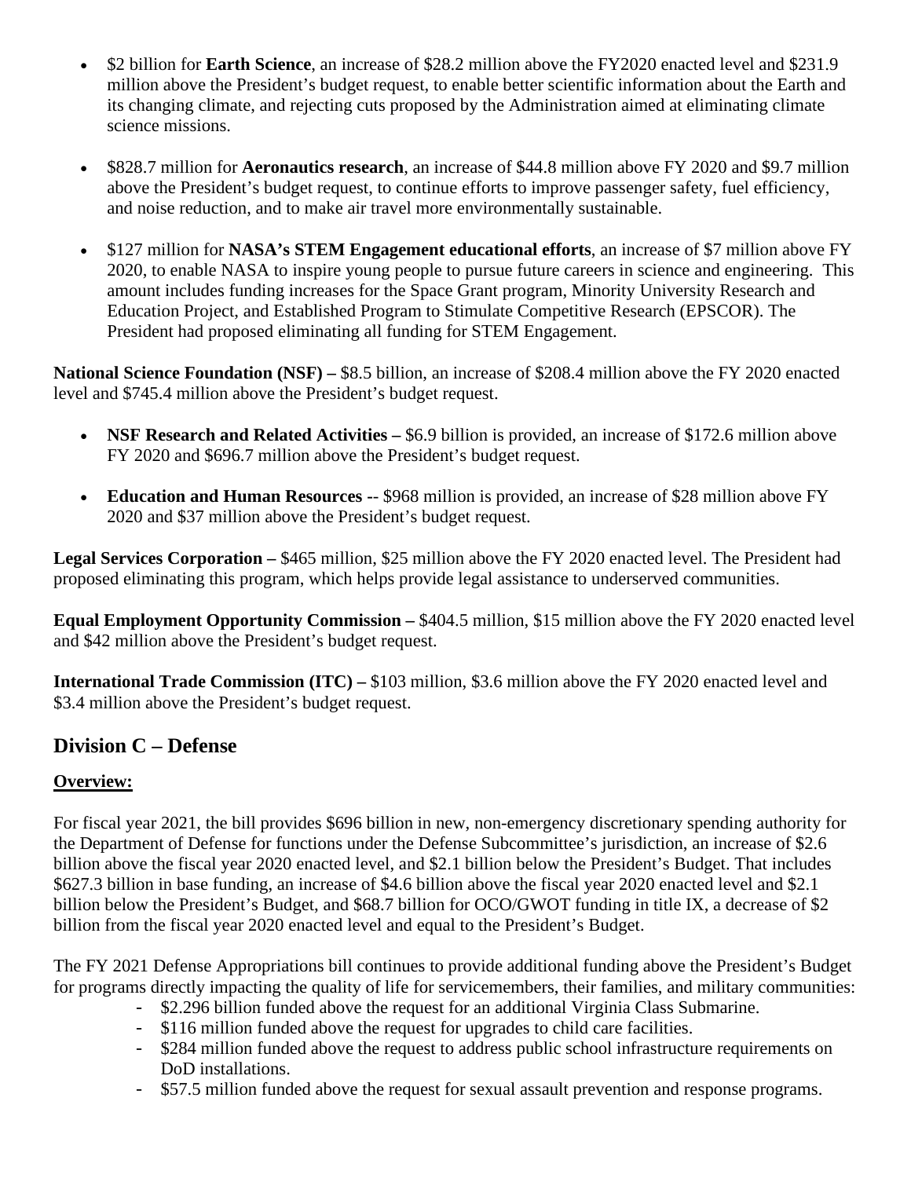- $2 billion for **Earth Science**, an increase of $28.2 million above the FY2020 enacted level and $231.9 million above the President's budget request, to enable better scientific information about the Earth and its changing climate, and rejecting cuts proposed by the Administration aimed at eliminating climate science missions.

- $828.7 million for **Aeronautics research**, an increase of $44.8 million above FY 2020 and $9.7 million above the President's budget request, to continue efforts to improve passenger safety, fuel efficiency, and noise reduction, and to make air travel more environmentally sustainable.

- $127 million for **NASA's STEM Engagement educational efforts**, an increase of $7 million above FY 2020, to enable NASA to inspire young people to pursue future careers in science and engineering. This amount includes funding increases for the Space Grant program, Minority University Research and Education Project, and Established Program to Stimulate Competitive Research (EPSCOR). The President had proposed eliminating all funding for STEM Engagement.

**National Science Foundation (NSF) –** $8.5 billion, an increase of $208.4 million above the FY 2020 enacted level and $745.4 million above the President's budget request.

- **NSF Research and Related Activities –** $6.9 billion is provided, an increase of $172.6 million above FY 2020 and $696.7 million above the President's budget request.

- **Education and Human Resources** -- $968 million is provided, an increase of $28 million above FY 2020 and $37 million above the President's budget request.

**Legal Services Corporation –** $465 million, $25 million above the FY 2020 enacted level. The President had proposed eliminating this program, which helps provide legal assistance to underserved communities.

**Equal Employment Opportunity Commission –** $404.5 million, $15 million above the FY 2020 enacted level and $42 million above the President's budget request.

**International Trade Commission (ITC) –** $103 million, $3.6 million above the FY 2020 enacted level and $3.4 million above the President's budget request.

## Division C – Defense

**Overview:**

For fiscal year 2021, the bill provides $696 billion in new, non-emergency discretionary spending authority for the Department of Defense for functions under the Defense Subcommittee's jurisdiction, an increase of $2.6 billion above the fiscal year 2020 enacted level, and $2.1 billion below the President's Budget. That includes $627.3 billion in base funding, an increase of $4.6 billion above the fiscal year 2020 enacted level and $2.1 billion below the President's Budget, and $68.7 billion for OCO/GWOT funding in title IX, a decrease of $2 billion from the fiscal year 2020 enacted level and equal to the President's Budget.

The FY 2021 Defense Appropriations bill continues to provide additional funding above the President's Budget for programs directly impacting the quality of life for servicemembers, their families, and military communities:

- $2.296 billion funded above the request for an additional Virginia Class Submarine.
- $116 million funded above the request for upgrades to child care facilities.
- $284 million funded above the request to address public school infrastructure requirements on DoD installations.
- $57.5 million funded above the request for sexual assault prevention and response programs.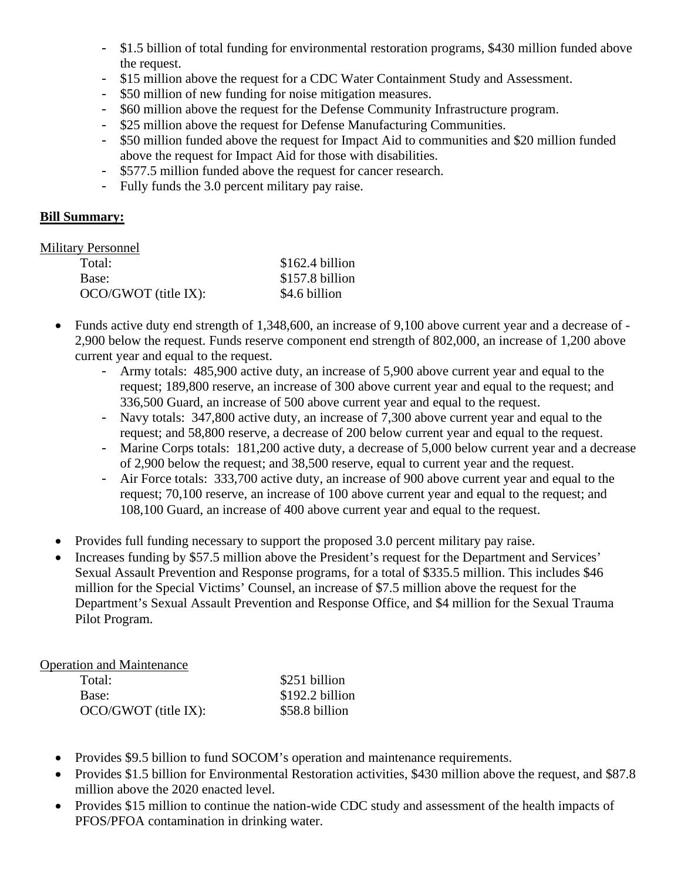- $1.5 billion of total funding for environmental restoration programs, $430 million funded above the request.
- $15 million above the request for a CDC Water Containment Study and Assessment.
- $50 million of new funding for noise mitigation measures.
- $60 million above the request for the Defense Community Infrastructure program.
- $25 million above the request for Defense Manufacturing Communities.
- $50 million funded above the request for Impact Aid to communities and $20 million funded above the request for Impact Aid for those with disabilities.
- $577.5 million funded above the request for cancer research.
- Fully funds the 3.0 percent military pay raise.

**Bill Summary:**

Military Personnel

| | |
|---|---|
| Total: | $162.4 billion |
| Base: | $157.8 billion |
| OCO/GWOT (title IX): | $4.6 billion |

- Funds active duty end strength of 1,348,600, an increase of 9,100 above current year and a decrease of -2,900 below the request. Funds reserve component end strength of 802,000, an increase of 1,200 above current year and equal to the request.
  - Army totals: 485,900 active duty, an increase of 5,900 above current year and equal to the request; 189,800 reserve, an increase of 300 above current year and equal to the request; and 336,500 Guard, an increase of 500 above current year and equal to the request.
  - Navy totals: 347,800 active duty, an increase of 7,300 above current year and equal to the request; and 58,800 reserve, a decrease of 200 below current year and equal to the request.
  - Marine Corps totals: 181,200 active duty, a decrease of 5,000 below current year and a decrease of 2,900 below the request; and 38,500 reserve, equal to current year and the request.
  - Air Force totals: 333,700 active duty, an increase of 900 above current year and equal to the request; 70,100 reserve, an increase of 100 above current year and equal to the request; and 108,100 Guard, an increase of 400 above current year and equal to the request.
- Provides full funding necessary to support the proposed 3.0 percent military pay raise.
- Increases funding by $57.5 million above the President's request for the Department and Services' Sexual Assault Prevention and Response programs, for a total of $335.5 million. This includes $46 million for the Special Victims' Counsel, an increase of $7.5 million above the request for the Department's Sexual Assault Prevention and Response Office, and $4 million for the Sexual Trauma Pilot Program.

Operation and Maintenance

| | |
|---|---|
| Total: | $251 billion |
| Base: | $192.2 billion |
| OCO/GWOT (title IX): | $58.8 billion |

- Provides $9.5 billion to fund SOCOM's operation and maintenance requirements.
- Provides $1.5 billion for Environmental Restoration activities, $430 million above the request, and $87.8 million above the 2020 enacted level.
- Provides $15 million to continue the nation-wide CDC study and assessment of the health impacts of PFOS/PFOA contamination in drinking water.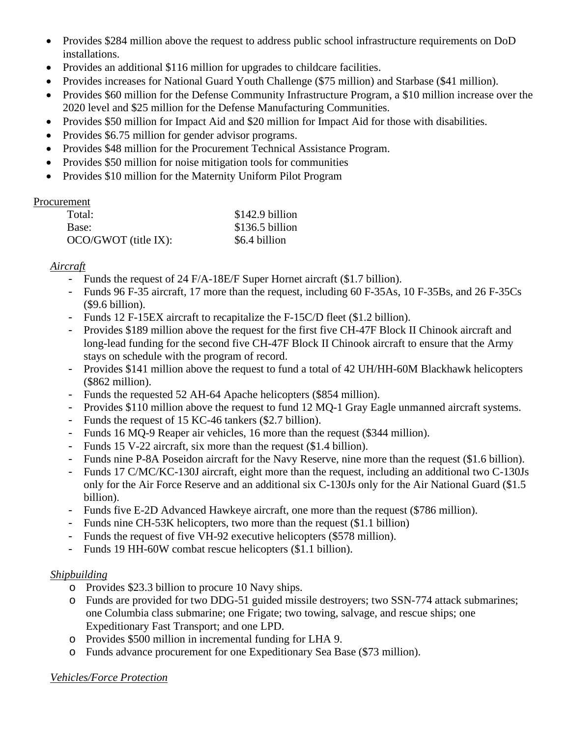- Provides $284 million above the request to address public school infrastructure requirements on DoD installations.
- Provides an additional $116 million for upgrades to childcare facilities.
- Provides increases for National Guard Youth Challenge ($75 million) and Starbase ($41 million).
- Provides $60 million for the Defense Community Infrastructure Program, a $10 million increase over the 2020 level and $25 million for the Defense Manufacturing Communities.
- Provides $50 million for Impact Aid and $20 million for Impact Aid for those with disabilities.
- Provides $6.75 million for gender advisor programs.
- Provides $48 million for the Procurement Technical Assistance Program.
- Provides $50 million for noise mitigation tools for communities
- Provides $10 million for the Maternity Uniform Pilot Program

<u>Procurement</u>

| | |
|---|---|
| Total: | $142.9 billion |
| Base: | $136.5 billion |
| OCO/GWOT (title IX): | $6.4 billion |

*<u>Aircraft</u>*

- Funds the request of 24 F/A-18E/F Super Hornet aircraft ($1.7 billion).
- Funds 96 F-35 aircraft, 17 more than the request, including 60 F-35As, 10 F-35Bs, and 26 F-35Cs ($9.6 billion).
- Funds 12 F-15EX aircraft to recapitalize the F-15C/D fleet ($1.2 billion).
- Provides $189 million above the request for the first five CH-47F Block II Chinook aircraft and long-lead funding for the second five CH-47F Block II Chinook aircraft to ensure that the Army stays on schedule with the program of record.
- Provides $141 million above the request to fund a total of 42 UH/HH-60M Blackhawk helicopters ($862 million).
- Funds the requested 52 AH-64 Apache helicopters ($854 million).
- Provides $110 million above the request to fund 12 MQ-1 Gray Eagle unmanned aircraft systems.
- Funds the request of 15 KC-46 tankers ($2.7 billion).
- Funds 16 MQ-9 Reaper air vehicles, 16 more than the request ($344 million).
- Funds 15 V-22 aircraft, six more than the request ($1.4 billion).
- Funds nine P-8A Poseidon aircraft for the Navy Reserve, nine more than the request ($1.6 billion).
- Funds 17 C/MC/KC-130J aircraft, eight more than the request, including an additional two C-130Js only for the Air Force Reserve and an additional six C-130Js only for the Air National Guard ($1.5 billion).
- Funds five E-2D Advanced Hawkeye aircraft, one more than the request ($786 million).
- Funds nine CH-53K helicopters, two more than the request ($1.1 billion)
- Funds the request of five VH-92 executive helicopters ($578 million).
- Funds 19 HH-60W combat rescue helicopters ($1.1 billion).

*<u>Shipbuilding</u>*

- Provides $23.3 billion to procure 10 Navy ships.
- Funds are provided for two DDG-51 guided missile destroyers; two SSN-774 attack submarines; one Columbia class submarine; one Frigate; two towing, salvage, and rescue ships; one Expeditionary Fast Transport; and one LPD.
- Provides $500 million in incremental funding for LHA 9.
- Funds advance procurement for one Expeditionary Sea Base ($73 million).

*<u>Vehicles/Force Protection</u>*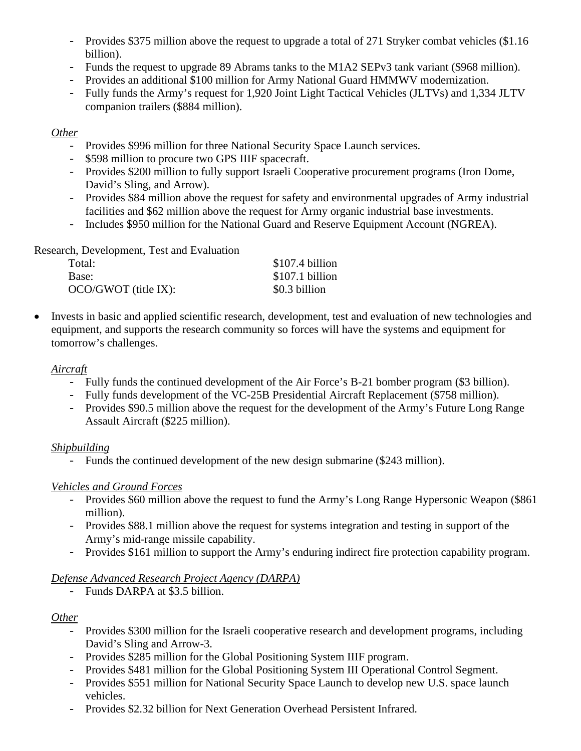- Provides $375 million above the request to upgrade a total of 271 Stryker combat vehicles ($1.16 billion).
- Funds the request to upgrade 89 Abrams tanks to the M1A2 SEPv3 tank variant ($968 million).
- Provides an additional $100 million for Army National Guard HMMWV modernization.
- Fully funds the Army's request for 1,920 Joint Light Tactical Vehicles (JLTVs) and 1,334 JLTV companion trailers ($884 million).

*Other*

- Provides $996 million for three National Security Space Launch services.
- $598 million to procure two GPS IIIF spacecraft.
- Provides $200 million to fully support Israeli Cooperative procurement programs (Iron Dome, David's Sling, and Arrow).
- Provides $84 million above the request for safety and environmental upgrades of Army industrial facilities and $62 million above the request for Army organic industrial base investments.
- Includes $950 million for the National Guard and Reserve Equipment Account (NGREA).

Research, Development, Test and Evaluation

| | |
|---|---|
| Total: | $107.4 billion |
| Base: | $107.1 billion |
| OCO/GWOT (title IX): | $0.3 billion |

- Invests in basic and applied scientific research, development, test and evaluation of new technologies and equipment, and supports the research community so forces will have the systems and equipment for tomorrow's challenges.

*Aircraft*

- Fully funds the continued development of the Air Force's B-21 bomber program ($3 billion).
- Fully funds development of the VC-25B Presidential Aircraft Replacement ($758 million).
- Provides $90.5 million above the request for the development of the Army's Future Long Range Assault Aircraft ($225 million).

*Shipbuilding*

- Funds the continued development of the new design submarine ($243 million).

*Vehicles and Ground Forces*

- Provides $60 million above the request to fund the Army's Long Range Hypersonic Weapon ($861 million).
- Provides $88.1 million above the request for systems integration and testing in support of the Army's mid-range missile capability.
- Provides $161 million to support the Army's enduring indirect fire protection capability program.

*Defense Advanced Research Project Agency (DARPA)*

- Funds DARPA at $3.5 billion.

*Other*

- Provides $300 million for the Israeli cooperative research and development programs, including David's Sling and Arrow-3.
- Provides $285 million for the Global Positioning System IIIF program.
- Provides $481 million for the Global Positioning System III Operational Control Segment.
- Provides $551 million for National Security Space Launch to develop new U.S. space launch vehicles.
- Provides $2.32 billion for Next Generation Overhead Persistent Infrared.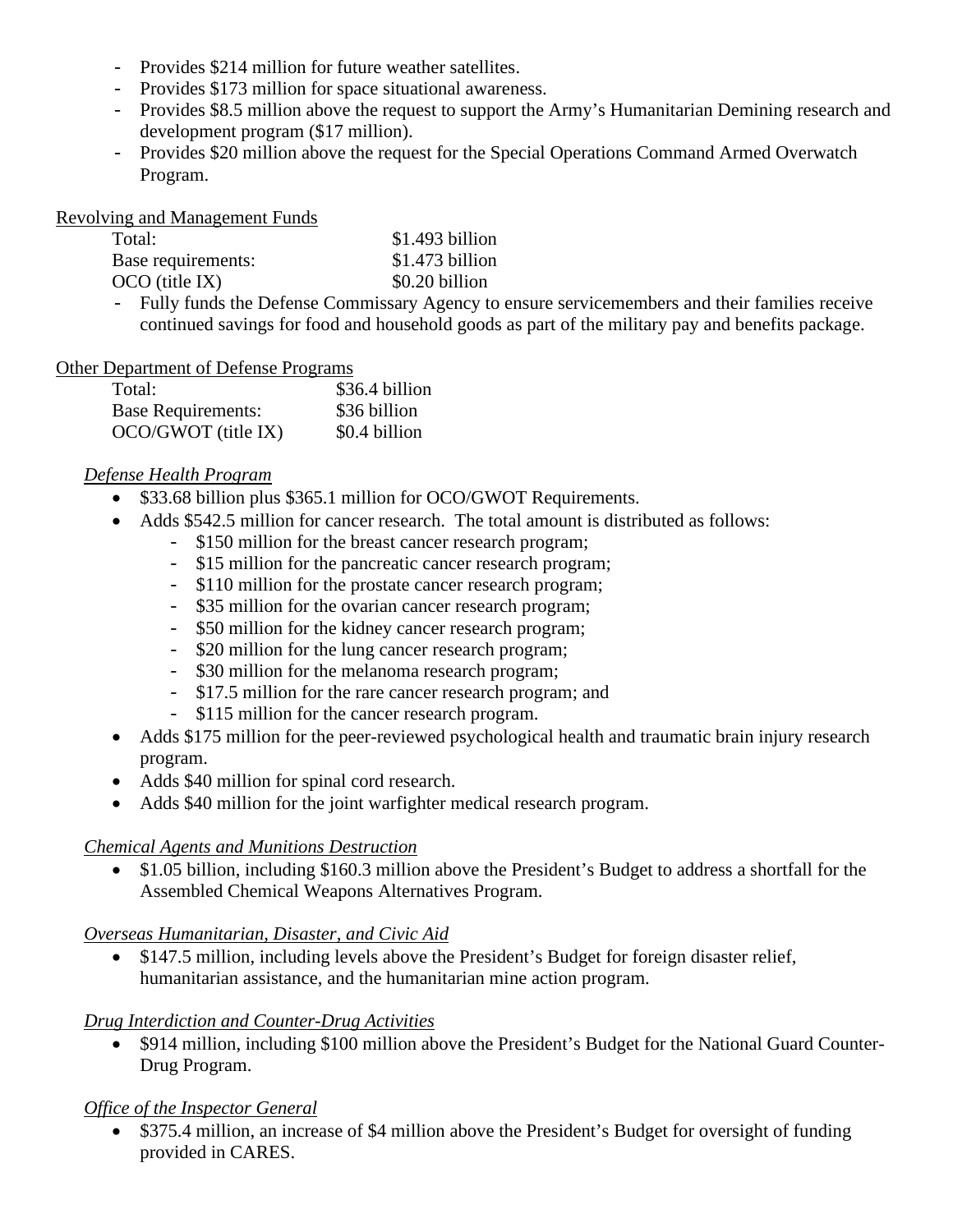- Provides $214 million for future weather satellites.
- Provides $173 million for space situational awareness.
- Provides $8.5 million above the request to support the Army's Humanitarian Demining research and development program ($17 million).
- Provides $20 million above the request for the Special Operations Command Armed Overwatch Program.

Revolving and Management Funds

| | |
|---|---|
| Total: | $1.493 billion |
| Base requirements: | $1.473 billion |
| OCO (title IX) | $0.20 billion |

- Fully funds the Defense Commissary Agency to ensure servicemembers and their families receive continued savings for food and household goods as part of the military pay and benefits package.

Other Department of Defense Programs

| | |
|---|---|
| Total: | $36.4 billion |
| Base Requirements: | $36 billion |
| OCO/GWOT (title IX) | $0.4 billion |

*Defense Health Program*

- $33.68 billion plus $365.1 million for OCO/GWOT Requirements.
- Adds $542.5 million for cancer research. The total amount is distributed as follows:
  - $150 million for the breast cancer research program;
  - $15 million for the pancreatic cancer research program;
  - $110 million for the prostate cancer research program;
  - $35 million for the ovarian cancer research program;
  - $50 million for the kidney cancer research program;
  - $20 million for the lung cancer research program;
  - $30 million for the melanoma research program;
  - $17.5 million for the rare cancer research program; and
  - $115 million for the cancer research program.
- Adds $175 million for the peer-reviewed psychological health and traumatic brain injury research program.
- Adds $40 million for spinal cord research.
- Adds $40 million for the joint warfighter medical research program.

*Chemical Agents and Munitions Destruction*

- $1.05 billion, including $160.3 million above the President's Budget to address a shortfall for the Assembled Chemical Weapons Alternatives Program.

*Overseas Humanitarian, Disaster, and Civic Aid*

- $147.5 million, including levels above the President's Budget for foreign disaster relief, humanitarian assistance, and the humanitarian mine action program.

*Drug Interdiction and Counter-Drug Activities*

- $914 million, including $100 million above the President's Budget for the National Guard Counter-Drug Program.

*Office of the Inspector General*

- $375.4 million, an increase of $4 million above the President's Budget for oversight of funding provided in CARES.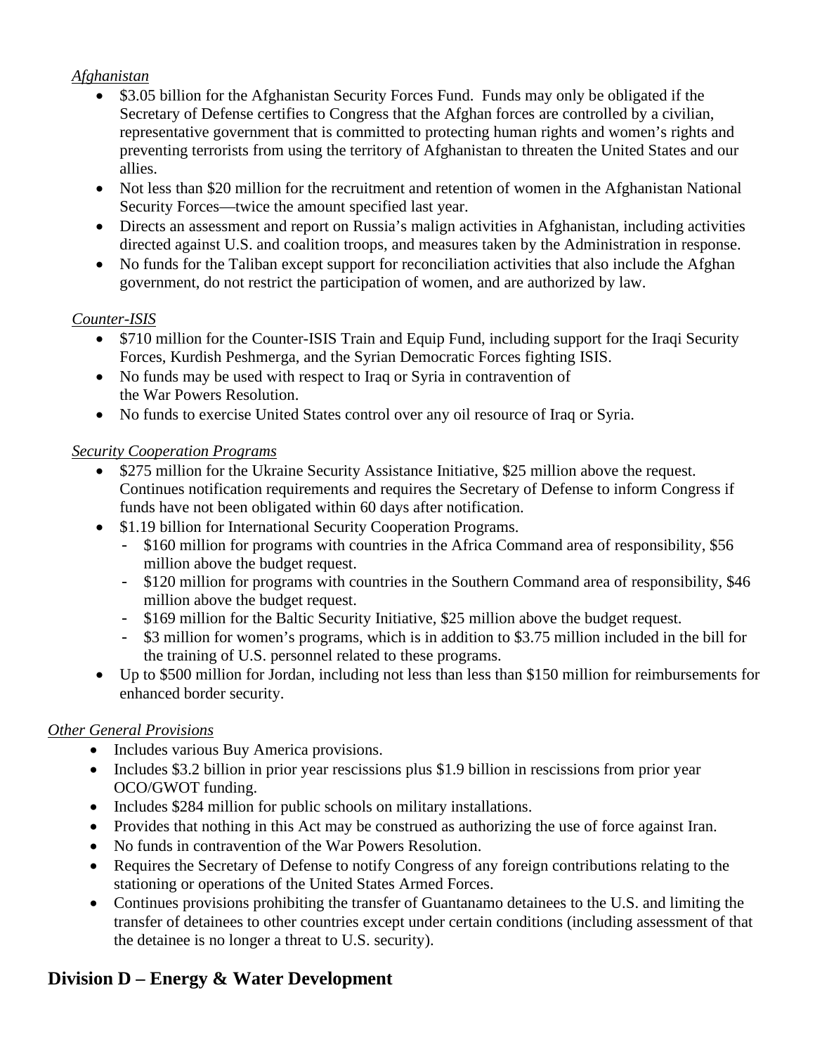*Afghanistan*

- $3.05 billion for the Afghanistan Security Forces Fund. Funds may only be obligated if the Secretary of Defense certifies to Congress that the Afghan forces are controlled by a civilian, representative government that is committed to protecting human rights and women's rights and preventing terrorists from using the territory of Afghanistan to threaten the United States and our allies.
- Not less than $20 million for the recruitment and retention of women in the Afghanistan National Security Forces—twice the amount specified last year.
- Directs an assessment and report on Russia's malign activities in Afghanistan, including activities directed against U.S. and coalition troops, and measures taken by the Administration in response.
- No funds for the Taliban except support for reconciliation activities that also include the Afghan government, do not restrict the participation of women, and are authorized by law.

*Counter-ISIS*

- $710 million for the Counter-ISIS Train and Equip Fund, including support for the Iraqi Security Forces, Kurdish Peshmerga, and the Syrian Democratic Forces fighting ISIS.
- No funds may be used with respect to Iraq or Syria in contravention of the War Powers Resolution.
- No funds to exercise United States control over any oil resource of Iraq or Syria.

*Security Cooperation Programs*

- $275 million for the Ukraine Security Assistance Initiative, $25 million above the request. Continues notification requirements and requires the Secretary of Defense to inform Congress if funds have not been obligated within 60 days after notification.
- $1.19 billion for International Security Cooperation Programs.
  - $160 million for programs with countries in the Africa Command area of responsibility, $56 million above the budget request.
  - $120 million for programs with countries in the Southern Command area of responsibility, $46 million above the budget request.
  - $169 million for the Baltic Security Initiative, $25 million above the budget request.
  - $3 million for women's programs, which is in addition to $3.75 million included in the bill for the training of U.S. personnel related to these programs.
- Up to $500 million for Jordan, including not less than less than $150 million for reimbursements for enhanced border security.

*Other General Provisions*

- Includes various Buy America provisions.
- Includes $3.2 billion in prior year rescissions plus $1.9 billion in rescissions from prior year OCO/GWOT funding.
- Includes $284 million for public schools on military installations.
- Provides that nothing in this Act may be construed as authorizing the use of force against Iran.
- No funds in contravention of the War Powers Resolution.
- Requires the Secretary of Defense to notify Congress of any foreign contributions relating to the stationing or operations of the United States Armed Forces.
- Continues provisions prohibiting the transfer of Guantanamo detainees to the U.S. and limiting the transfer of detainees to other countries except under certain conditions (including assessment of that the detainee is no longer a threat to U.S. security).

## Division D – Energy & Water Development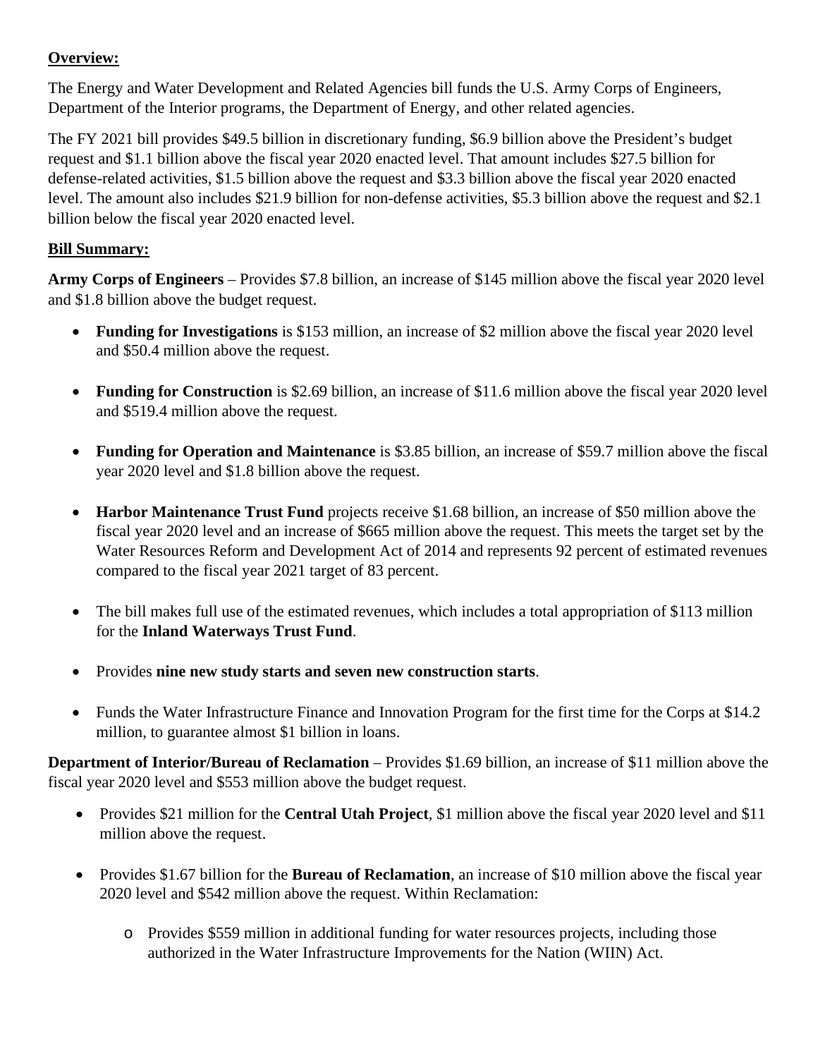**Overview:**

The Energy and Water Development and Related Agencies bill funds the U.S. Army Corps of Engineers, Department of the Interior programs, the Department of Energy, and other related agencies.

The FY 2021 bill provides $49.5 billion in discretionary funding, $6.9 billion above the President's budget request and $1.1 billion above the fiscal year 2020 enacted level. That amount includes $27.5 billion for defense-related activities, $1.5 billion above the request and $3.3 billion above the fiscal year 2020 enacted level. The amount also includes $21.9 billion for non-defense activities, $5.3 billion above the request and $2.1 billion below the fiscal year 2020 enacted level.

**Bill Summary:**

**Army Corps of Engineers** – Provides $7.8 billion, an increase of $145 million above the fiscal year 2020 level and $1.8 billion above the budget request.

- **Funding for Investigations** is $153 million, an increase of $2 million above the fiscal year 2020 level and $50.4 million above the request.
- **Funding for Construction** is $2.69 billion, an increase of $11.6 million above the fiscal year 2020 level and $519.4 million above the request.
- **Funding for Operation and Maintenance** is $3.85 billion, an increase of $59.7 million above the fiscal year 2020 level and $1.8 billion above the request.
- **Harbor Maintenance Trust Fund** projects receive $1.68 billion, an increase of $50 million above the fiscal year 2020 level and an increase of $665 million above the request. This meets the target set by the Water Resources Reform and Development Act of 2014 and represents 92 percent of estimated revenues compared to the fiscal year 2021 target of 83 percent.
- The bill makes full use of the estimated revenues, which includes a total appropriation of $113 million for the **Inland Waterways Trust Fund**.
- Provides **nine new study starts and seven new construction starts**.
- Funds the Water Infrastructure Finance and Innovation Program for the first time for the Corps at $14.2 million, to guarantee almost $1 billion in loans.

**Department of Interior/Bureau of Reclamation** – Provides $1.69 billion, an increase of $11 million above the fiscal year 2020 level and $553 million above the budget request.

- Provides $21 million for the **Central Utah Project**, $1 million above the fiscal year 2020 level and $11 million above the request.
- Provides $1.67 billion for the **Bureau of Reclamation**, an increase of $10 million above the fiscal year 2020 level and $542 million above the request. Within Reclamation:
  - Provides $559 million in additional funding for water resources projects, including those authorized in the Water Infrastructure Improvements for the Nation (WIIN) Act.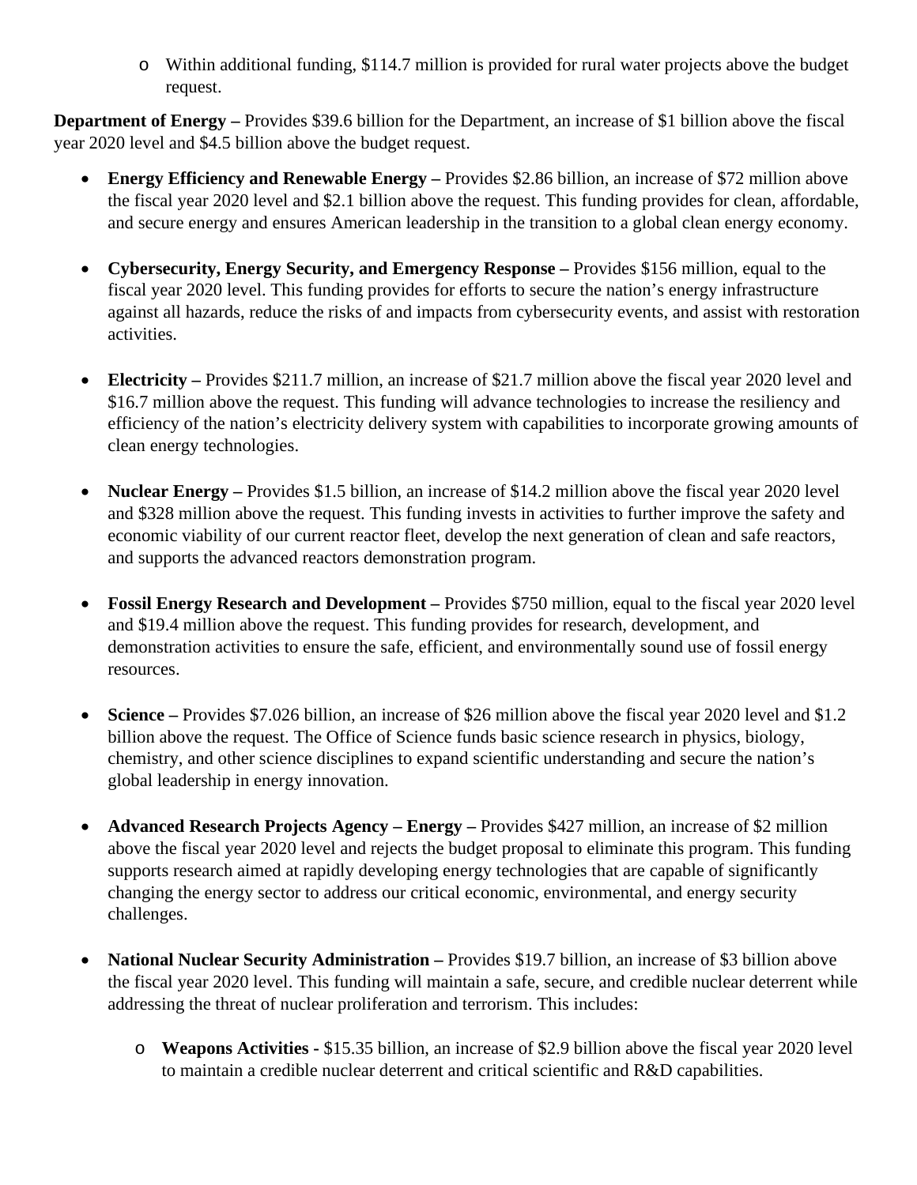- Within additional funding, $114.7 million is provided for rural water projects above the budget request.

**Department of Energy –** Provides $39.6 billion for the Department, an increase of $1 billion above the fiscal year 2020 level and $4.5 billion above the budget request.

- **Energy Efficiency and Renewable Energy –** Provides $2.86 billion, an increase of $72 million above the fiscal year 2020 level and $2.1 billion above the request. This funding provides for clean, affordable, and secure energy and ensures American leadership in the transition to a global clean energy economy.

- **Cybersecurity, Energy Security, and Emergency Response –** Provides $156 million, equal to the fiscal year 2020 level. This funding provides for efforts to secure the nation's energy infrastructure against all hazards, reduce the risks of and impacts from cybersecurity events, and assist with restoration activities.

- **Electricity –** Provides $211.7 million, an increase of $21.7 million above the fiscal year 2020 level and $16.7 million above the request. This funding will advance technologies to increase the resiliency and efficiency of the nation's electricity delivery system with capabilities to incorporate growing amounts of clean energy technologies.

- **Nuclear Energy –** Provides $1.5 billion, an increase of $14.2 million above the fiscal year 2020 level and $328 million above the request. This funding invests in activities to further improve the safety and economic viability of our current reactor fleet, develop the next generation of clean and safe reactors, and supports the advanced reactors demonstration program.

- **Fossil Energy Research and Development –** Provides $750 million, equal to the fiscal year 2020 level and $19.4 million above the request. This funding provides for research, development, and demonstration activities to ensure the safe, efficient, and environmentally sound use of fossil energy resources.

- **Science –** Provides $7.026 billion, an increase of $26 million above the fiscal year 2020 level and $1.2 billion above the request. The Office of Science funds basic science research in physics, biology, chemistry, and other science disciplines to expand scientific understanding and secure the nation's global leadership in energy innovation.

- **Advanced Research Projects Agency – Energy –** Provides $427 million, an increase of $2 million above the fiscal year 2020 level and rejects the budget proposal to eliminate this program. This funding supports research aimed at rapidly developing energy technologies that are capable of significantly changing the energy sector to address our critical economic, environmental, and energy security challenges.

- **National Nuclear Security Administration –** Provides $19.7 billion, an increase of $3 billion above the fiscal year 2020 level. This funding will maintain a safe, secure, and credible nuclear deterrent while addressing the threat of nuclear proliferation and terrorism. This includes:
  - **Weapons Activities -** $15.35 billion, an increase of $2.9 billion above the fiscal year 2020 level to maintain a credible nuclear deterrent and critical scientific and R&D capabilities.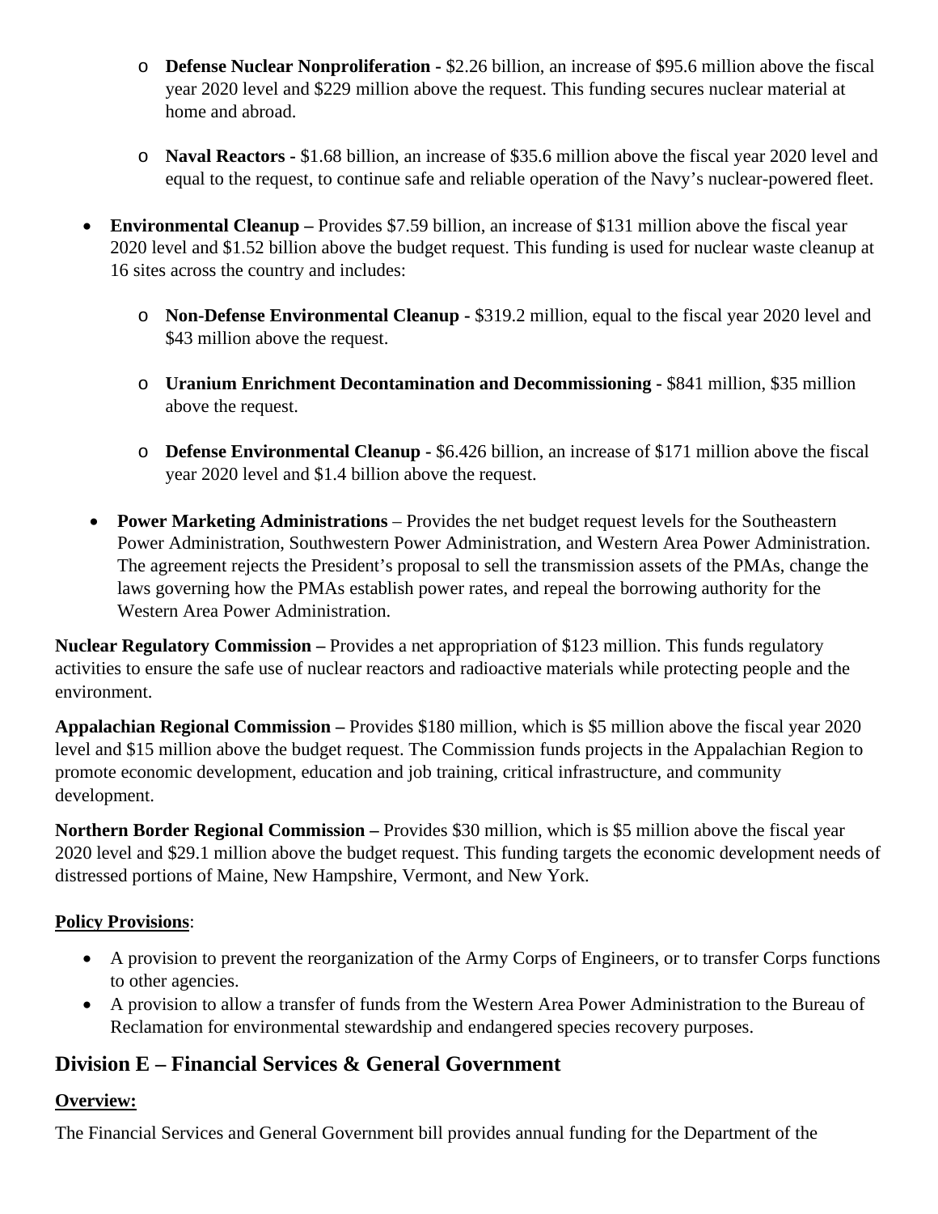- **Defense Nuclear Nonproliferation -** $2.26 billion, an increase of $95.6 million above the fiscal year 2020 level and $229 million above the request. This funding secures nuclear material at home and abroad.

  - **Naval Reactors -** $1.68 billion, an increase of $35.6 million above the fiscal year 2020 level and equal to the request, to continue safe and reliable operation of the Navy's nuclear-powered fleet.

- **Environmental Cleanup –** Provides $7.59 billion, an increase of $131 million above the fiscal year 2020 level and $1.52 billion above the budget request. This funding is used for nuclear waste cleanup at 16 sites across the country and includes:

  - **Non-Defense Environmental Cleanup -** $319.2 million, equal to the fiscal year 2020 level and $43 million above the request.

  - **Uranium Enrichment Decontamination and Decommissioning -** $841 million, $35 million above the request.

  - **Defense Environmental Cleanup -** $6.426 billion, an increase of $171 million above the fiscal year 2020 level and $1.4 billion above the request.

- **Power Marketing Administrations** – Provides the net budget request levels for the Southeastern Power Administration, Southwestern Power Administration, and Western Area Power Administration. The agreement rejects the President's proposal to sell the transmission assets of the PMAs, change the laws governing how the PMAs establish power rates, and repeal the borrowing authority for the Western Area Power Administration.

**Nuclear Regulatory Commission –** Provides a net appropriation of $123 million. This funds regulatory activities to ensure the safe use of nuclear reactors and radioactive materials while protecting people and the environment.

**Appalachian Regional Commission –** Provides $180 million, which is $5 million above the fiscal year 2020 level and $15 million above the budget request. The Commission funds projects in the Appalachian Region to promote economic development, education and job training, critical infrastructure, and community development.

**Northern Border Regional Commission –** Provides $30 million, which is $5 million above the fiscal year 2020 level and $29.1 million above the budget request. This funding targets the economic development needs of distressed portions of Maine, New Hampshire, Vermont, and New York.

**Policy Provisions**:

- A provision to prevent the reorganization of the Army Corps of Engineers, or to transfer Corps functions to other agencies.
- A provision to allow a transfer of funds from the Western Area Power Administration to the Bureau of Reclamation for environmental stewardship and endangered species recovery purposes.

## Division E – Financial Services & General Government

**Overview:**

The Financial Services and General Government bill provides annual funding for the Department of the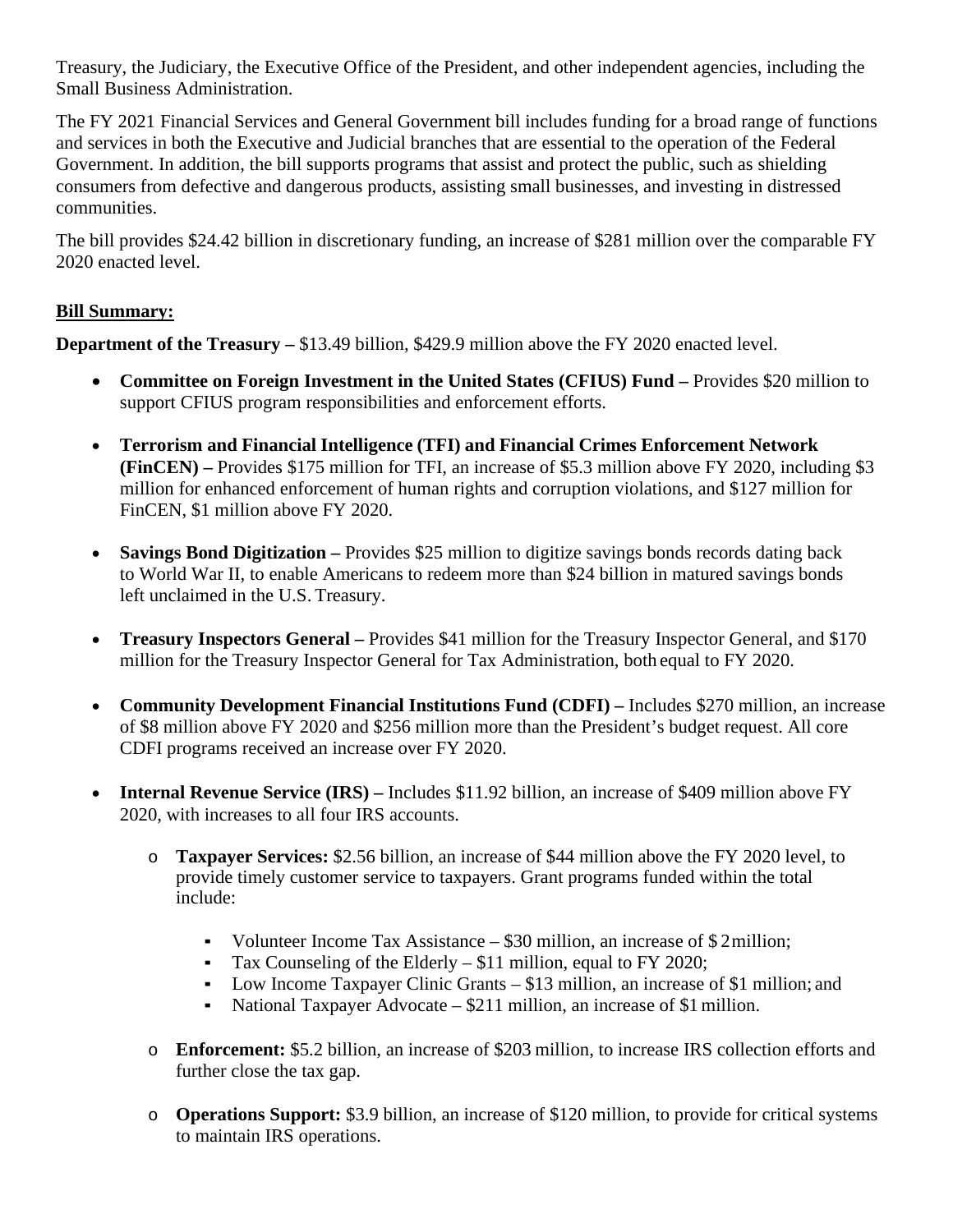Treasury, the Judiciary, the Executive Office of the President, and other independent agencies, including the Small Business Administration.

The FY 2021 Financial Services and General Government bill includes funding for a broad range of functions and services in both the Executive and Judicial branches that are essential to the operation of the Federal Government. In addition, the bill supports programs that assist and protect the public, such as shielding consumers from defective and dangerous products, assisting small businesses, and investing in distressed communities.

The bill provides $24.42 billion in discretionary funding, an increase of $281 million over the comparable FY 2020 enacted level.

**Bill Summary:**

**Department of the Treasury –** $13.49 billion, $429.9 million above the FY 2020 enacted level.

- **Committee on Foreign Investment in the United States (CFIUS) Fund –** Provides $20 million to support CFIUS program responsibilities and enforcement efforts.

- **Terrorism and Financial Intelligence (TFI) and Financial Crimes Enforcement Network (FinCEN) –** Provides $175 million for TFI, an increase of $5.3 million above FY 2020, including $3 million for enhanced enforcement of human rights and corruption violations, and $127 million for FinCEN, $1 million above FY 2020.

- **Savings Bond Digitization –** Provides $25 million to digitize savings bonds records dating back to World War II, to enable Americans to redeem more than $24 billion in matured savings bonds left unclaimed in the U.S. Treasury.

- **Treasury Inspectors General –** Provides $41 million for the Treasury Inspector General, and $170 million for the Treasury Inspector General for Tax Administration, both equal to FY 2020.

- **Community Development Financial Institutions Fund (CDFI) –** Includes $270 million, an increase of $8 million above FY 2020 and $256 million more than the President's budget request. All core CDFI programs received an increase over FY 2020.

- **Internal Revenue Service (IRS) –** Includes $11.92 billion, an increase of $409 million above FY 2020, with increases to all four IRS accounts.

  - **Taxpayer Services:** $2.56 billion, an increase of $44 million above the FY 2020 level, to provide timely customer service to taxpayers. Grant programs funded within the total include:

    - Volunteer Income Tax Assistance – $30 million, an increase of $2 million;
    - Tax Counseling of the Elderly – $11 million, equal to FY 2020;
    - Low Income Taxpayer Clinic Grants – $13 million, an increase of $1 million; and
    - National Taxpayer Advocate – $211 million, an increase of $1 million.

  - **Enforcement:** $5.2 billion, an increase of $203 million, to increase IRS collection efforts and further close the tax gap.

  - **Operations Support:** $3.9 billion, an increase of $120 million, to provide for critical systems to maintain IRS operations.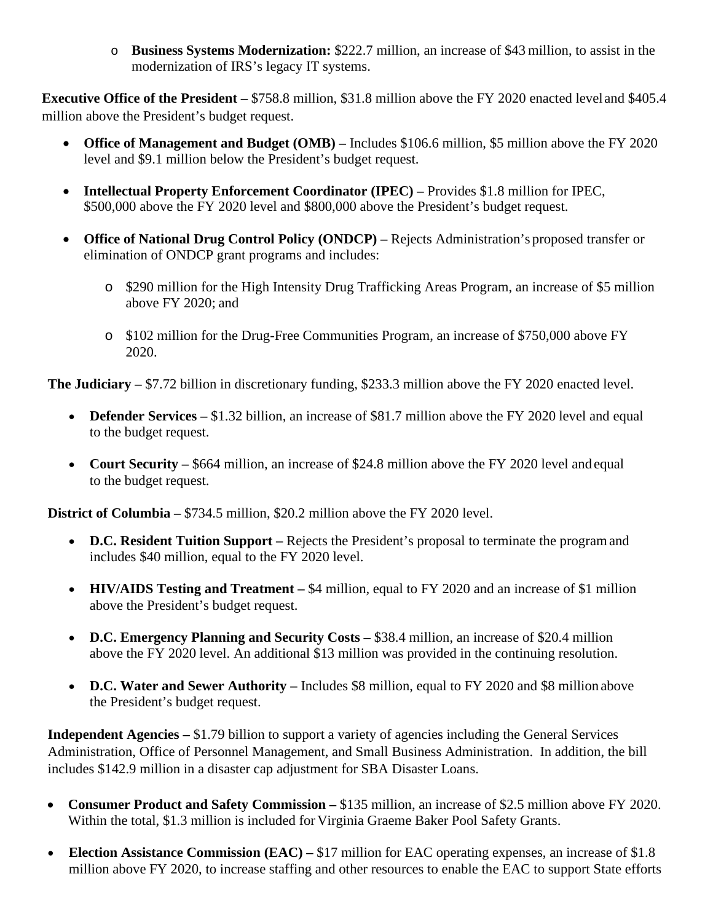- **Business Systems Modernization:** $222.7 million, an increase of $43 million, to assist in the modernization of IRS's legacy IT systems.

**Executive Office of the President –** $758.8 million, $31.8 million above the FY 2020 enacted level and $405.4 million above the President's budget request.

- **Office of Management and Budget (OMB) –** Includes $106.6 million, $5 million above the FY 2020 level and $9.1 million below the President's budget request.
- **Intellectual Property Enforcement Coordinator (IPEC) –** Provides $1.8 million for IPEC, $500,000 above the FY 2020 level and $800,000 above the President's budget request.
- **Office of National Drug Control Policy (ONDCP) –** Rejects Administration's proposed transfer or elimination of ONDCP grant programs and includes:
  - $290 million for the High Intensity Drug Trafficking Areas Program, an increase of $5 million above FY 2020; and
  - $102 million for the Drug-Free Communities Program, an increase of $750,000 above FY 2020.

**The Judiciary –** $7.72 billion in discretionary funding, $233.3 million above the FY 2020 enacted level.

- **Defender Services –** $1.32 billion, an increase of $81.7 million above the FY 2020 level and equal to the budget request.
- **Court Security –** $664 million, an increase of $24.8 million above the FY 2020 level and equal to the budget request.

**District of Columbia –** $734.5 million, $20.2 million above the FY 2020 level.

- **D.C. Resident Tuition Support –** Rejects the President's proposal to terminate the program and includes $40 million, equal to the FY 2020 level.
- **HIV/AIDS Testing and Treatment –** $4 million, equal to FY 2020 and an increase of $1 million above the President's budget request.
- **D.C. Emergency Planning and Security Costs –** $38.4 million, an increase of $20.4 million above the FY 2020 level. An additional $13 million was provided in the continuing resolution.
- **D.C. Water and Sewer Authority –** Includes $8 million, equal to FY 2020 and $8 million above the President's budget request.

**Independent Agencies –** $1.79 billion to support a variety of agencies including the General Services Administration, Office of Personnel Management, and Small Business Administration. In addition, the bill includes $142.9 million in a disaster cap adjustment for SBA Disaster Loans.

- **Consumer Product and Safety Commission –** $135 million, an increase of $2.5 million above FY 2020. Within the total, $1.3 million is included for Virginia Graeme Baker Pool Safety Grants.
- **Election Assistance Commission (EAC) –** $17 million for EAC operating expenses, an increase of $1.8 million above FY 2020, to increase staffing and other resources to enable the EAC to support State efforts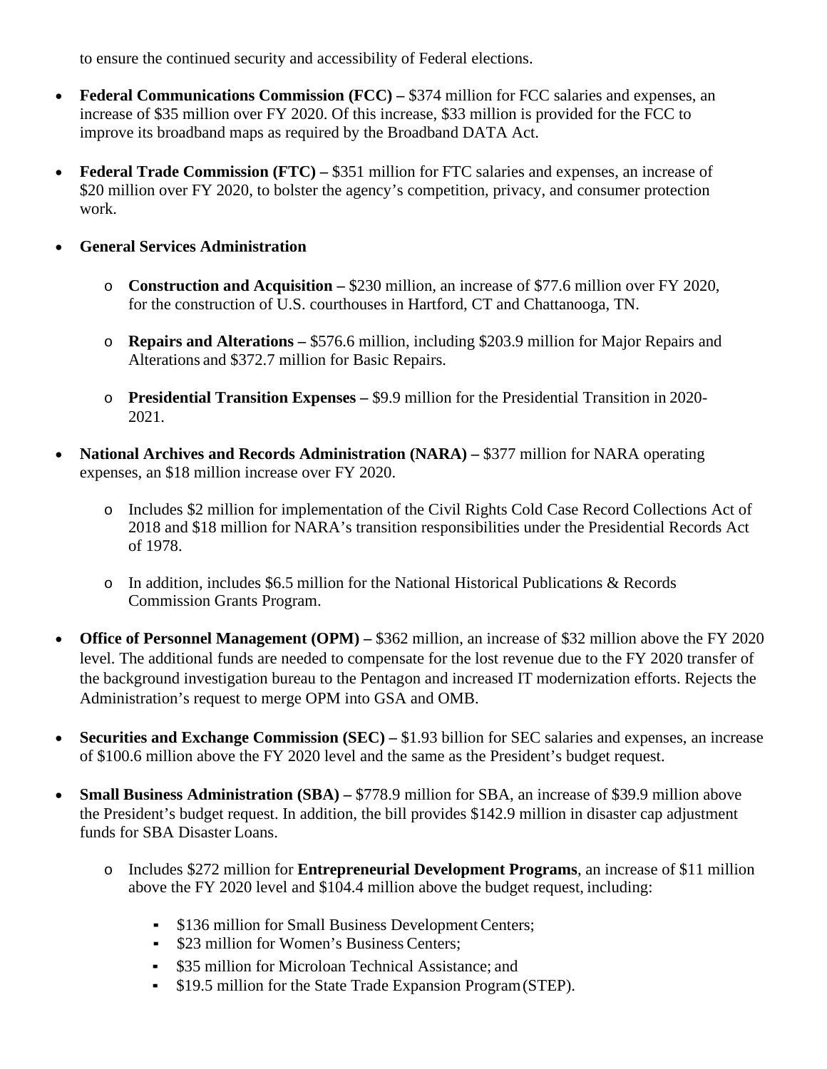to ensure the continued security and accessibility of Federal elections.

- **Federal Communications Commission (FCC) –** $374 million for FCC salaries and expenses, an increase of $35 million over FY 2020. Of this increase, $33 million is provided for the FCC to improve its broadband maps as required by the Broadband DATA Act.

- **Federal Trade Commission (FTC) –** $351 million for FTC salaries and expenses, an increase of $20 million over FY 2020, to bolster the agency's competition, privacy, and consumer protection work.

- **General Services Administration**

  - **Construction and Acquisition –** $230 million, an increase of $77.6 million over FY 2020, for the construction of U.S. courthouses in Hartford, CT and Chattanooga, TN.

  - **Repairs and Alterations –** $576.6 million, including $203.9 million for Major Repairs and Alterations and $372.7 million for Basic Repairs.

  - **Presidential Transition Expenses –** $9.9 million for the Presidential Transition in 2020-2021.

- **National Archives and Records Administration (NARA) –** $377 million for NARA operating expenses, an $18 million increase over FY 2020.

  - Includes $2 million for implementation of the Civil Rights Cold Case Record Collections Act of 2018 and $18 million for NARA's transition responsibilities under the Presidential Records Act of 1978.

  - In addition, includes $6.5 million for the National Historical Publications & Records Commission Grants Program.

- **Office of Personnel Management (OPM) –** $362 million, an increase of $32 million above the FY 2020 level. The additional funds are needed to compensate for the lost revenue due to the FY 2020 transfer of the background investigation bureau to the Pentagon and increased IT modernization efforts. Rejects the Administration's request to merge OPM into GSA and OMB.

- **Securities and Exchange Commission (SEC) –** $1.93 billion for SEC salaries and expenses, an increase of $100.6 million above the FY 2020 level and the same as the President's budget request.

- **Small Business Administration (SBA) –** $778.9 million for SBA, an increase of $39.9 million above the President's budget request. In addition, the bill provides $142.9 million in disaster cap adjustment funds for SBA Disaster Loans.

  - Includes $272 million for **Entrepreneurial Development Programs**, an increase of $11 million above the FY 2020 level and $104.4 million above the budget request, including:

    - $136 million for Small Business Development Centers;
    - $23 million for Women's Business Centers;
    - $35 million for Microloan Technical Assistance; and
    - $19.5 million for the State Trade Expansion Program (STEP).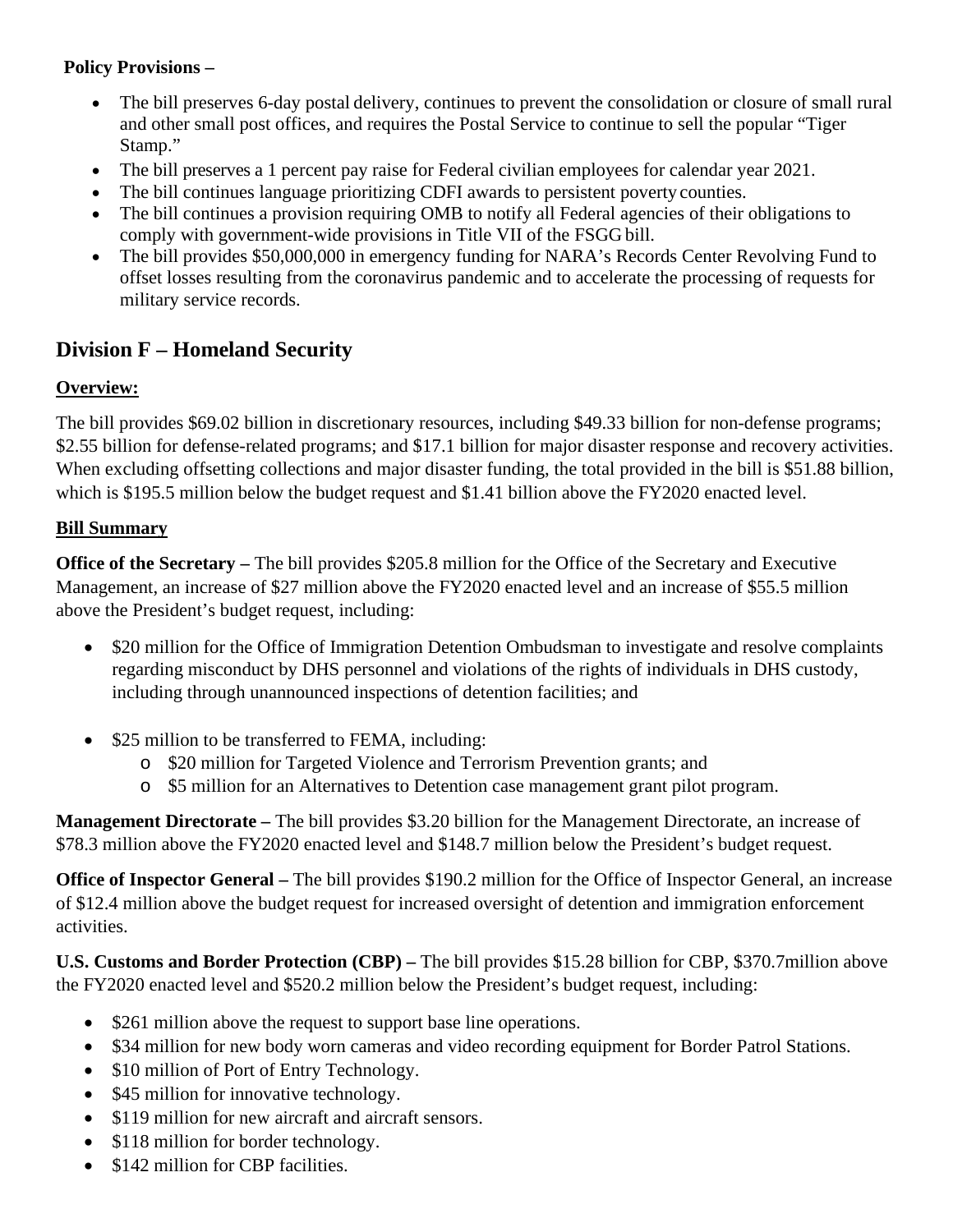**Policy Provisions –**

- The bill preserves 6-day postal delivery, continues to prevent the consolidation or closure of small rural and other small post offices, and requires the Postal Service to continue to sell the popular "Tiger Stamp."
- The bill preserves a 1 percent pay raise for Federal civilian employees for calendar year 2021.
- The bill continues language prioritizing CDFI awards to persistent poverty counties.
- The bill continues a provision requiring OMB to notify all Federal agencies of their obligations to comply with government-wide provisions in Title VII of the FSGG bill.
- The bill provides $50,000,000 in emergency funding for NARA's Records Center Revolving Fund to offset losses resulting from the coronavirus pandemic and to accelerate the processing of requests for military service records.

## Division F – Homeland Security

**Overview:**

The bill provides $69.02 billion in discretionary resources, including $49.33 billion for non-defense programs; $2.55 billion for defense-related programs; and $17.1 billion for major disaster response and recovery activities. When excluding offsetting collections and major disaster funding, the total provided in the bill is $51.88 billion, which is $195.5 million below the budget request and $1.41 billion above the FY2020 enacted level.

**Bill Summary**

**Office of the Secretary –** The bill provides $205.8 million for the Office of the Secretary and Executive Management, an increase of $27 million above the FY2020 enacted level and an increase of $55.5 million above the President's budget request, including:

- $20 million for the Office of Immigration Detention Ombudsman to investigate and resolve complaints regarding misconduct by DHS personnel and violations of the rights of individuals in DHS custody, including through unannounced inspections of detention facilities; and
- $25 million to be transferred to FEMA, including:
  - $20 million for Targeted Violence and Terrorism Prevention grants; and
  - $5 million for an Alternatives to Detention case management grant pilot program.

**Management Directorate –** The bill provides $3.20 billion for the Management Directorate, an increase of $78.3 million above the FY2020 enacted level and $148.7 million below the President's budget request.

**Office of Inspector General –** The bill provides $190.2 million for the Office of Inspector General, an increase of $12.4 million above the budget request for increased oversight of detention and immigration enforcement activities.

**U.S. Customs and Border Protection (CBP) –** The bill provides $15.28 billion for CBP, $370.7million above the FY2020 enacted level and $520.2 million below the President's budget request, including:

- $261 million above the request to support base line operations.
- $34 million for new body worn cameras and video recording equipment for Border Patrol Stations.
- $10 million of Port of Entry Technology.
- $45 million for innovative technology.
- $119 million for new aircraft and aircraft sensors.
- $118 million for border technology.
- $142 million for CBP facilities.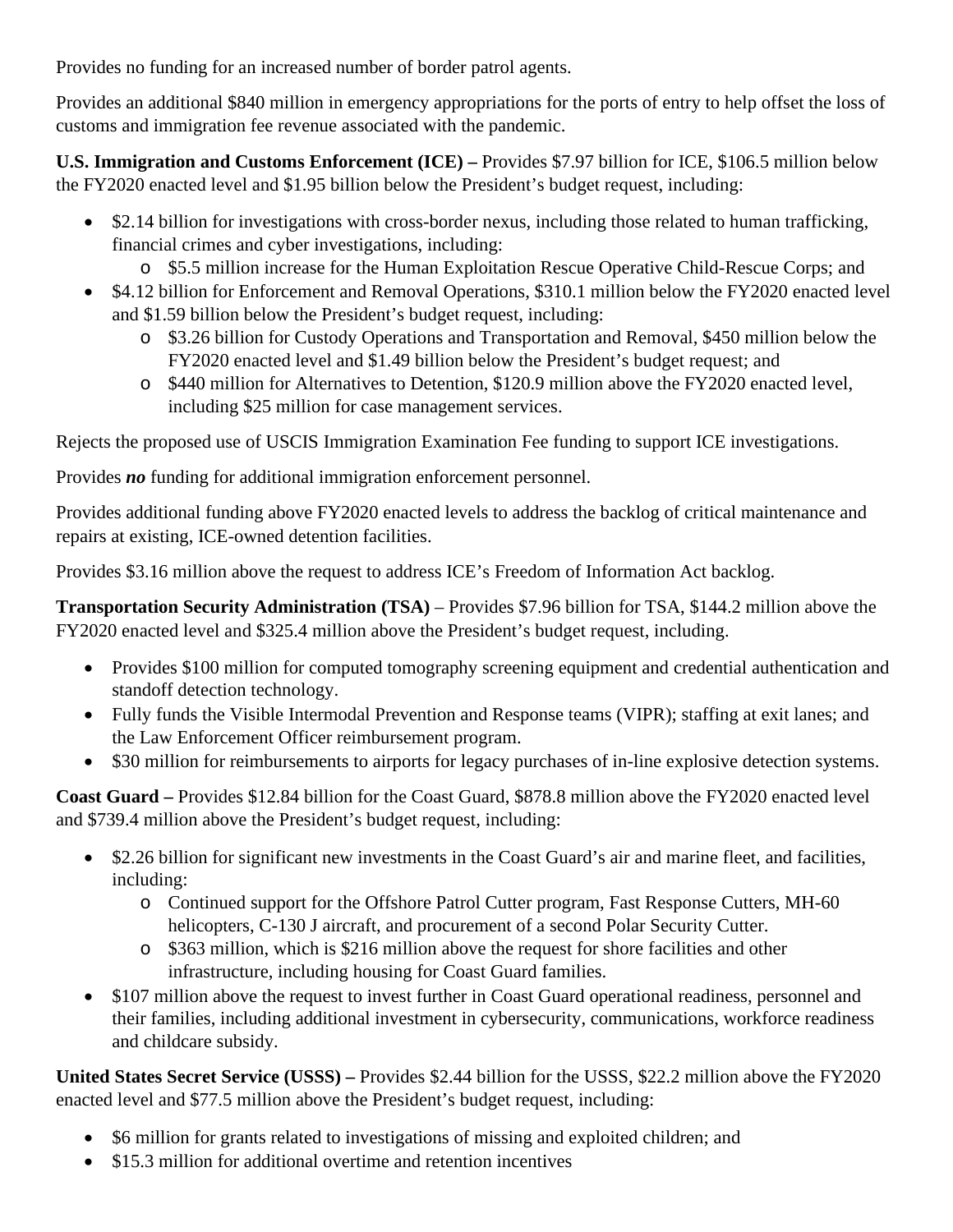Provides no funding for an increased number of border patrol agents.

Provides an additional $840 million in emergency appropriations for the ports of entry to help offset the loss of customs and immigration fee revenue associated with the pandemic.

**U.S. Immigration and Customs Enforcement (ICE) –** Provides $7.97 billion for ICE, $106.5 million below the FY2020 enacted level and $1.95 billion below the President's budget request, including:

- $2.14 billion for investigations with cross-border nexus, including those related to human trafficking, financial crimes and cyber investigations, including:
  - $5.5 million increase for the Human Exploitation Rescue Operative Child-Rescue Corps; and
- $4.12 billion for Enforcement and Removal Operations, $310.1 million below the FY2020 enacted level and $1.59 billion below the President's budget request, including:
  - $3.26 billion for Custody Operations and Transportation and Removal, $450 million below the FY2020 enacted level and $1.49 billion below the President's budget request; and
  - $440 million for Alternatives to Detention, $120.9 million above the FY2020 enacted level, including $25 million for case management services.

Rejects the proposed use of USCIS Immigration Examination Fee funding to support ICE investigations.

Provides ***no*** funding for additional immigration enforcement personnel.

Provides additional funding above FY2020 enacted levels to address the backlog of critical maintenance and repairs at existing, ICE-owned detention facilities.

Provides $3.16 million above the request to address ICE's Freedom of Information Act backlog.

**Transportation Security Administration (TSA)** – Provides $7.96 billion for TSA, $144.2 million above the FY2020 enacted level and $325.4 million above the President's budget request, including.

- Provides $100 million for computed tomography screening equipment and credential authentication and standoff detection technology.
- Fully funds the Visible Intermodal Prevention and Response teams (VIPR); staffing at exit lanes; and the Law Enforcement Officer reimbursement program.
- $30 million for reimbursements to airports for legacy purchases of in-line explosive detection systems.

**Coast Guard –** Provides $12.84 billion for the Coast Guard, $878.8 million above the FY2020 enacted level and $739.4 million above the President's budget request, including:

- $2.26 billion for significant new investments in the Coast Guard's air and marine fleet, and facilities, including:
  - Continued support for the Offshore Patrol Cutter program, Fast Response Cutters, MH-60 helicopters, C-130 J aircraft, and procurement of a second Polar Security Cutter.
  - $363 million, which is $216 million above the request for shore facilities and other infrastructure, including housing for Coast Guard families.
- $107 million above the request to invest further in Coast Guard operational readiness, personnel and their families, including additional investment in cybersecurity, communications, workforce readiness and childcare subsidy.

**United States Secret Service (USSS) –** Provides $2.44 billion for the USSS, $22.2 million above the FY2020 enacted level and $77.5 million above the President's budget request, including:

- $6 million for grants related to investigations of missing and exploited children; and
- $15.3 million for additional overtime and retention incentives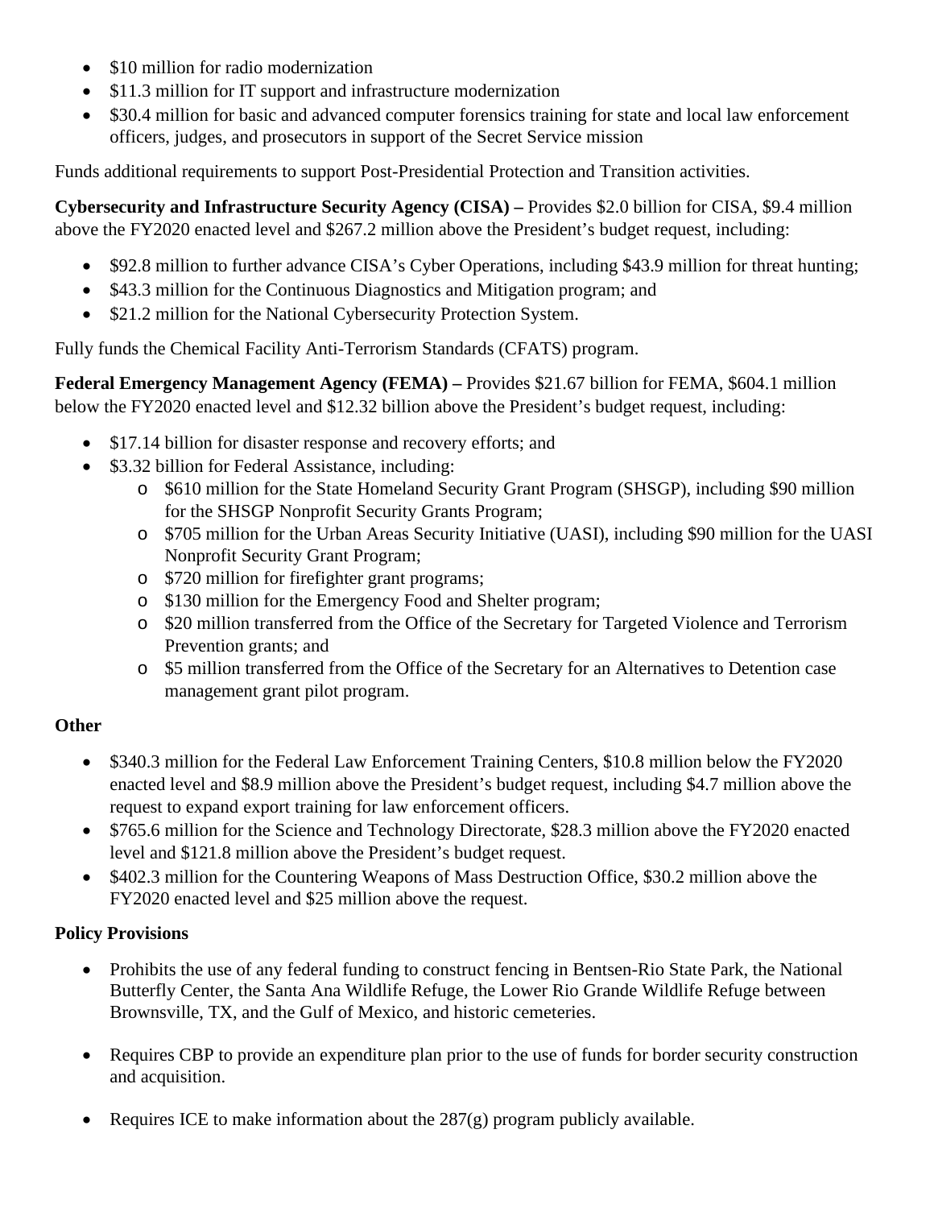- $10 million for radio modernization
- $11.3 million for IT support and infrastructure modernization
- $30.4 million for basic and advanced computer forensics training for state and local law enforcement officers, judges, and prosecutors in support of the Secret Service mission

Funds additional requirements to support Post-Presidential Protection and Transition activities.

**Cybersecurity and Infrastructure Security Agency (CISA) –** Provides $2.0 billion for CISA, $9.4 million above the FY2020 enacted level and $267.2 million above the President's budget request, including:

- $92.8 million to further advance CISA's Cyber Operations, including $43.9 million for threat hunting;
- $43.3 million for the Continuous Diagnostics and Mitigation program; and
- $21.2 million for the National Cybersecurity Protection System.

Fully funds the Chemical Facility Anti-Terrorism Standards (CFATS) program.

**Federal Emergency Management Agency (FEMA) –** Provides $21.67 billion for FEMA, $604.1 million below the FY2020 enacted level and $12.32 billion above the President's budget request, including:

- $17.14 billion for disaster response and recovery efforts; and
- $3.32 billion for Federal Assistance, including:
  - $610 million for the State Homeland Security Grant Program (SHSGP), including $90 million for the SHSGP Nonprofit Security Grants Program;
  - $705 million for the Urban Areas Security Initiative (UASI), including $90 million for the UASI Nonprofit Security Grant Program;
  - $720 million for firefighter grant programs;
  - $130 million for the Emergency Food and Shelter program;
  - $20 million transferred from the Office of the Secretary for Targeted Violence and Terrorism Prevention grants; and
  - $5 million transferred from the Office of the Secretary for an Alternatives to Detention case management grant pilot program.

**Other**

- $340.3 million for the Federal Law Enforcement Training Centers, $10.8 million below the FY2020 enacted level and $8.9 million above the President's budget request, including $4.7 million above the request to expand export training for law enforcement officers.
- $765.6 million for the Science and Technology Directorate, $28.3 million above the FY2020 enacted level and $121.8 million above the President's budget request.
- $402.3 million for the Countering Weapons of Mass Destruction Office, $30.2 million above the FY2020 enacted level and $25 million above the request.

**Policy Provisions**

- Prohibits the use of any federal funding to construct fencing in Bentsen-Rio State Park, the National Butterfly Center, the Santa Ana Wildlife Refuge, the Lower Rio Grande Wildlife Refuge between Brownsville, TX, and the Gulf of Mexico, and historic cemeteries.

- Requires CBP to provide an expenditure plan prior to the use of funds for border security construction and acquisition.

- Requires ICE to make information about the 287(g) program publicly available.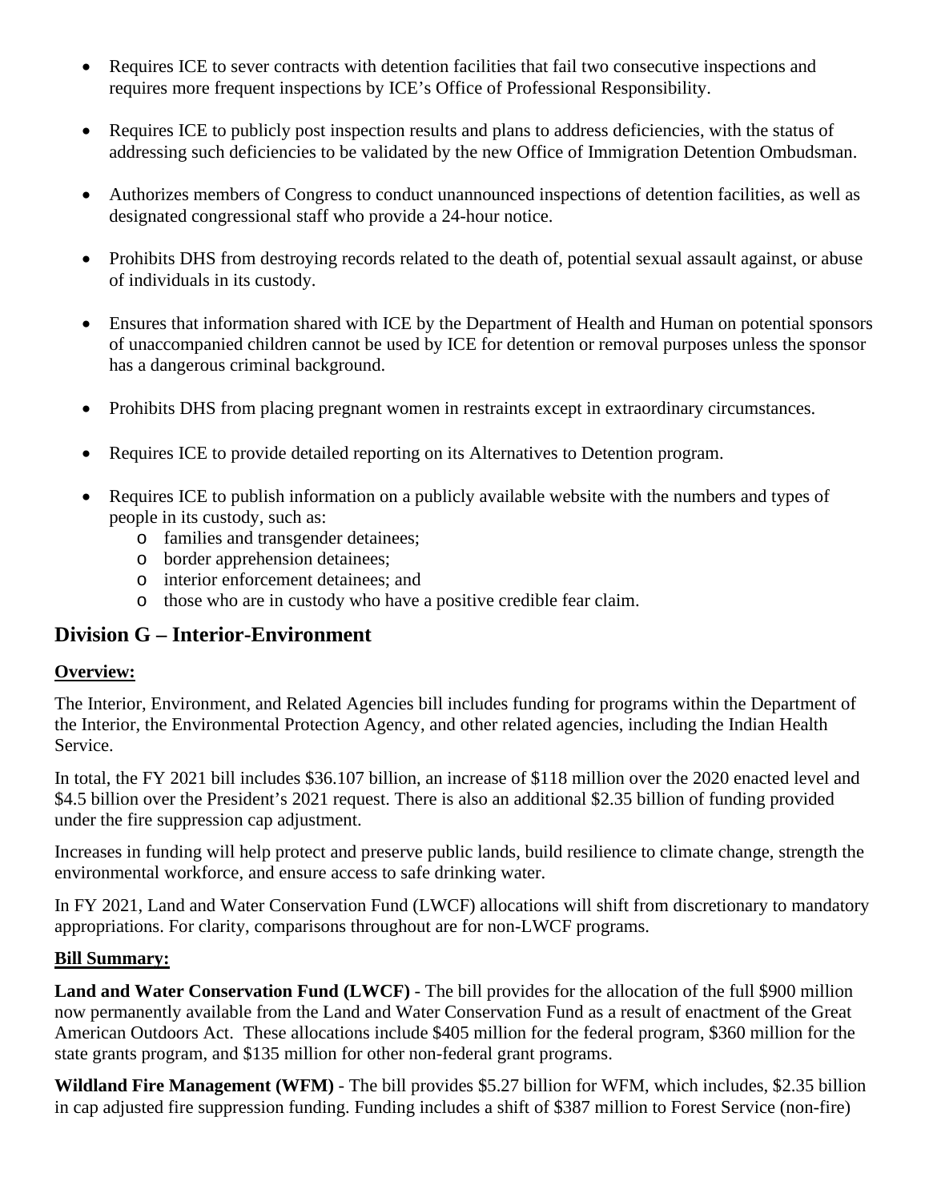- Requires ICE to sever contracts with detention facilities that fail two consecutive inspections and requires more frequent inspections by ICE's Office of Professional Responsibility.

- Requires ICE to publicly post inspection results and plans to address deficiencies, with the status of addressing such deficiencies to be validated by the new Office of Immigration Detention Ombudsman.

- Authorizes members of Congress to conduct unannounced inspections of detention facilities, as well as designated congressional staff who provide a 24-hour notice.

- Prohibits DHS from destroying records related to the death of, potential sexual assault against, or abuse of individuals in its custody.

- Ensures that information shared with ICE by the Department of Health and Human on potential sponsors of unaccompanied children cannot be used by ICE for detention or removal purposes unless the sponsor has a dangerous criminal background.

- Prohibits DHS from placing pregnant women in restraints except in extraordinary circumstances.

- Requires ICE to provide detailed reporting on its Alternatives to Detention program.

- Requires ICE to publish information on a publicly available website with the numbers and types of people in its custody, such as:
  - families and transgender detainees;
  - border apprehension detainees;
  - interior enforcement detainees; and
  - those who are in custody who have a positive credible fear claim.

## Division G – Interior-Environment

**Overview:**

The Interior, Environment, and Related Agencies bill includes funding for programs within the Department of the Interior, the Environmental Protection Agency, and other related agencies, including the Indian Health Service.

In total, the FY 2021 bill includes $36.107 billion, an increase of $118 million over the 2020 enacted level and $4.5 billion over the President's 2021 request. There is also an additional $2.35 billion of funding provided under the fire suppression cap adjustment.

Increases in funding will help protect and preserve public lands, build resilience to climate change, strength the environmental workforce, and ensure access to safe drinking water.

In FY 2021, Land and Water Conservation Fund (LWCF) allocations will shift from discretionary to mandatory appropriations. For clarity, comparisons throughout are for non-LWCF programs.

**Bill Summary:**

**Land and Water Conservation Fund (LWCF)** - The bill provides for the allocation of the full $900 million now permanently available from the Land and Water Conservation Fund as a result of enactment of the Great American Outdoors Act. These allocations include $405 million for the federal program, $360 million for the state grants program, and $135 million for other non-federal grant programs.

**Wildland Fire Management (WFM)** - The bill provides $5.27 billion for WFM, which includes, $2.35 billion in cap adjusted fire suppression funding. Funding includes a shift of $387 million to Forest Service (non-fire)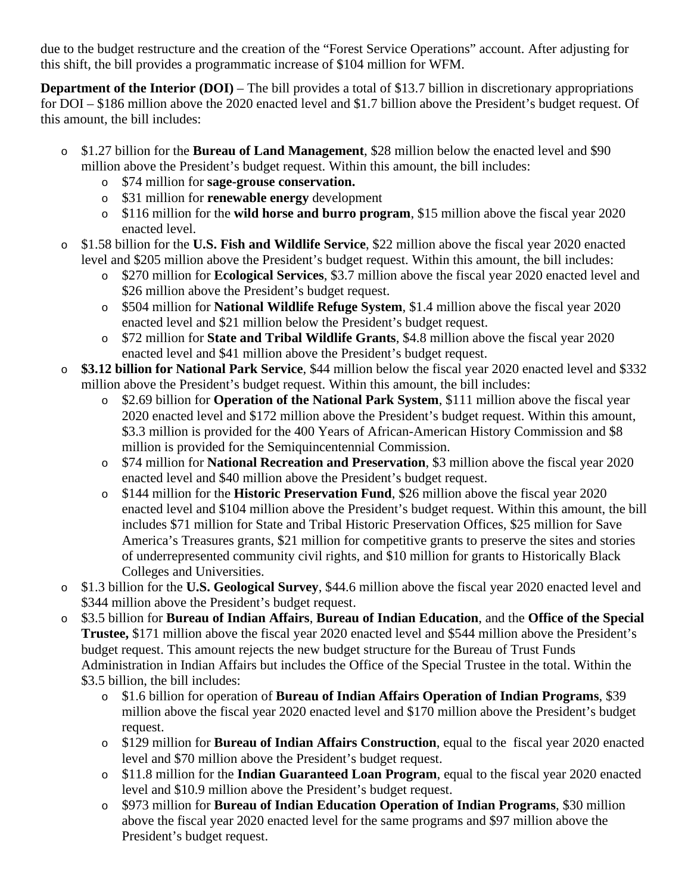due to the budget restructure and the creation of the "Forest Service Operations" account. After adjusting for this shift, the bill provides a programmatic increase of $104 million for WFM.

**Department of the Interior (DOI)** – The bill provides a total of $13.7 billion in discretionary appropriations for DOI – $186 million above the 2020 enacted level and $1.7 billion above the President's budget request. Of this amount, the bill includes:

- $1.27 billion for the **Bureau of Land Management**, $28 million below the enacted level and $90 million above the President's budget request. Within this amount, the bill includes:
  - $74 million for **sage-grouse conservation.**
  - $31 million for **renewable energy** development
  - $116 million for the **wild horse and burro program**, $15 million above the fiscal year 2020 enacted level.
- $1.58 billion for the **U.S. Fish and Wildlife Service**, $22 million above the fiscal year 2020 enacted level and $205 million above the President's budget request. Within this amount, the bill includes:
  - $270 million for **Ecological Services**, $3.7 million above the fiscal year 2020 enacted level and $26 million above the President's budget request.
  - $504 million for **National Wildlife Refuge System**, $1.4 million above the fiscal year 2020 enacted level and $21 million below the President's budget request.
  - $72 million for **State and Tribal Wildlife Grants**, $4.8 million above the fiscal year 2020 enacted level and $41 million above the President's budget request.
- **$3.12 billion for National Park Service**, $44 million below the fiscal year 2020 enacted level and $332 million above the President's budget request. Within this amount, the bill includes:
  - $2.69 billion for **Operation of the National Park System**, $111 million above the fiscal year 2020 enacted level and $172 million above the President's budget request. Within this amount, $3.3 million is provided for the 400 Years of African-American History Commission and $8 million is provided for the Semiquincentennial Commission.
  - $74 million for **National Recreation and Preservation**, $3 million above the fiscal year 2020 enacted level and $40 million above the President's budget request.
  - $144 million for the **Historic Preservation Fund**, $26 million above the fiscal year 2020 enacted level and $104 million above the President's budget request. Within this amount, the bill includes $71 million for State and Tribal Historic Preservation Offices, $25 million for Save America's Treasures grants, $21 million for competitive grants to preserve the sites and stories of underrepresented community civil rights, and $10 million for grants to Historically Black Colleges and Universities.
- $1.3 billion for the **U.S. Geological Survey**, $44.6 million above the fiscal year 2020 enacted level and $344 million above the President's budget request.
- $3.5 billion for **Bureau of Indian Affairs**, **Bureau of Indian Education**, and the **Office of the Special Trustee,** $171 million above the fiscal year 2020 enacted level and $544 million above the President's budget request. This amount rejects the new budget structure for the Bureau of Trust Funds Administration in Indian Affairs but includes the Office of the Special Trustee in the total. Within the $3.5 billion, the bill includes:
  - $1.6 billion for operation of **Bureau of Indian Affairs Operation of Indian Programs**, $39 million above the fiscal year 2020 enacted level and $170 million above the President's budget request.
  - $129 million for **Bureau of Indian Affairs Construction**, equal to the fiscal year 2020 enacted level and $70 million above the President's budget request.
  - $11.8 million for the **Indian Guaranteed Loan Program**, equal to the fiscal year 2020 enacted level and $10.9 million above the President's budget request.
  - $973 million for **Bureau of Indian Education Operation of Indian Programs**, $30 million above the fiscal year 2020 enacted level for the same programs and $97 million above the President's budget request.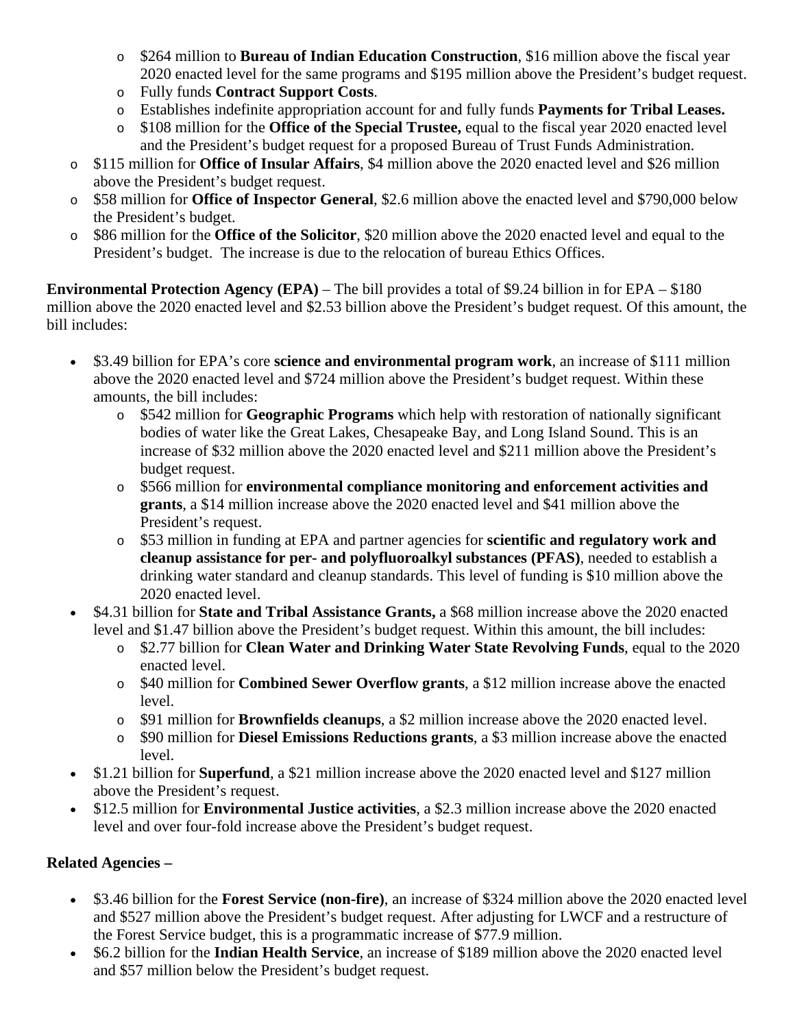- $264 million to **Bureau of Indian Education Construction**, $16 million above the fiscal year 2020 enacted level for the same programs and $195 million above the President's budget request.
  - Fully funds **Contract Support Costs**.
  - Establishes indefinite appropriation account for and fully funds **Payments for Tribal Leases.**
  - $108 million for the **Office of the Special Trustee,** equal to the fiscal year 2020 enacted level and the President's budget request for a proposed Bureau of Trust Funds Administration.
- $115 million for **Office of Insular Affairs**, $4 million above the 2020 enacted level and $26 million above the President's budget request.
- $58 million for **Office of Inspector General**, $2.6 million above the enacted level and $790,000 below the President's budget.
- $86 million for the **Office of the Solicitor**, $20 million above the 2020 enacted level and equal to the President's budget. The increase is due to the relocation of bureau Ethics Offices.

**Environmental Protection Agency (EPA)** – The bill provides a total of $9.24 billion in for EPA – $180 million above the 2020 enacted level and $2.53 billion above the President's budget request. Of this amount, the bill includes:

- $3.49 billion for EPA's core **science and environmental program work**, an increase of $111 million above the 2020 enacted level and $724 million above the President's budget request. Within these amounts, the bill includes:
  - $542 million for **Geographic Programs** which help with restoration of nationally significant bodies of water like the Great Lakes, Chesapeake Bay, and Long Island Sound. This is an increase of $32 million above the 2020 enacted level and $211 million above the President's budget request.
  - $566 million for **environmental compliance monitoring and enforcement activities and grants**, a $14 million increase above the 2020 enacted level and $41 million above the President's request.
  - $53 million in funding at EPA and partner agencies for **scientific and regulatory work and cleanup assistance for per- and polyfluoroalkyl substances (PFAS)**, needed to establish a drinking water standard and cleanup standards. This level of funding is $10 million above the 2020 enacted level.
- $4.31 billion for **State and Tribal Assistance Grants,** a $68 million increase above the 2020 enacted level and $1.47 billion above the President's budget request. Within this amount, the bill includes:
  - $2.77 billion for **Clean Water and Drinking Water State Revolving Funds**, equal to the 2020 enacted level.
  - $40 million for **Combined Sewer Overflow grants**, a $12 million increase above the enacted level.
  - $91 million for **Brownfields cleanups**, a $2 million increase above the 2020 enacted level.
  - $90 million for **Diesel Emissions Reductions grants**, a $3 million increase above the enacted level.
- $1.21 billion for **Superfund**, a $21 million increase above the 2020 enacted level and $127 million above the President's request.
- $12.5 million for **Environmental Justice activities**, a $2.3 million increase above the 2020 enacted level and over four-fold increase above the President's budget request.

**Related Agencies –**

- $3.46 billion for the **Forest Service (non-fire)**, an increase of $324 million above the 2020 enacted level and $527 million above the President's budget request. After adjusting for LWCF and a restructure of the Forest Service budget, this is a programmatic increase of $77.9 million.
- $6.2 billion for the **Indian Health Service**, an increase of $189 million above the 2020 enacted level and $57 million below the President's budget request.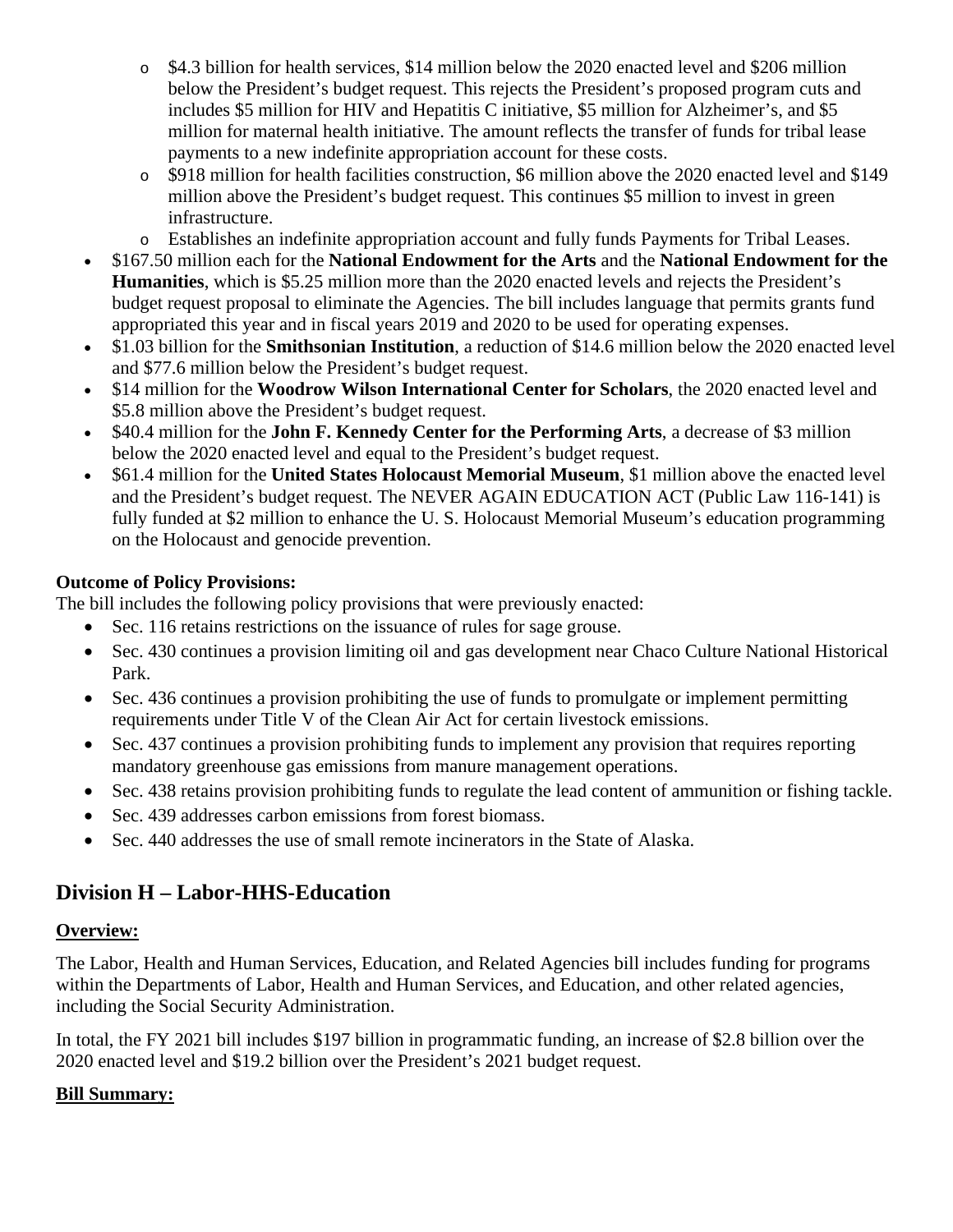- $4.3 billion for health services, $14 million below the 2020 enacted level and $206 million below the President's budget request. This rejects the President's proposed program cuts and includes $5 million for HIV and Hepatitis C initiative, $5 million for Alzheimer's, and $5 million for maternal health initiative. The amount reflects the transfer of funds for tribal lease payments to a new indefinite appropriation account for these costs.
  - $918 million for health facilities construction, $6 million above the 2020 enacted level and $149 million above the President's budget request. This continues $5 million to invest in green infrastructure.
  - Establishes an indefinite appropriation account and fully funds Payments for Tribal Leases.
- $167.50 million each for the **National Endowment for the Arts** and the **National Endowment for the Humanities**, which is $5.25 million more than the 2020 enacted levels and rejects the President's budget request proposal to eliminate the Agencies. The bill includes language that permits grants fund appropriated this year and in fiscal years 2019 and 2020 to be used for operating expenses.
- $1.03 billion for the **Smithsonian Institution**, a reduction of $14.6 million below the 2020 enacted level and $77.6 million below the President's budget request.
- $14 million for the **Woodrow Wilson International Center for Scholars**, the 2020 enacted level and $5.8 million above the President's budget request.
- $40.4 million for the **John F. Kennedy Center for the Performing Arts**, a decrease of $3 million below the 2020 enacted level and equal to the President's budget request.
- $61.4 million for the **United States Holocaust Memorial Museum**, $1 million above the enacted level and the President's budget request. The NEVER AGAIN EDUCATION ACT (Public Law 116-141) is fully funded at $2 million to enhance the U. S. Holocaust Memorial Museum's education programming on the Holocaust and genocide prevention.

**Outcome of Policy Provisions:**
The bill includes the following policy provisions that were previously enacted:

- Sec. 116 retains restrictions on the issuance of rules for sage grouse.
- Sec. 430 continues a provision limiting oil and gas development near Chaco Culture National Historical Park.
- Sec. 436 continues a provision prohibiting the use of funds to promulgate or implement permitting requirements under Title V of the Clean Air Act for certain livestock emissions.
- Sec. 437 continues a provision prohibiting funds to implement any provision that requires reporting mandatory greenhouse gas emissions from manure management operations.
- Sec. 438 retains provision prohibiting funds to regulate the lead content of ammunition or fishing tackle.
- Sec. 439 addresses carbon emissions from forest biomass.
- Sec. 440 addresses the use of small remote incinerators in the State of Alaska.

## Division H – Labor-HHS-Education

**Overview:**

The Labor, Health and Human Services, Education, and Related Agencies bill includes funding for programs within the Departments of Labor, Health and Human Services, and Education, and other related agencies, including the Social Security Administration.

In total, the FY 2021 bill includes $197 billion in programmatic funding, an increase of $2.8 billion over the 2020 enacted level and $19.2 billion over the President's 2021 budget request.

**Bill Summary:**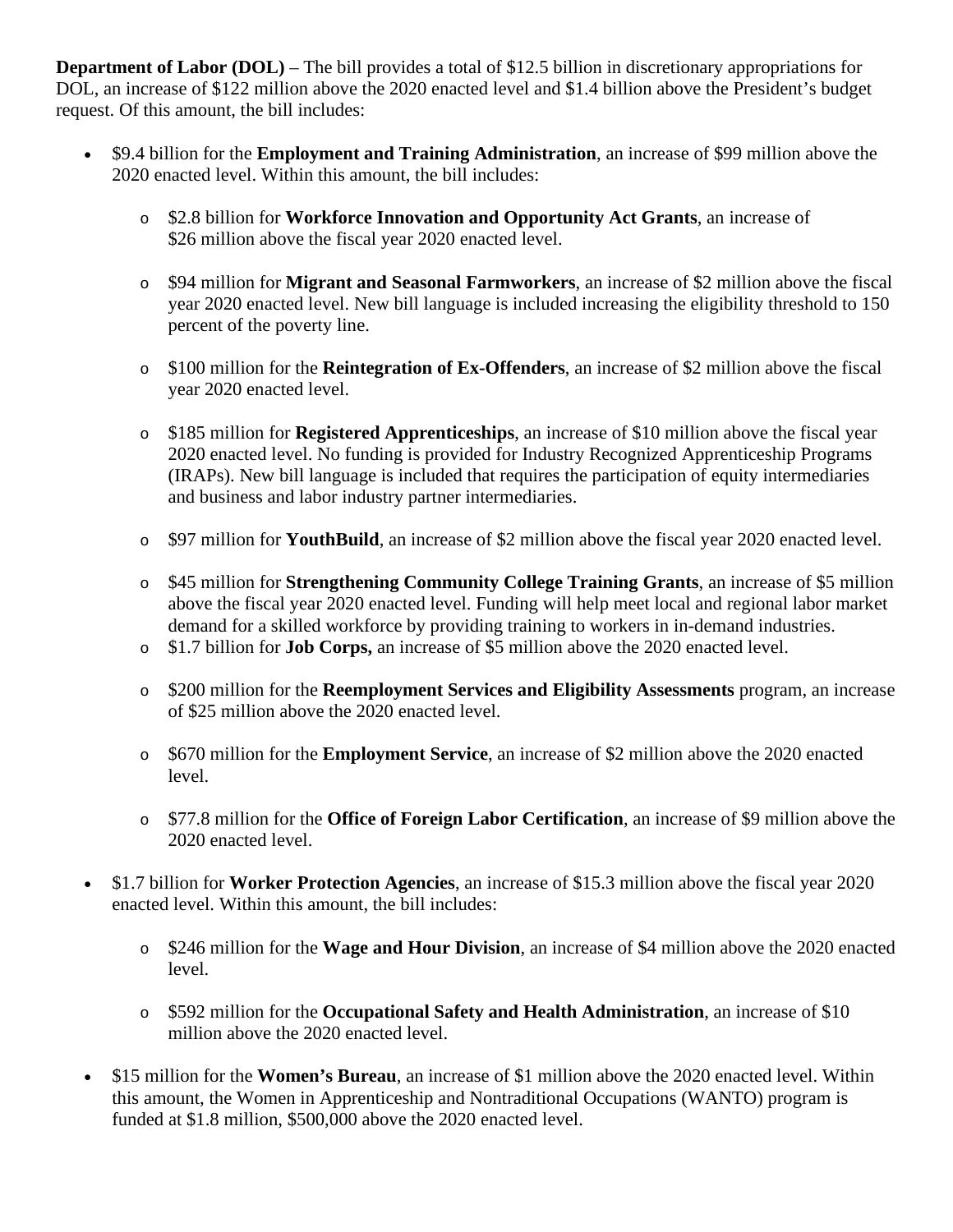**Department of Labor (DOL)** – The bill provides a total of $12.5 billion in discretionary appropriations for DOL, an increase of $122 million above the 2020 enacted level and $1.4 billion above the President's budget request. Of this amount, the bill includes:

- $9.4 billion for the **Employment and Training Administration**, an increase of $99 million above the 2020 enacted level. Within this amount, the bill includes:
  - $2.8 billion for **Workforce Innovation and Opportunity Act Grants**, an increase of $26 million above the fiscal year 2020 enacted level.
  - $94 million for **Migrant and Seasonal Farmworkers**, an increase of $2 million above the fiscal year 2020 enacted level. New bill language is included increasing the eligibility threshold to 150 percent of the poverty line.
  - $100 million for the **Reintegration of Ex-Offenders**, an increase of $2 million above the fiscal year 2020 enacted level.
  - $185 million for **Registered Apprenticeships**, an increase of $10 million above the fiscal year 2020 enacted level. No funding is provided for Industry Recognized Apprenticeship Programs (IRAPs). New bill language is included that requires the participation of equity intermediaries and business and labor industry partner intermediaries.
  - $97 million for **YouthBuild**, an increase of $2 million above the fiscal year 2020 enacted level.
  - $45 million for **Strengthening Community College Training Grants**, an increase of $5 million above the fiscal year 2020 enacted level. Funding will help meet local and regional labor market demand for a skilled workforce by providing training to workers in in-demand industries.
  - $1.7 billion for **Job Corps,** an increase of $5 million above the 2020 enacted level.
  - $200 million for the **Reemployment Services and Eligibility Assessments** program, an increase of $25 million above the 2020 enacted level.
  - $670 million for the **Employment Service**, an increase of $2 million above the 2020 enacted level.
  - $77.8 million for the **Office of Foreign Labor Certification**, an increase of $9 million above the 2020 enacted level.
- $1.7 billion for **Worker Protection Agencies**, an increase of $15.3 million above the fiscal year 2020 enacted level. Within this amount, the bill includes:
  - $246 million for the **Wage and Hour Division**, an increase of $4 million above the 2020 enacted level.
  - $592 million for the **Occupational Safety and Health Administration**, an increase of $10 million above the 2020 enacted level.
- $15 million for the **Women's Bureau**, an increase of $1 million above the 2020 enacted level. Within this amount, the Women in Apprenticeship and Nontraditional Occupations (WANTO) program is funded at $1.8 million, $500,000 above the 2020 enacted level.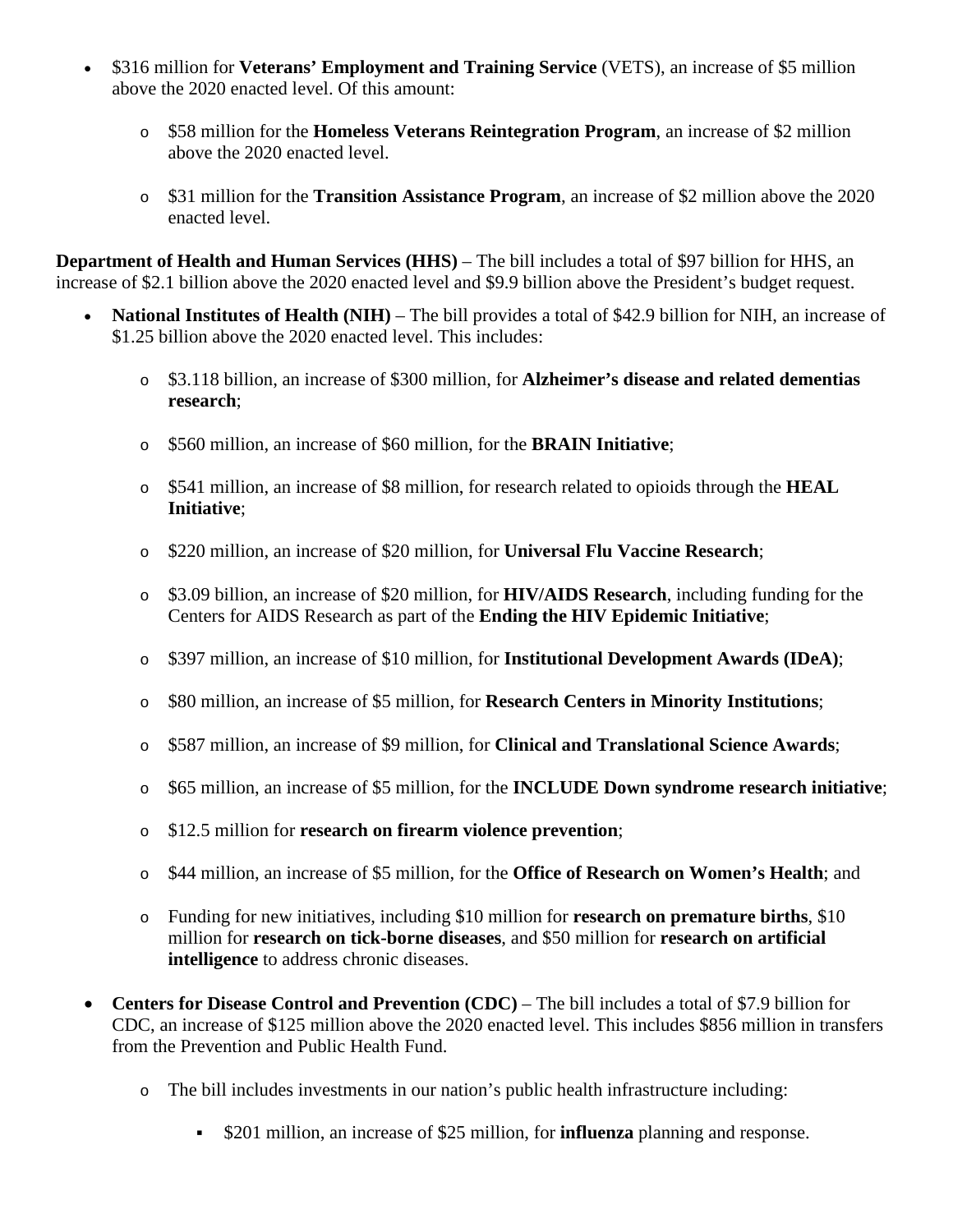- $316 million for **Veterans' Employment and Training Service** (VETS), an increase of $5 million above the 2020 enacted level. Of this amount:
  - $58 million for the **Homeless Veterans Reintegration Program**, an increase of $2 million above the 2020 enacted level.
  - $31 million for the **Transition Assistance Program**, an increase of $2 million above the 2020 enacted level.

**Department of Health and Human Services (HHS)** – The bill includes a total of $97 billion for HHS, an increase of $2.1 billion above the 2020 enacted level and $9.9 billion above the President's budget request.

- **National Institutes of Health (NIH)** – The bill provides a total of $42.9 billion for NIH, an increase of $1.25 billion above the 2020 enacted level. This includes:
  - $3.118 billion, an increase of $300 million, for **Alzheimer's disease and related dementias research**;
  - $560 million, an increase of $60 million, for the **BRAIN Initiative**;
  - $541 million, an increase of $8 million, for research related to opioids through the **HEAL Initiative**;
  - $220 million, an increase of $20 million, for **Universal Flu Vaccine Research**;
  - $3.09 billion, an increase of $20 million, for **HIV/AIDS Research**, including funding for the Centers for AIDS Research as part of the **Ending the HIV Epidemic Initiative**;
  - $397 million, an increase of $10 million, for **Institutional Development Awards (IDeA)**;
  - $80 million, an increase of $5 million, for **Research Centers in Minority Institutions**;
  - $587 million, an increase of $9 million, for **Clinical and Translational Science Awards**;
  - $65 million, an increase of $5 million, for the **INCLUDE Down syndrome research initiative**;
  - $12.5 million for **research on firearm violence prevention**;
  - $44 million, an increase of $5 million, for the **Office of Research on Women's Health**; and
  - Funding for new initiatives, including $10 million for **research on premature births**, $10 million for **research on tick-borne diseases**, and $50 million for **research on artificial intelligence** to address chronic diseases.
- **Centers for Disease Control and Prevention (CDC)** – The bill includes a total of $7.9 billion for CDC, an increase of $125 million above the 2020 enacted level. This includes $856 million in transfers from the Prevention and Public Health Fund.
  - The bill includes investments in our nation's public health infrastructure including:
    - $201 million, an increase of $25 million, for **influenza** planning and response.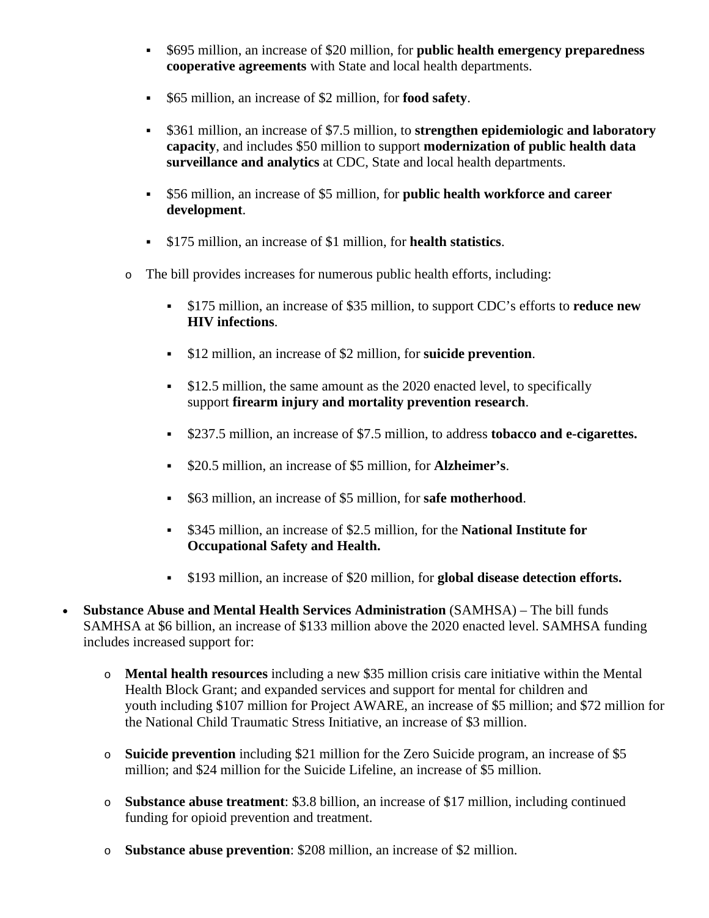- $695 million, an increase of $20 million, for **public health emergency preparedness cooperative agreements** with State and local health departments.

        - $65 million, an increase of $2 million, for **food safety**.

        - $361 million, an increase of $7.5 million, to **strengthen epidemiologic and laboratory capacity**, and includes $50 million to support **modernization of public health data surveillance and analytics** at CDC, State and local health departments.

        - $56 million, an increase of $5 million, for **public health workforce and career development**.

        - $175 million, an increase of $1 million, for **health statistics**.

    - The bill provides increases for numerous public health efforts, including:

        - $175 million, an increase of $35 million, to support CDC's efforts to **reduce new HIV infections**.

        - $12 million, an increase of $2 million, for **suicide prevention**.

        - $12.5 million, the same amount as the 2020 enacted level, to specifically support **firearm injury and mortality prevention research**.

        - $237.5 million, an increase of $7.5 million, to address **tobacco and e-cigarettes.**

        - $20.5 million, an increase of $5 million, for **Alzheimer's**.

        - $63 million, an increase of $5 million, for **safe motherhood**.

        - $345 million, an increase of $2.5 million, for the **National Institute for Occupational Safety and Health.**

        - $193 million, an increase of $20 million, for **global disease detection efforts.**

- **Substance Abuse and Mental Health Services Administration** (SAMHSA) – The bill funds SAMHSA at $6 billion, an increase of $133 million above the 2020 enacted level. SAMHSA funding includes increased support for:

    - **Mental health resources** including a new $35 million crisis care initiative within the Mental Health Block Grant; and expanded services and support for mental for children and youth including $107 million for Project AWARE, an increase of $5 million; and $72 million for the National Child Traumatic Stress Initiative, an increase of $3 million.

    - **Suicide prevention** including $21 million for the Zero Suicide program, an increase of $5 million; and $24 million for the Suicide Lifeline, an increase of $5 million.

    - **Substance abuse treatment**: $3.8 billion, an increase of $17 million, including continued funding for opioid prevention and treatment.

    - **Substance abuse prevention**: $208 million, an increase of $2 million.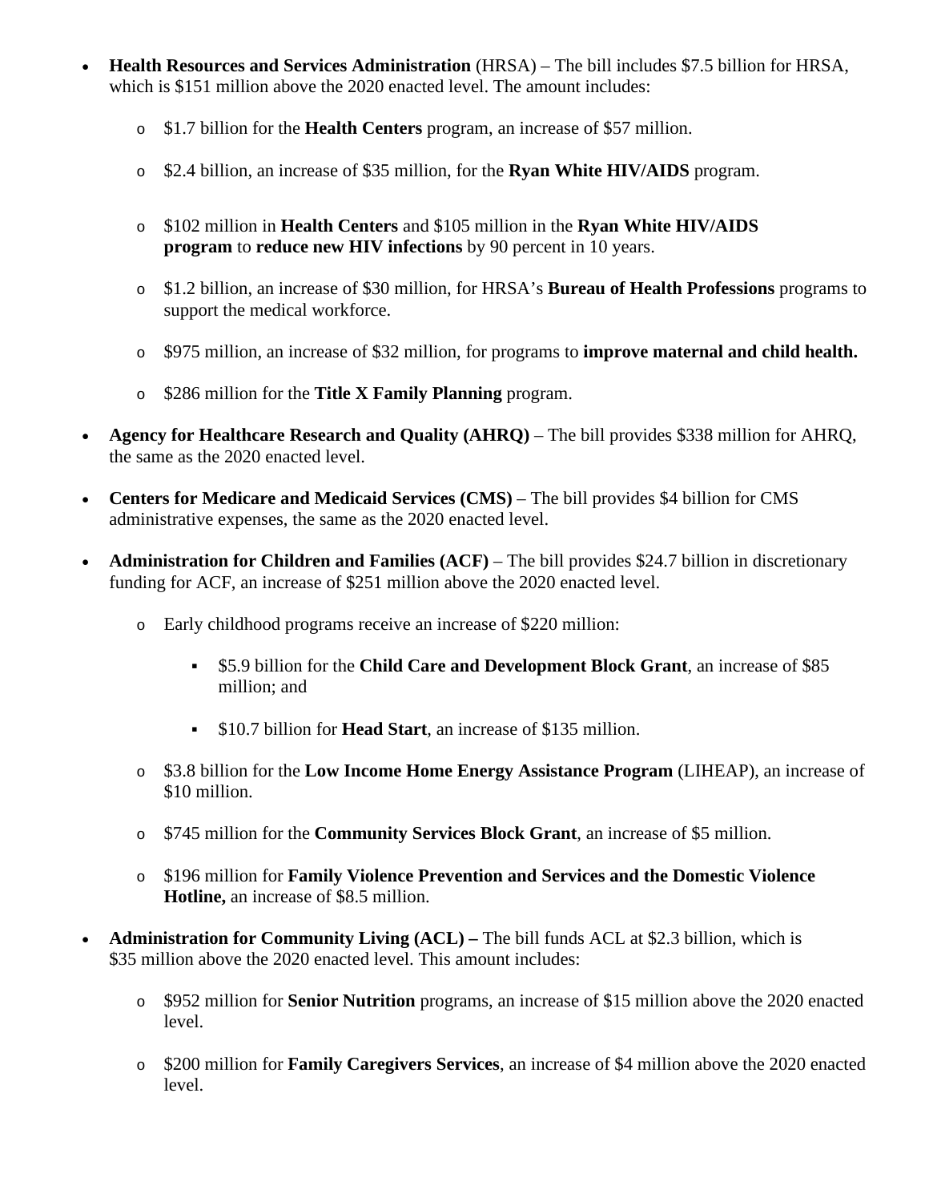- **Health Resources and Services Administration** (HRSA) – The bill includes $7.5 billion for HRSA, which is $151 million above the 2020 enacted level. The amount includes:
  - $1.7 billion for the **Health Centers** program, an increase of $57 million.
  - $2.4 billion, an increase of $35 million, for the **Ryan White HIV/AIDS** program.
  - $102 million in **Health Centers** and $105 million in the **Ryan White HIV/AIDS program** to **reduce new HIV infections** by 90 percent in 10 years.
  - $1.2 billion, an increase of $30 million, for HRSA's **Bureau of Health Professions** programs to support the medical workforce.
  - $975 million, an increase of $32 million, for programs to **improve maternal and child health.**
  - $286 million for the **Title X Family Planning** program.
- **Agency for Healthcare Research and Quality (AHRQ)** – The bill provides $338 million for AHRQ, the same as the 2020 enacted level.
- **Centers for Medicare and Medicaid Services (CMS)** – The bill provides $4 billion for CMS administrative expenses, the same as the 2020 enacted level.
- **Administration for Children and Families (ACF)** – The bill provides $24.7 billion in discretionary funding for ACF, an increase of $251 million above the 2020 enacted level.
  - Early childhood programs receive an increase of $220 million:
    - $5.9 billion for the **Child Care and Development Block Grant**, an increase of $85 million; and
    - $10.7 billion for **Head Start**, an increase of $135 million.
  - $3.8 billion for the **Low Income Home Energy Assistance Program** (LIHEAP), an increase of $10 million.
  - $745 million for the **Community Services Block Grant**, an increase of $5 million.
  - $196 million for **Family Violence Prevention and Services and the Domestic Violence Hotline,** an increase of $8.5 million.
- **Administration for Community Living (ACL) –** The bill funds ACL at $2.3 billion, which is $35 million above the 2020 enacted level. This amount includes:
  - $952 million for **Senior Nutrition** programs, an increase of $15 million above the 2020 enacted level.
  - $200 million for **Family Caregivers Services**, an increase of $4 million above the 2020 enacted level.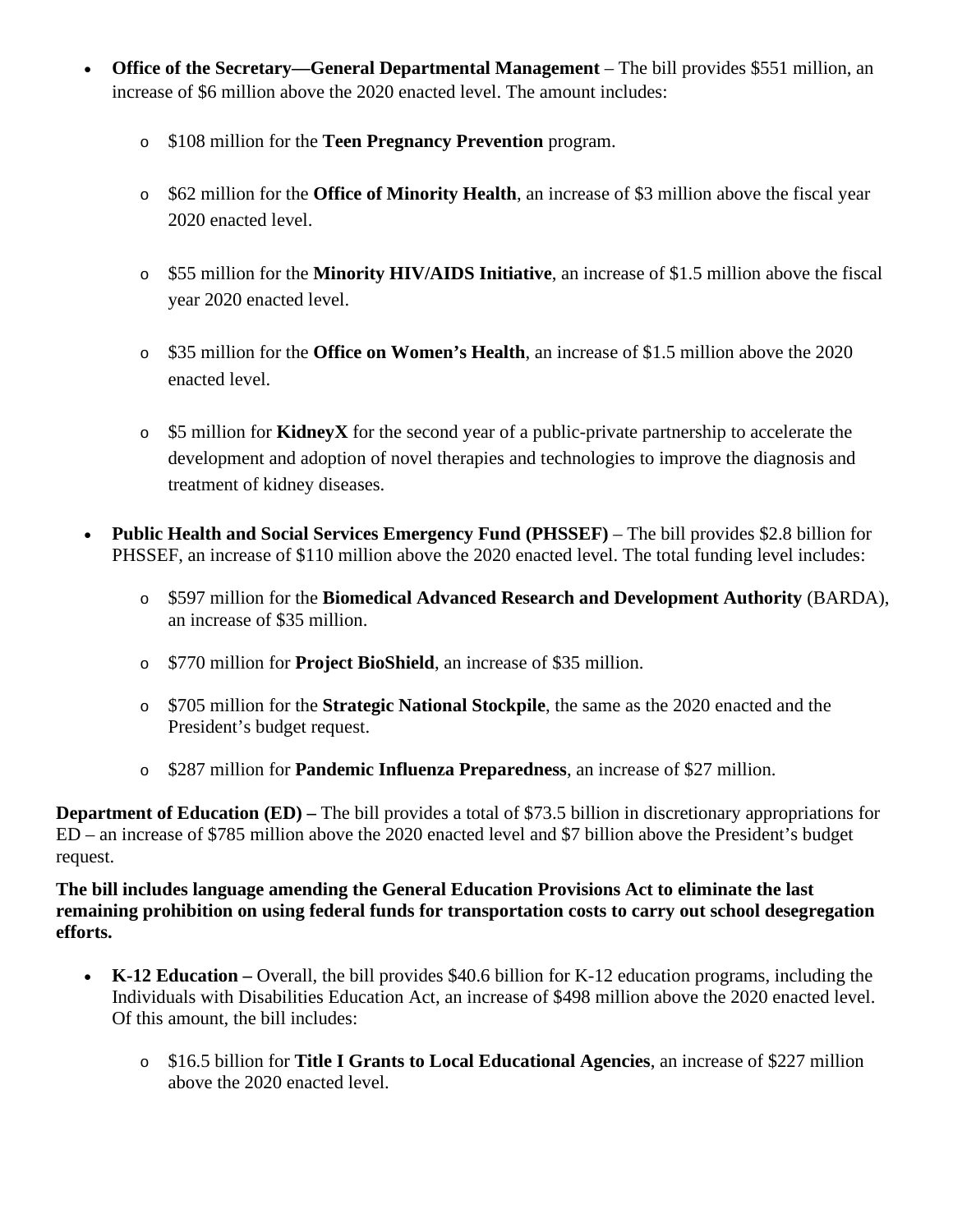- **Office of the Secretary—General Departmental Management** – The bill provides $551 million, an increase of $6 million above the 2020 enacted level. The amount includes:
  - $108 million for the **Teen Pregnancy Prevention** program.
  - $62 million for the **Office of Minority Health**, an increase of $3 million above the fiscal year 2020 enacted level.
  - $55 million for the **Minority HIV/AIDS Initiative**, an increase of $1.5 million above the fiscal year 2020 enacted level.
  - $35 million for the **Office on Women's Health**, an increase of $1.5 million above the 2020 enacted level.
  - $5 million for **KidneyX** for the second year of a public-private partnership to accelerate the development and adoption of novel therapies and technologies to improve the diagnosis and treatment of kidney diseases.
- **Public Health and Social Services Emergency Fund (PHSSEF)** – The bill provides $2.8 billion for PHSSEF, an increase of $110 million above the 2020 enacted level. The total funding level includes:
  - $597 million for the **Biomedical Advanced Research and Development Authority** (BARDA), an increase of $35 million.
  - $770 million for **Project BioShield**, an increase of $35 million.
  - $705 million for the **Strategic National Stockpile**, the same as the 2020 enacted and the President's budget request.
  - $287 million for **Pandemic Influenza Preparedness**, an increase of $27 million.

**Department of Education (ED) –** The bill provides a total of $73.5 billion in discretionary appropriations for ED – an increase of $785 million above the 2020 enacted level and $7 billion above the President's budget request.

**The bill includes language amending the General Education Provisions Act to eliminate the last remaining prohibition on using federal funds for transportation costs to carry out school desegregation efforts.**

- **K-12 Education –** Overall, the bill provides $40.6 billion for K-12 education programs, including the Individuals with Disabilities Education Act, an increase of $498 million above the 2020 enacted level. Of this amount, the bill includes:
  - $16.5 billion for **Title I Grants to Local Educational Agencies**, an increase of $227 million above the 2020 enacted level.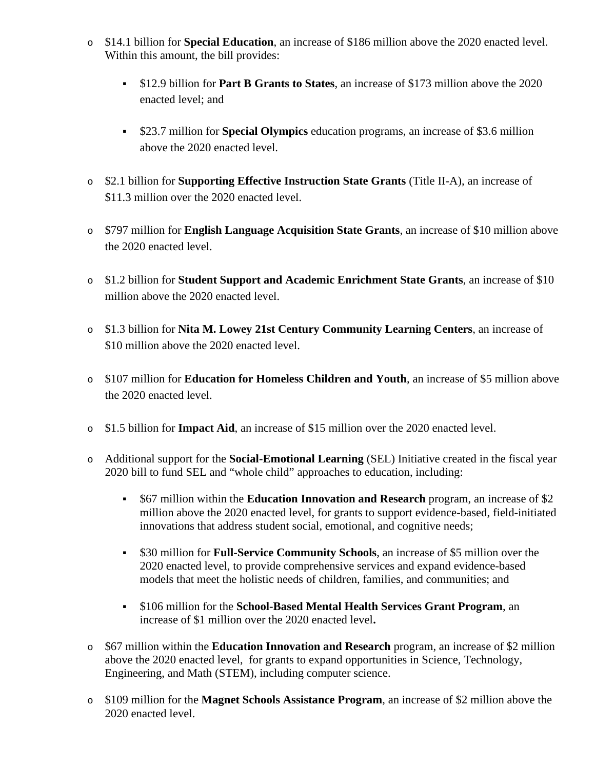- $14.1 billion for **Special Education**, an increase of $186 million above the 2020 enacted level. Within this amount, the bill provides:
  - $12.9 billion for **Part B Grants to States**, an increase of $173 million above the 2020 enacted level; and
  - $23.7 million for **Special Olympics** education programs, an increase of $3.6 million above the 2020 enacted level.
- $2.1 billion for **Supporting Effective Instruction State Grants** (Title II-A), an increase of $11.3 million over the 2020 enacted level.
- $797 million for **English Language Acquisition State Grants**, an increase of $10 million above the 2020 enacted level.
- $1.2 billion for **Student Support and Academic Enrichment State Grants**, an increase of $10 million above the 2020 enacted level.
- $1.3 billion for **Nita M. Lowey 21st Century Community Learning Centers**, an increase of $10 million above the 2020 enacted level.
- $107 million for **Education for Homeless Children and Youth**, an increase of $5 million above the 2020 enacted level.
- $1.5 billion for **Impact Aid**, an increase of $15 million over the 2020 enacted level.
- Additional support for the **Social-Emotional Learning** (SEL) Initiative created in the fiscal year 2020 bill to fund SEL and "whole child" approaches to education, including:
  - $67 million within the **Education Innovation and Research** program, an increase of $2 million above the 2020 enacted level, for grants to support evidence-based, field-initiated innovations that address student social, emotional, and cognitive needs;
  - $30 million for **Full-Service Community Schools**, an increase of $5 million over the 2020 enacted level, to provide comprehensive services and expand evidence-based models that meet the holistic needs of children, families, and communities; and
  - $106 million for the **School-Based Mental Health Services Grant Program**, an increase of $1 million over the 2020 enacted level**.**
- $67 million within the **Education Innovation and Research** program, an increase of $2 million above the 2020 enacted level, for grants to expand opportunities in Science, Technology, Engineering, and Math (STEM), including computer science.
- $109 million for the **Magnet Schools Assistance Program**, an increase of $2 million above the 2020 enacted level.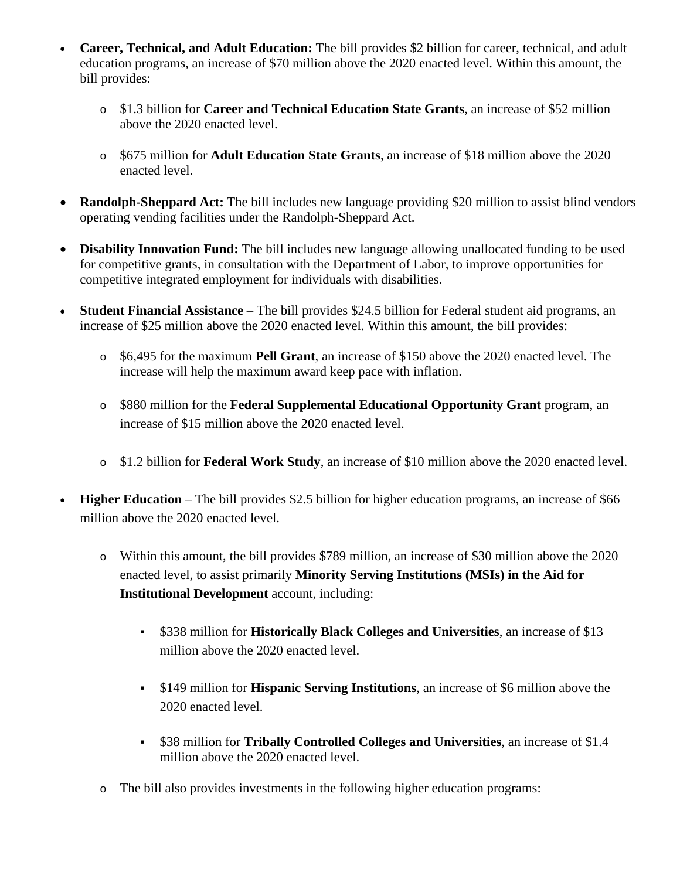- **Career, Technical, and Adult Education:** The bill provides $2 billion for career, technical, and adult education programs, an increase of $70 million above the 2020 enacted level. Within this amount, the bill provides:
    - $1.3 billion for **Career and Technical Education State Grants**, an increase of $52 million above the 2020 enacted level.
    - $675 million for **Adult Education State Grants**, an increase of $18 million above the 2020 enacted level.
- **Randolph-Sheppard Act:** The bill includes new language providing $20 million to assist blind vendors operating vending facilities under the Randolph-Sheppard Act.
- **Disability Innovation Fund:** The bill includes new language allowing unallocated funding to be used for competitive grants, in consultation with the Department of Labor, to improve opportunities for competitive integrated employment for individuals with disabilities.
- **Student Financial Assistance** – The bill provides $24.5 billion for Federal student aid programs, an increase of $25 million above the 2020 enacted level. Within this amount, the bill provides:
    - $6,495 for the maximum **Pell Grant**, an increase of $150 above the 2020 enacted level. The increase will help the maximum award keep pace with inflation.
    - $880 million for the **Federal Supplemental Educational Opportunity Grant** program, an increase of $15 million above the 2020 enacted level.
    - $1.2 billion for **Federal Work Study**, an increase of $10 million above the 2020 enacted level.
- **Higher Education** – The bill provides $2.5 billion for higher education programs, an increase of $66 million above the 2020 enacted level.
    - Within this amount, the bill provides $789 million, an increase of $30 million above the 2020 enacted level, to assist primarily **Minority Serving Institutions (MSIs) in the Aid for Institutional Development** account, including:
        - $338 million for **Historically Black Colleges and Universities**, an increase of $13 million above the 2020 enacted level.
        - $149 million for **Hispanic Serving Institutions**, an increase of $6 million above the 2020 enacted level.
        - $38 million for **Tribally Controlled Colleges and Universities**, an increase of $1.4 million above the 2020 enacted level.
    - The bill also provides investments in the following higher education programs: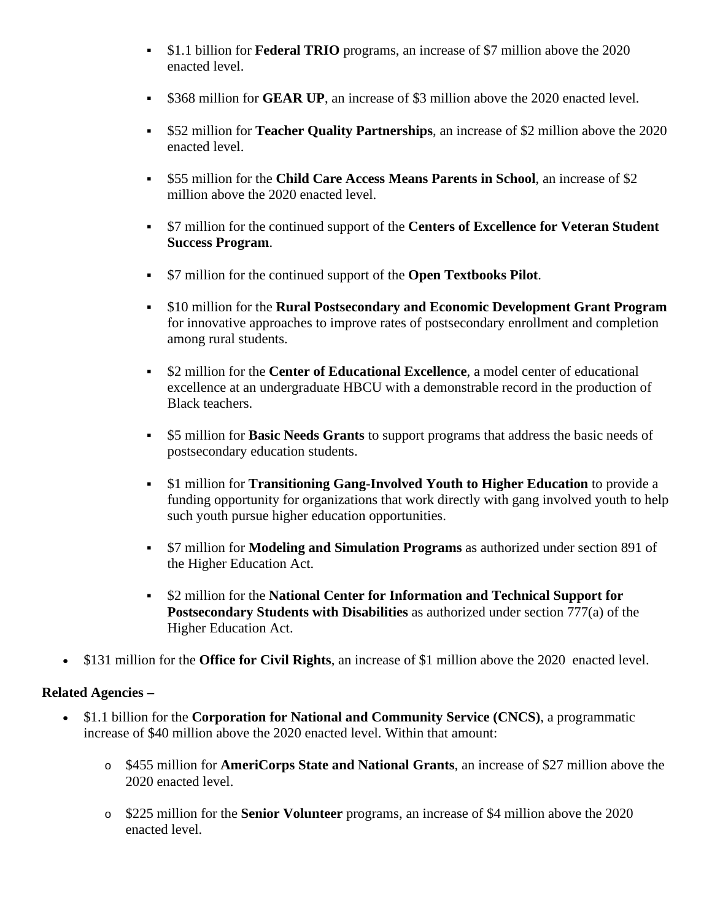- $1.1 billion for **Federal TRIO** programs, an increase of $7 million above the 2020 enacted level.
    - $368 million for **GEAR UP**, an increase of $3 million above the 2020 enacted level.
    - $52 million for **Teacher Quality Partnerships**, an increase of $2 million above the 2020 enacted level.
    - $55 million for the **Child Care Access Means Parents in School**, an increase of $2 million above the 2020 enacted level.
    - $7 million for the continued support of the **Centers of Excellence for Veteran Student Success Program**.
    - $7 million for the continued support of the **Open Textbooks Pilot**.
    - $10 million for the **Rural Postsecondary and Economic Development Grant Program** for innovative approaches to improve rates of postsecondary enrollment and completion among rural students.
    - $2 million for the **Center of Educational Excellence**, a model center of educational excellence at an undergraduate HBCU with a demonstrable record in the production of Black teachers.
    - $5 million for **Basic Needs Grants** to support programs that address the basic needs of postsecondary education students.
    - $1 million for **Transitioning Gang-Involved Youth to Higher Education** to provide a funding opportunity for organizations that work directly with gang involved youth to help such youth pursue higher education opportunities.
    - $7 million for **Modeling and Simulation Programs** as authorized under section 891 of the Higher Education Act.
    - $2 million for the **National Center for Information and Technical Support for Postsecondary Students with Disabilities** as authorized under section 777(a) of the Higher Education Act.

- $131 million for the **Office for Civil Rights**, an increase of $1 million above the 2020 enacted level.

**Related Agencies –**

- $1.1 billion for the **Corporation for National and Community Service (CNCS)**, a programmatic increase of $40 million above the 2020 enacted level. Within that amount:
    - $455 million for **AmeriCorps State and National Grants**, an increase of $27 million above the 2020 enacted level.
    - $225 million for the **Senior Volunteer** programs, an increase of $4 million above the 2020 enacted level.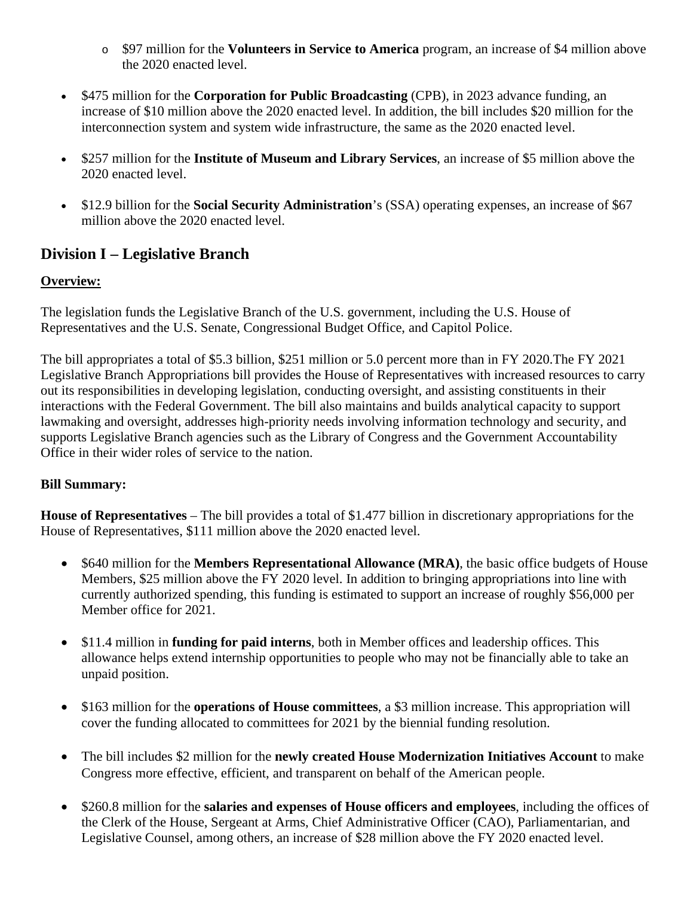- $97 million for the **Volunteers in Service to America** program, an increase of $4 million above the 2020 enacted level.

- $475 million for the **Corporation for Public Broadcasting** (CPB), in 2023 advance funding, an increase of $10 million above the 2020 enacted level. In addition, the bill includes $20 million for the interconnection system and system wide infrastructure, the same as the 2020 enacted level.

- $257 million for the **Institute of Museum and Library Services**, an increase of $5 million above the 2020 enacted level.

- $12.9 billion for the **Social Security Administration**'s (SSA) operating expenses, an increase of $67 million above the 2020 enacted level.

## Division I – Legislative Branch

**Overview:**

The legislation funds the Legislative Branch of the U.S. government, including the U.S. House of Representatives and the U.S. Senate, Congressional Budget Office, and Capitol Police.

The bill appropriates a total of $5.3 billion, $251 million or 5.0 percent more than in FY 2020.The FY 2021 Legislative Branch Appropriations bill provides the House of Representatives with increased resources to carry out its responsibilities in developing legislation, conducting oversight, and assisting constituents in their interactions with the Federal Government. The bill also maintains and builds analytical capacity to support lawmaking and oversight, addresses high-priority needs involving information technology and security, and supports Legislative Branch agencies such as the Library of Congress and the Government Accountability Office in their wider roles of service to the nation.

**Bill Summary:**

**House of Representatives** – The bill provides a total of $1.477 billion in discretionary appropriations for the House of Representatives, $111 million above the 2020 enacted level.

- $640 million for the **Members Representational Allowance (MRA)**, the basic office budgets of House Members, $25 million above the FY 2020 level. In addition to bringing appropriations into line with currently authorized spending, this funding is estimated to support an increase of roughly $56,000 per Member office for 2021.

- $11.4 million in **funding for paid interns**, both in Member offices and leadership offices. This allowance helps extend internship opportunities to people who may not be financially able to take an unpaid position.

- $163 million for the **operations of House committees**, a $3 million increase. This appropriation will cover the funding allocated to committees for 2021 by the biennial funding resolution.

- The bill includes $2 million for the **newly created House Modernization Initiatives Account** to make Congress more effective, efficient, and transparent on behalf of the American people.

- $260.8 million for the **salaries and expenses of House officers and employees**, including the offices of the Clerk of the House, Sergeant at Arms, Chief Administrative Officer (CAO), Parliamentarian, and Legislative Counsel, among others, an increase of $28 million above the FY 2020 enacted level.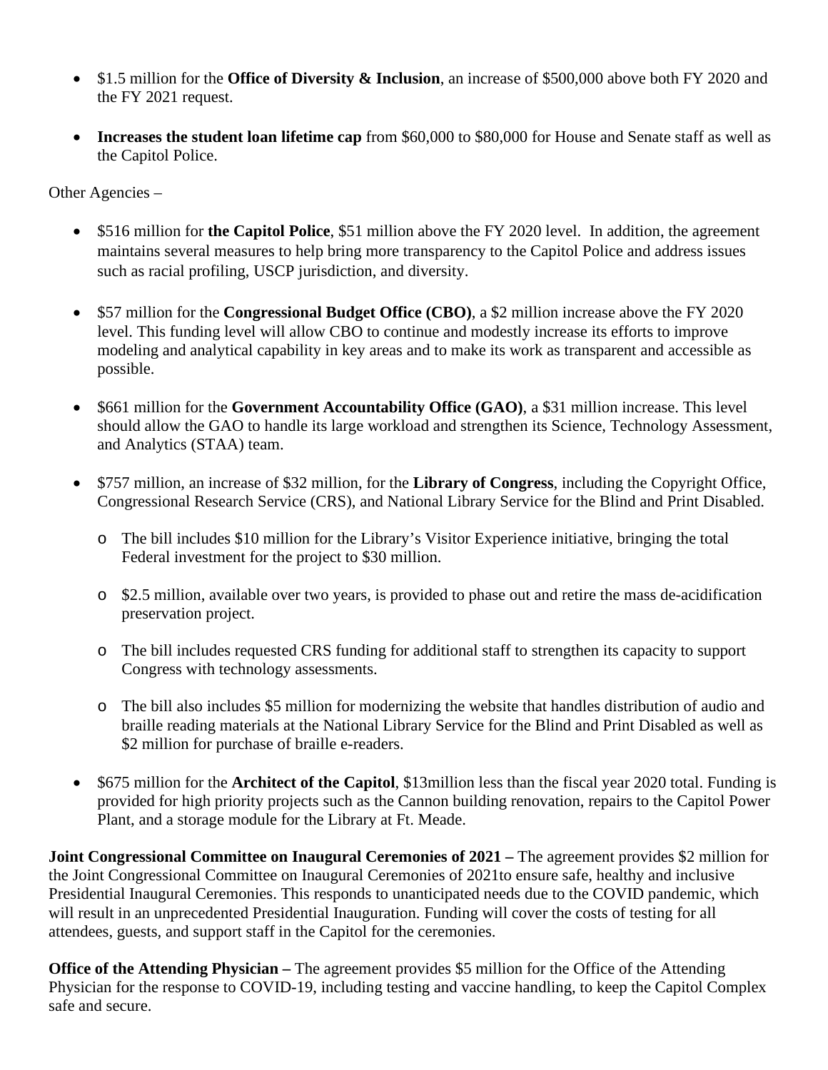- $1.5 million for the **Office of Diversity & Inclusion**, an increase of $500,000 above both FY 2020 and the FY 2021 request.

- **Increases the student loan lifetime cap** from $60,000 to $80,000 for House and Senate staff as well as the Capitol Police.

Other Agencies –

- $516 million for **the Capitol Police**, $51 million above the FY 2020 level. In addition, the agreement maintains several measures to help bring more transparency to the Capitol Police and address issues such as racial profiling, USCP jurisdiction, and diversity.

- $57 million for the **Congressional Budget Office (CBO)**, a $2 million increase above the FY 2020 level. This funding level will allow CBO to continue and modestly increase its efforts to improve modeling and analytical capability in key areas and to make its work as transparent and accessible as possible.

- $661 million for the **Government Accountability Office (GAO)**, a $31 million increase. This level should allow the GAO to handle its large workload and strengthen its Science, Technology Assessment, and Analytics (STAA) team.

- $757 million, an increase of $32 million, for the **Library of Congress**, including the Copyright Office, Congressional Research Service (CRS), and National Library Service for the Blind and Print Disabled.

  - The bill includes $10 million for the Library's Visitor Experience initiative, bringing the total Federal investment for the project to $30 million.

  - $2.5 million, available over two years, is provided to phase out and retire the mass de-acidification preservation project.

  - The bill includes requested CRS funding for additional staff to strengthen its capacity to support Congress with technology assessments.

  - The bill also includes $5 million for modernizing the website that handles distribution of audio and braille reading materials at the National Library Service for the Blind and Print Disabled as well as $2 million for purchase of braille e-readers.

- $675 million for the **Architect of the Capitol**, $13million less than the fiscal year 2020 total. Funding is provided for high priority projects such as the Cannon building renovation, repairs to the Capitol Power Plant, and a storage module for the Library at Ft. Meade.

**Joint Congressional Committee on Inaugural Ceremonies of 2021 –** The agreement provides $2 million for the Joint Congressional Committee on Inaugural Ceremonies of 2021to ensure safe, healthy and inclusive Presidential Inaugural Ceremonies. This responds to unanticipated needs due to the COVID pandemic, which will result in an unprecedented Presidential Inauguration. Funding will cover the costs of testing for all attendees, guests, and support staff in the Capitol for the ceremonies.

**Office of the Attending Physician –** The agreement provides $5 million for the Office of the Attending Physician for the response to COVID-19, including testing and vaccine handling, to keep the Capitol Complex safe and secure.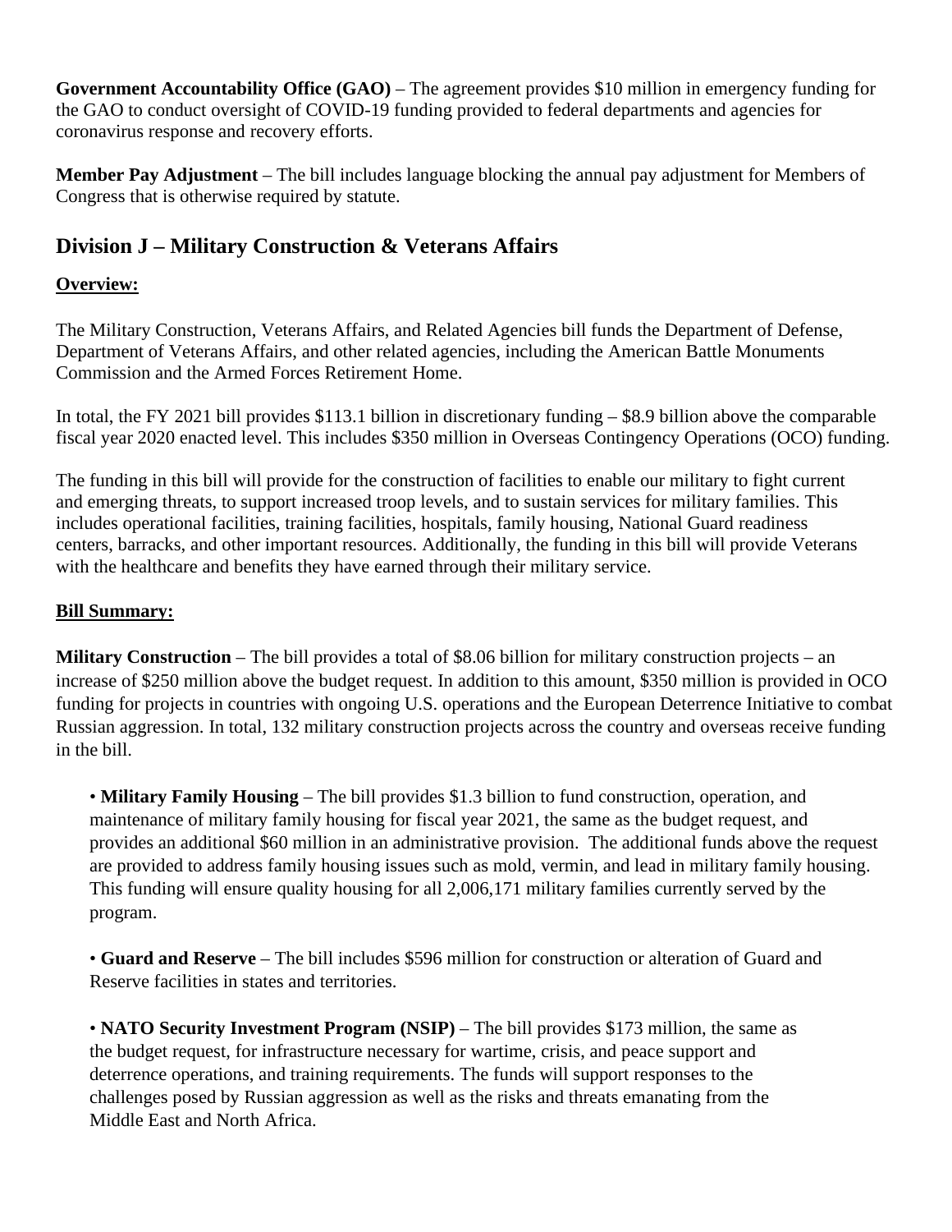**Government Accountability Office (GAO)** – The agreement provides $10 million in emergency funding for the GAO to conduct oversight of COVID-19 funding provided to federal departments and agencies for coronavirus response and recovery efforts.

**Member Pay Adjustment** – The bill includes language blocking the annual pay adjustment for Members of Congress that is otherwise required by statute.

## Division J – Military Construction & Veterans Affairs

**Overview:**

The Military Construction, Veterans Affairs, and Related Agencies bill funds the Department of Defense, Department of Veterans Affairs, and other related agencies, including the American Battle Monuments Commission and the Armed Forces Retirement Home.

In total, the FY 2021 bill provides $113.1 billion in discretionary funding – $8.9 billion above the comparable fiscal year 2020 enacted level. This includes $350 million in Overseas Contingency Operations (OCO) funding.

The funding in this bill will provide for the construction of facilities to enable our military to fight current and emerging threats, to support increased troop levels, and to sustain services for military families. This includes operational facilities, training facilities, hospitals, family housing, National Guard readiness centers, barracks, and other important resources. Additionally, the funding in this bill will provide Veterans with the healthcare and benefits they have earned through their military service.

**Bill Summary:**

**Military Construction** – The bill provides a total of $8.06 billion for military construction projects – an increase of $250 million above the budget request. In addition to this amount, $350 million is provided in OCO funding for projects in countries with ongoing U.S. operations and the European Deterrence Initiative to combat Russian aggression. In total, 132 military construction projects across the country and overseas receive funding in the bill.

- **Military Family Housing** – The bill provides $1.3 billion to fund construction, operation, and maintenance of military family housing for fiscal year 2021, the same as the budget request, and provides an additional $60 million in an administrative provision. The additional funds above the request are provided to address family housing issues such as mold, vermin, and lead in military family housing. This funding will ensure quality housing for all 2,006,171 military families currently served by the program.

- **Guard and Reserve** – The bill includes $596 million for construction or alteration of Guard and Reserve facilities in states and territories.

- **NATO Security Investment Program (NSIP)** – The bill provides $173 million, the same as the budget request, for infrastructure necessary for wartime, crisis, and peace support and deterrence operations, and training requirements. The funds will support responses to the challenges posed by Russian aggression as well as the risks and threats emanating from the Middle East and North Africa.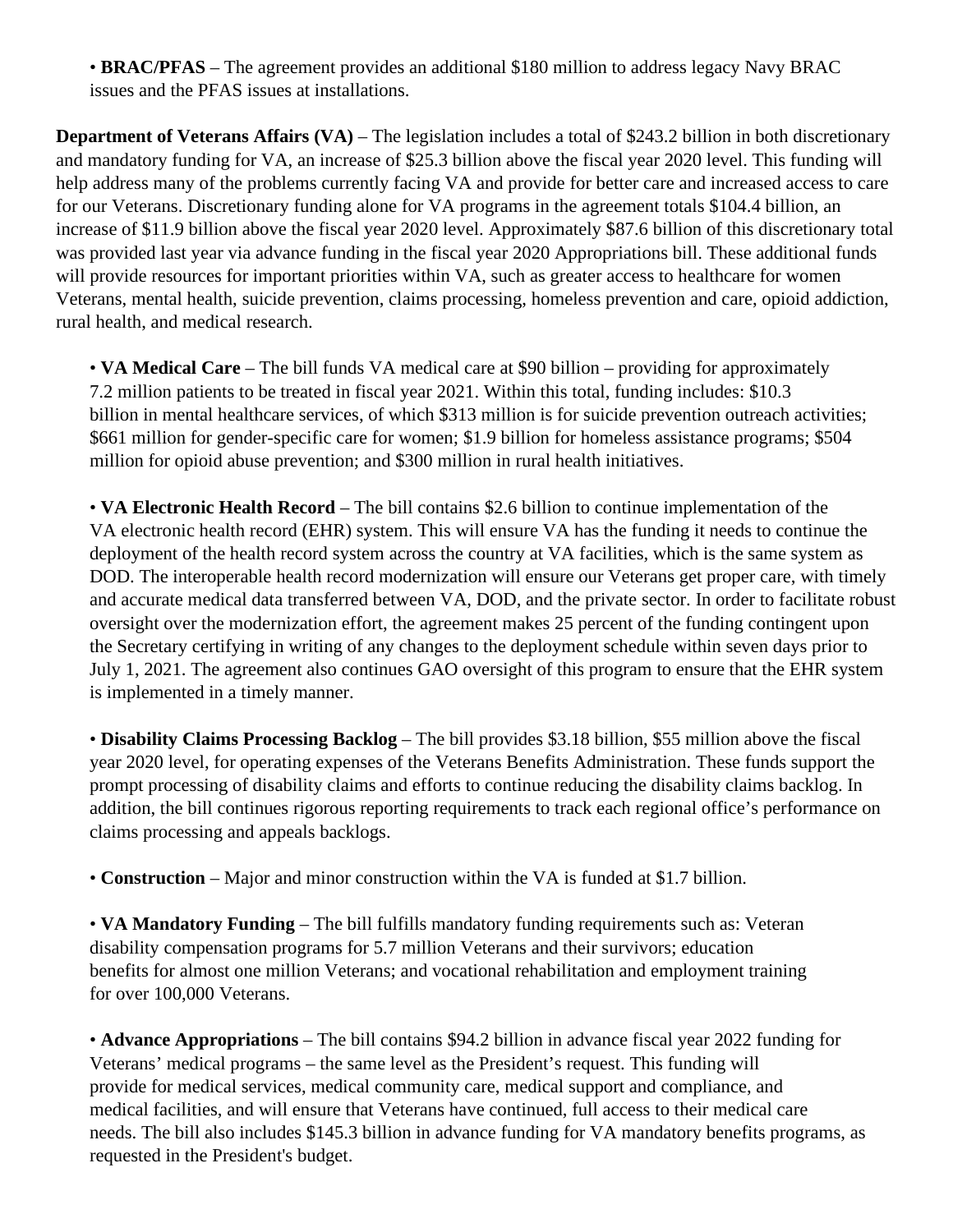- **BRAC/PFAS** – The agreement provides an additional $180 million to address legacy Navy BRAC issues and the PFAS issues at installations.

**Department of Veterans Affairs (VA)** – The legislation includes a total of $243.2 billion in both discretionary and mandatory funding for VA, an increase of $25.3 billion above the fiscal year 2020 level. This funding will help address many of the problems currently facing VA and provide for better care and increased access to care for our Veterans. Discretionary funding alone for VA programs in the agreement totals $104.4 billion, an increase of $11.9 billion above the fiscal year 2020 level. Approximately $87.6 billion of this discretionary total was provided last year via advance funding in the fiscal year 2020 Appropriations bill. These additional funds will provide resources for important priorities within VA, such as greater access to healthcare for women Veterans, mental health, suicide prevention, claims processing, homeless prevention and care, opioid addiction, rural health, and medical research.

- **VA Medical Care** – The bill funds VA medical care at $90 billion – providing for approximately 7.2 million patients to be treated in fiscal year 2021. Within this total, funding includes: $10.3 billion in mental healthcare services, of which $313 million is for suicide prevention outreach activities; $661 million for gender-specific care for women; $1.9 billion for homeless assistance programs; $504 million for opioid abuse prevention; and $300 million in rural health initiatives.

- **VA Electronic Health Record** – The bill contains $2.6 billion to continue implementation of the VA electronic health record (EHR) system. This will ensure VA has the funding it needs to continue the deployment of the health record system across the country at VA facilities, which is the same system as DOD. The interoperable health record modernization will ensure our Veterans get proper care, with timely and accurate medical data transferred between VA, DOD, and the private sector. In order to facilitate robust oversight over the modernization effort, the agreement makes 25 percent of the funding contingent upon the Secretary certifying in writing of any changes to the deployment schedule within seven days prior to July 1, 2021. The agreement also continues GAO oversight of this program to ensure that the EHR system is implemented in a timely manner.

- **Disability Claims Processing Backlog** – The bill provides $3.18 billion, $55 million above the fiscal year 2020 level, for operating expenses of the Veterans Benefits Administration. These funds support the prompt processing of disability claims and efforts to continue reducing the disability claims backlog. In addition, the bill continues rigorous reporting requirements to track each regional office's performance on claims processing and appeals backlogs.

- **Construction** – Major and minor construction within the VA is funded at $1.7 billion.

- **VA Mandatory Funding** – The bill fulfills mandatory funding requirements such as: Veteran disability compensation programs for 5.7 million Veterans and their survivors; education benefits for almost one million Veterans; and vocational rehabilitation and employment training for over 100,000 Veterans.

- **Advance Appropriations** – The bill contains $94.2 billion in advance fiscal year 2022 funding for Veterans' medical programs – the same level as the President's request. This funding will provide for medical services, medical community care, medical support and compliance, and medical facilities, and will ensure that Veterans have continued, full access to their medical care needs. The bill also includes $145.3 billion in advance funding for VA mandatory benefits programs, as requested in the President's budget.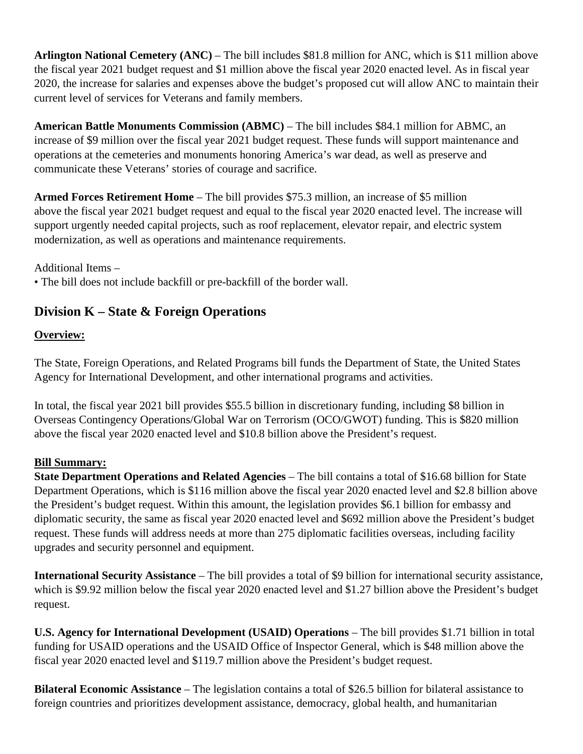**Arlington National Cemetery (ANC)** – The bill includes $81.8 million for ANC, which is $11 million above the fiscal year 2021 budget request and $1 million above the fiscal year 2020 enacted level. As in fiscal year 2020, the increase for salaries and expenses above the budget's proposed cut will allow ANC to maintain their current level of services for Veterans and family members.

**American Battle Monuments Commission (ABMC)** – The bill includes $84.1 million for ABMC, an increase of $9 million over the fiscal year 2021 budget request. These funds will support maintenance and operations at the cemeteries and monuments honoring America's war dead, as well as preserve and communicate these Veterans' stories of courage and sacrifice.

**Armed Forces Retirement Home** – The bill provides $75.3 million, an increase of $5 million above the fiscal year 2021 budget request and equal to the fiscal year 2020 enacted level. The increase will support urgently needed capital projects, such as roof replacement, elevator repair, and electric system modernization, as well as operations and maintenance requirements.

Additional Items –

- The bill does not include backfill or pre-backfill of the border wall.

## Division K – State & Foreign Operations

**Overview:**

The State, Foreign Operations, and Related Programs bill funds the Department of State, the United States Agency for International Development, and other international programs and activities.

In total, the fiscal year 2021 bill provides $55.5 billion in discretionary funding, including $8 billion in Overseas Contingency Operations/Global War on Terrorism (OCO/GWOT) funding. This is $820 million above the fiscal year 2020 enacted level and $10.8 billion above the President's request.

**Bill Summary:**

**State Department Operations and Related Agencies** – The bill contains a total of $16.68 billion for State Department Operations, which is $116 million above the fiscal year 2020 enacted level and $2.8 billion above the President's budget request. Within this amount, the legislation provides $6.1 billion for embassy and diplomatic security, the same as fiscal year 2020 enacted level and $692 million above the President's budget request. These funds will address needs at more than 275 diplomatic facilities overseas, including facility upgrades and security personnel and equipment.

**International Security Assistance** – The bill provides a total of $9 billion for international security assistance, which is $9.92 million below the fiscal year 2020 enacted level and $1.27 billion above the President's budget request.

**U.S. Agency for International Development (USAID) Operations** – The bill provides $1.71 billion in total funding for USAID operations and the USAID Office of Inspector General, which is $48 million above the fiscal year 2020 enacted level and $119.7 million above the President's budget request.

**Bilateral Economic Assistance** – The legislation contains a total of $26.5 billion for bilateral assistance to foreign countries and prioritizes development assistance, democracy, global health, and humanitarian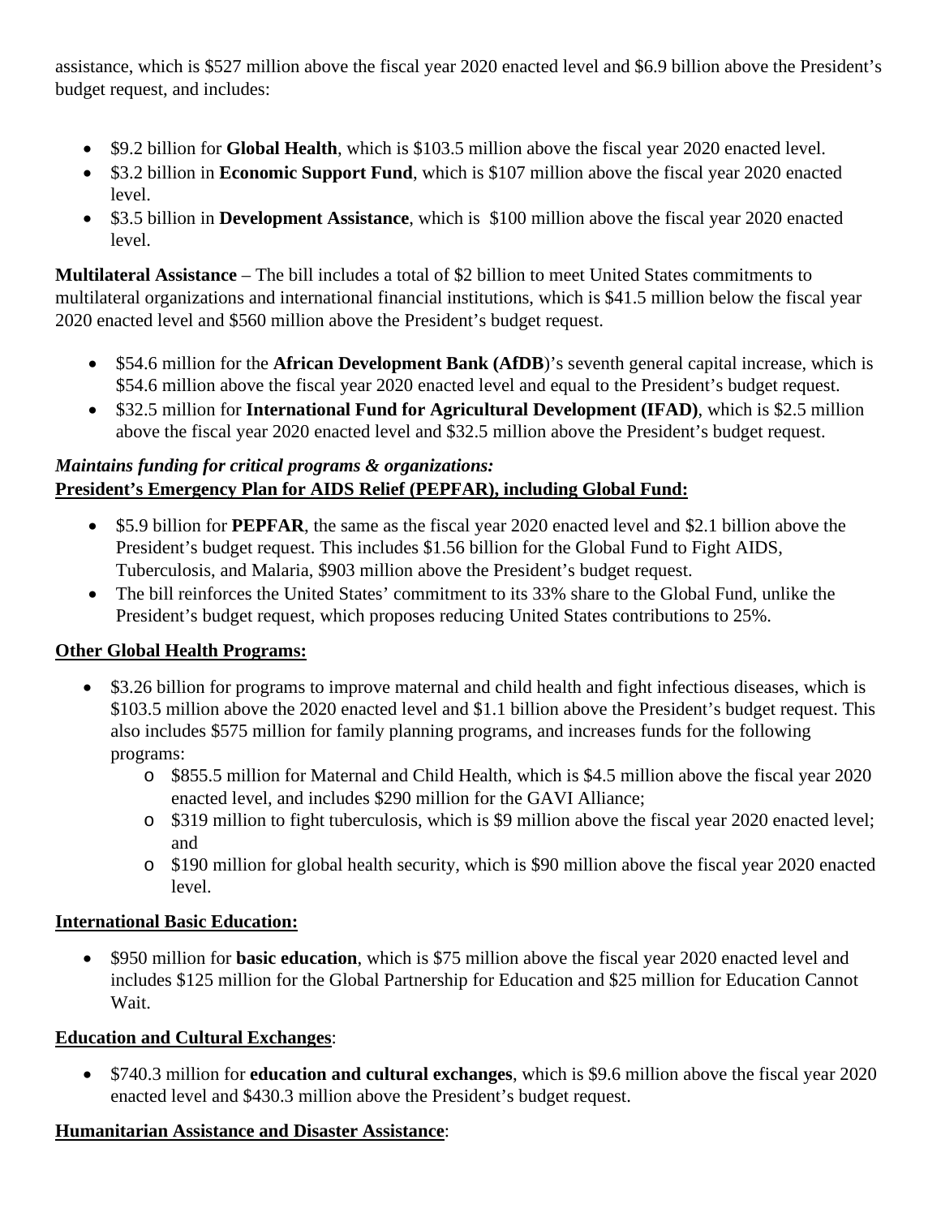assistance, which is $527 million above the fiscal year 2020 enacted level and $6.9 billion above the President's budget request, and includes:

- $9.2 billion for **Global Health**, which is $103.5 million above the fiscal year 2020 enacted level.
- $3.2 billion in **Economic Support Fund**, which is $107 million above the fiscal year 2020 enacted level.
- $3.5 billion in **Development Assistance**, which is $100 million above the fiscal year 2020 enacted level.

**Multilateral Assistance** – The bill includes a total of $2 billion to meet United States commitments to multilateral organizations and international financial institutions, which is $41.5 million below the fiscal year 2020 enacted level and $560 million above the President's budget request.

- $54.6 million for the **African Development Bank (AfDB**)'s seventh general capital increase, which is $54.6 million above the fiscal year 2020 enacted level and equal to the President's budget request.
- $32.5 million for **International Fund for Agricultural Development (IFAD)**, which is $2.5 million above the fiscal year 2020 enacted level and $32.5 million above the President's budget request.

***Maintains funding for critical programs & organizations:***

**President's Emergency Plan for AIDS Relief (PEPFAR), including Global Fund:**

- $5.9 billion for **PEPFAR**, the same as the fiscal year 2020 enacted level and $2.1 billion above the President's budget request. This includes $1.56 billion for the Global Fund to Fight AIDS, Tuberculosis, and Malaria, $903 million above the President's budget request.
- The bill reinforces the United States' commitment to its 33% share to the Global Fund, unlike the President's budget request, which proposes reducing United States contributions to 25%.

**Other Global Health Programs:**

- $3.26 billion for programs to improve maternal and child health and fight infectious diseases, which is $103.5 million above the 2020 enacted level and $1.1 billion above the President's budget request. This also includes $575 million for family planning programs, and increases funds for the following programs:
  - $855.5 million for Maternal and Child Health, which is $4.5 million above the fiscal year 2020 enacted level, and includes $290 million for the GAVI Alliance;
  - $319 million to fight tuberculosis, which is $9 million above the fiscal year 2020 enacted level; and
  - $190 million for global health security, which is $90 million above the fiscal year 2020 enacted level.

**International Basic Education:**

- $950 million for **basic education**, which is $75 million above the fiscal year 2020 enacted level and includes $125 million for the Global Partnership for Education and $25 million for Education Cannot Wait.

**Education and Cultural Exchanges**:

- $740.3 million for **education and cultural exchanges**, which is $9.6 million above the fiscal year 2020 enacted level and $430.3 million above the President's budget request.

**Humanitarian Assistance and Disaster Assistance**: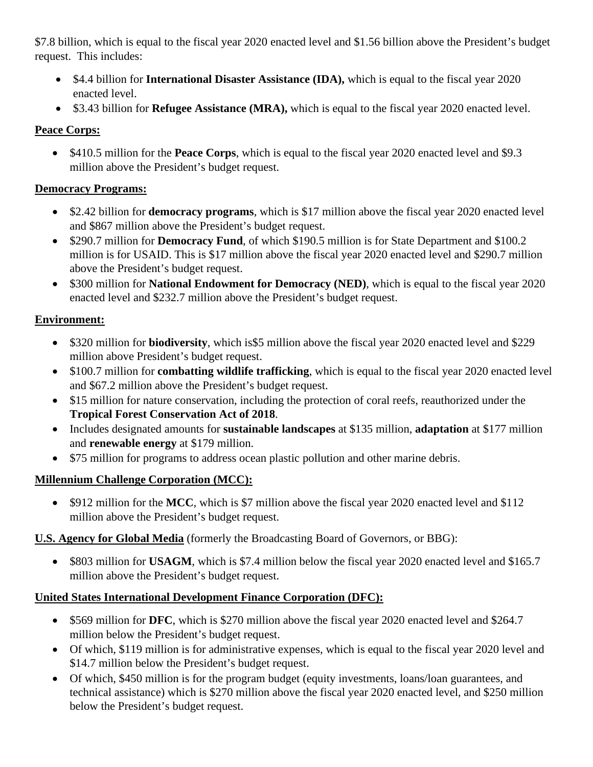$7.8 billion, which is equal to the fiscal year 2020 enacted level and $1.56 billion above the President's budget request. This includes:

- $4.4 billion for **International Disaster Assistance (IDA),** which is equal to the fiscal year 2020 enacted level.
- $3.43 billion for **Refugee Assistance (MRA),** which is equal to the fiscal year 2020 enacted level.

**Peace Corps:**

- $410.5 million for the **Peace Corps**, which is equal to the fiscal year 2020 enacted level and $9.3 million above the President's budget request.

**Democracy Programs:**

- $2.42 billion for **democracy programs**, which is $17 million above the fiscal year 2020 enacted level and $867 million above the President's budget request.
- $290.7 million for **Democracy Fund**, of which $190.5 million is for State Department and $100.2 million is for USAID. This is $17 million above the fiscal year 2020 enacted level and $290.7 million above the President's budget request.
- $300 million for **National Endowment for Democracy (NED)**, which is equal to the fiscal year 2020 enacted level and $232.7 million above the President's budget request.

**Environment:**

- $320 million for **biodiversity**, which is$5 million above the fiscal year 2020 enacted level and $229 million above President's budget request.
- $100.7 million for **combatting wildlife trafficking**, which is equal to the fiscal year 2020 enacted level and $67.2 million above the President's budget request.
- $15 million for nature conservation, including the protection of coral reefs, reauthorized under the **Tropical Forest Conservation Act of 2018**.
- Includes designated amounts for **sustainable landscapes** at $135 million, **adaptation** at $177 million and **renewable energy** at $179 million.
- $75 million for programs to address ocean plastic pollution and other marine debris.

**Millennium Challenge Corporation (MCC):**

- $912 million for the **MCC**, which is $7 million above the fiscal year 2020 enacted level and $112 million above the President's budget request.

**U.S. Agency for Global Media** (formerly the Broadcasting Board of Governors, or BBG):

- $803 million for **USAGM**, which is $7.4 million below the fiscal year 2020 enacted level and $165.7 million above the President's budget request.

**United States International Development Finance Corporation (DFC):**

- $569 million for **DFC**, which is $270 million above the fiscal year 2020 enacted level and $264.7 million below the President's budget request.
- Of which, $119 million is for administrative expenses, which is equal to the fiscal year 2020 level and $14.7 million below the President's budget request.
- Of which, $450 million is for the program budget (equity investments, loans/loan guarantees, and technical assistance) which is $270 million above the fiscal year 2020 enacted level, and $250 million below the President's budget request.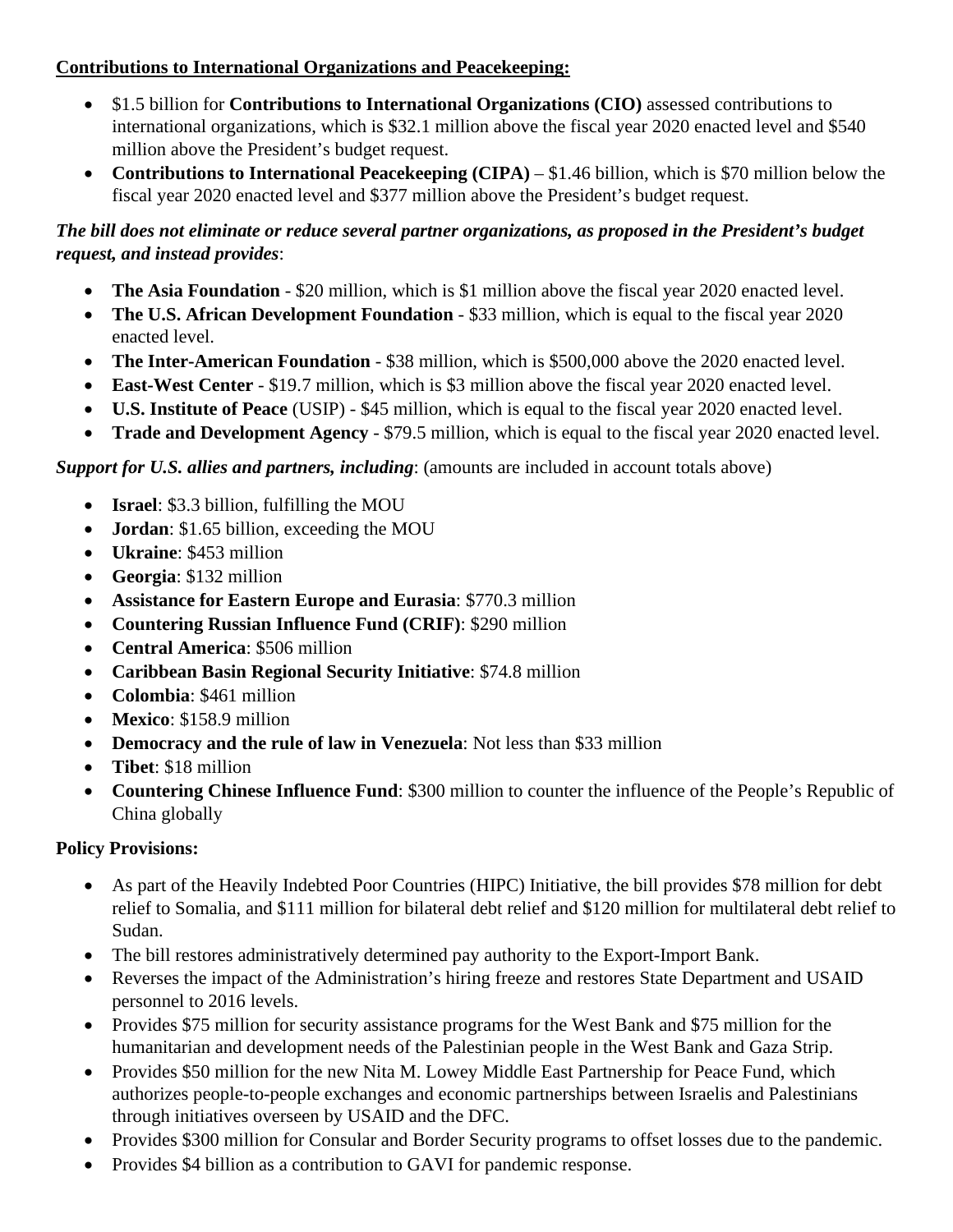**<u>Contributions to International Organizations and Peacekeeping:</u>**

- $1.5 billion for **Contributions to International Organizations (CIO)** assessed contributions to international organizations, which is $32.1 million above the fiscal year 2020 enacted level and $540 million above the President's budget request.
- **Contributions to International Peacekeeping (CIPA)** – $1.46 billion, which is $70 million below the fiscal year 2020 enacted level and $377 million above the President's budget request.

***The bill does not eliminate or reduce several partner organizations, as proposed in the President's budget request, and instead provides***:

- **The Asia Foundation** - $20 million, which is $1 million above the fiscal year 2020 enacted level.
- **The U.S. African Development Foundation** - $33 million, which is equal to the fiscal year 2020 enacted level.
- **The Inter-American Foundation** - $38 million, which is $500,000 above the 2020 enacted level.
- **East-West Center** - $19.7 million, which is $3 million above the fiscal year 2020 enacted level.
- **U.S. Institute of Peace** (USIP) - $45 million, which is equal to the fiscal year 2020 enacted level.
- **Trade and Development Agency** - $79.5 million, which is equal to the fiscal year 2020 enacted level.

***Support for U.S. allies and partners, including***: (amounts are included in account totals above)

- **Israel**: $3.3 billion, fulfilling the MOU
- **Jordan**: $1.65 billion, exceeding the MOU
- **Ukraine**: $453 million
- **Georgia**: $132 million
- **Assistance for Eastern Europe and Eurasia**: $770.3 million
- **Countering Russian Influence Fund (CRIF)**: $290 million
- **Central America**: $506 million
- **Caribbean Basin Regional Security Initiative**: $74.8 million
- **Colombia**: $461 million
- **Mexico**: $158.9 million
- **Democracy and the rule of law in Venezuela**: Not less than $33 million
- **Tibet**: $18 million
- **Countering Chinese Influence Fund**: $300 million to counter the influence of the People's Republic of China globally

**Policy Provisions:**

- As part of the Heavily Indebted Poor Countries (HIPC) Initiative, the bill provides $78 million for debt relief to Somalia, and $111 million for bilateral debt relief and $120 million for multilateral debt relief to Sudan.
- The bill restores administratively determined pay authority to the Export-Import Bank.
- Reverses the impact of the Administration's hiring freeze and restores State Department and USAID personnel to 2016 levels.
- Provides $75 million for security assistance programs for the West Bank and $75 million for the humanitarian and development needs of the Palestinian people in the West Bank and Gaza Strip.
- Provides $50 million for the new Nita M. Lowey Middle East Partnership for Peace Fund, which authorizes people-to-people exchanges and economic partnerships between Israelis and Palestinians through initiatives overseen by USAID and the DFC.
- Provides $300 million for Consular and Border Security programs to offset losses due to the pandemic.
- Provides $4 billion as a contribution to GAVI for pandemic response.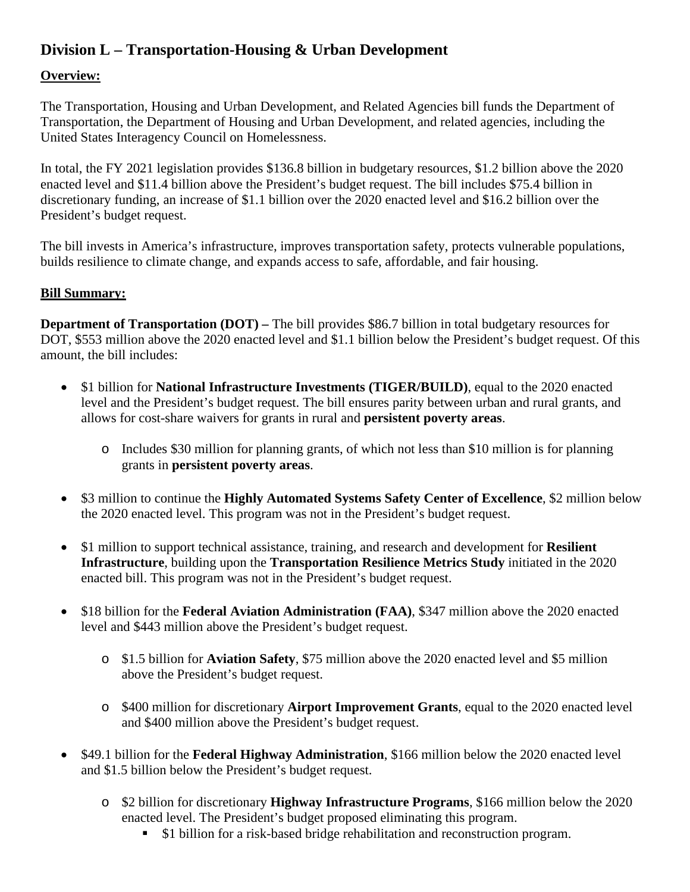## Division L – Transportation-Housing & Urban Development

**Overview:**

The Transportation, Housing and Urban Development, and Related Agencies bill funds the Department of Transportation, the Department of Housing and Urban Development, and related agencies, including the United States Interagency Council on Homelessness.

In total, the FY 2021 legislation provides $136.8 billion in budgetary resources, $1.2 billion above the 2020 enacted level and $11.4 billion above the President's budget request. The bill includes $75.4 billion in discretionary funding, an increase of $1.1 billion over the 2020 enacted level and $16.2 billion over the President's budget request.

The bill invests in America's infrastructure, improves transportation safety, protects vulnerable populations, builds resilience to climate change, and expands access to safe, affordable, and fair housing.

**Bill Summary:**

**Department of Transportation (DOT) –** The bill provides $86.7 billion in total budgetary resources for DOT, $553 million above the 2020 enacted level and $1.1 billion below the President's budget request. Of this amount, the bill includes:

- $1 billion for **National Infrastructure Investments (TIGER/BUILD)**, equal to the 2020 enacted level and the President's budget request. The bill ensures parity between urban and rural grants, and allows for cost-share waivers for grants in rural and **persistent poverty areas**.
  - Includes $30 million for planning grants, of which not less than $10 million is for planning grants in **persistent poverty areas**.
- $3 million to continue the **Highly Automated Systems Safety Center of Excellence**, $2 million below the 2020 enacted level. This program was not in the President's budget request.
- $1 million to support technical assistance, training, and research and development for **Resilient Infrastructure**, building upon the **Transportation Resilience Metrics Study** initiated in the 2020 enacted bill. This program was not in the President's budget request.
- $18 billion for the **Federal Aviation Administration (FAA)**, $347 million above the 2020 enacted level and $443 million above the President's budget request.
  - $1.5 billion for **Aviation Safety**, $75 million above the 2020 enacted level and $5 million above the President's budget request.
  - $400 million for discretionary **Airport Improvement Grants**, equal to the 2020 enacted level and $400 million above the President's budget request.
- $49.1 billion for the **Federal Highway Administration**, $166 million below the 2020 enacted level and $1.5 billion below the President's budget request.
  - $2 billion for discretionary **Highway Infrastructure Programs**, $166 million below the 2020 enacted level. The President's budget proposed eliminating this program.
    - $1 billion for a risk-based bridge rehabilitation and reconstruction program.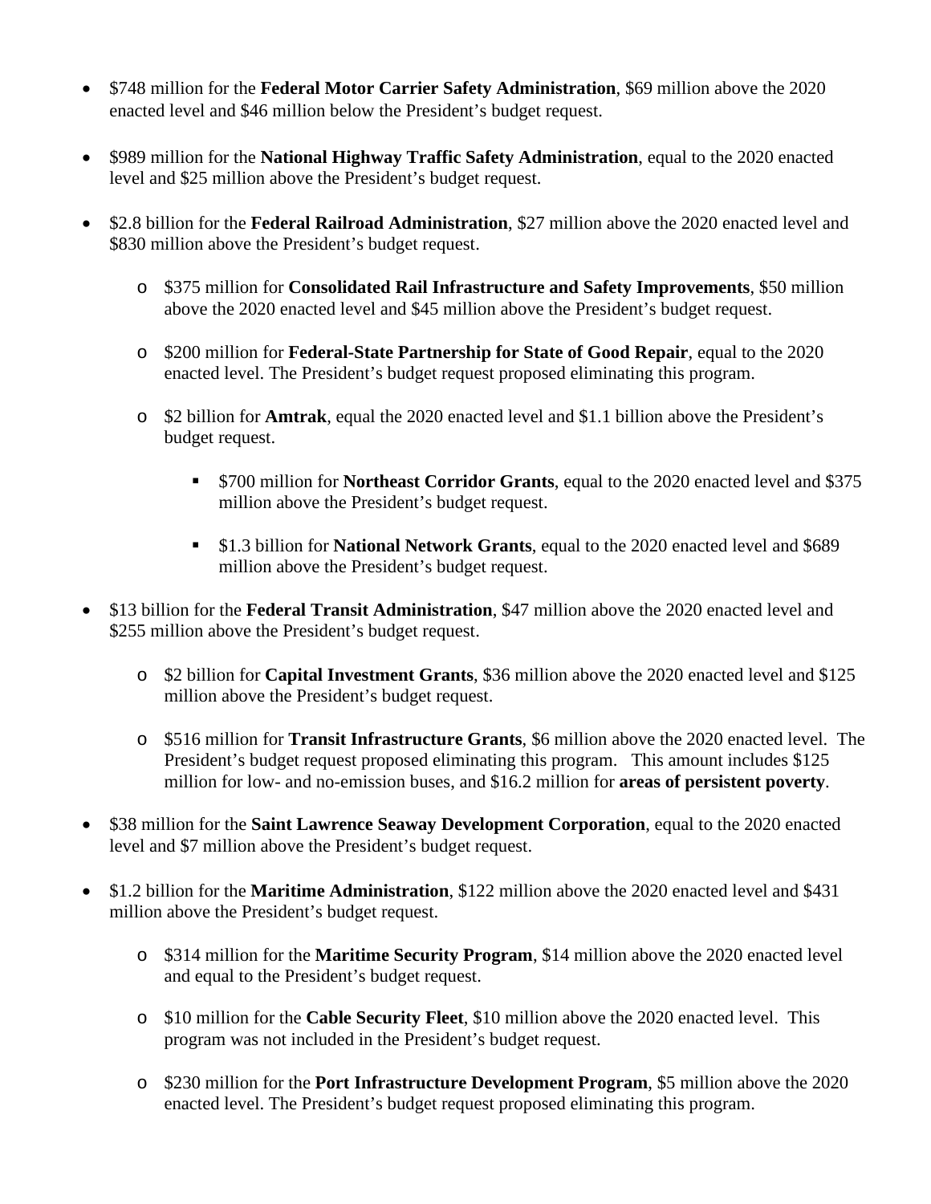- $748 million for the **Federal Motor Carrier Safety Administration**, $69 million above the 2020 enacted level and $46 million below the President's budget request.

- $989 million for the **National Highway Traffic Safety Administration**, equal to the 2020 enacted level and $25 million above the President's budget request.

- $2.8 billion for the **Federal Railroad Administration**, $27 million above the 2020 enacted level and $830 million above the President's budget request.

  - $375 million for **Consolidated Rail Infrastructure and Safety Improvements**, $50 million above the 2020 enacted level and $45 million above the President's budget request.

  - $200 million for **Federal-State Partnership for State of Good Repair**, equal to the 2020 enacted level. The President's budget request proposed eliminating this program.

  - $2 billion for **Amtrak**, equal the 2020 enacted level and $1.1 billion above the President's budget request.

    - $700 million for **Northeast Corridor Grants**, equal to the 2020 enacted level and $375 million above the President's budget request.

    - $1.3 billion for **National Network Grants**, equal to the 2020 enacted level and $689 million above the President's budget request.

- $13 billion for the **Federal Transit Administration**, $47 million above the 2020 enacted level and $255 million above the President's budget request.

  - $2 billion for **Capital Investment Grants**, $36 million above the 2020 enacted level and $125 million above the President's budget request.

  - $516 million for **Transit Infrastructure Grants**, $6 million above the 2020 enacted level. The President's budget request proposed eliminating this program. This amount includes $125 million for low- and no-emission buses, and $16.2 million for **areas of persistent poverty**.

- $38 million for the **Saint Lawrence Seaway Development Corporation**, equal to the 2020 enacted level and $7 million above the President's budget request.

- $1.2 billion for the **Maritime Administration**, $122 million above the 2020 enacted level and $431 million above the President's budget request.

  - $314 million for the **Maritime Security Program**, $14 million above the 2020 enacted level and equal to the President's budget request.

  - $10 million for the **Cable Security Fleet**, $10 million above the 2020 enacted level. This program was not included in the President's budget request.

  - $230 million for the **Port Infrastructure Development Program**, $5 million above the 2020 enacted level. The President's budget request proposed eliminating this program.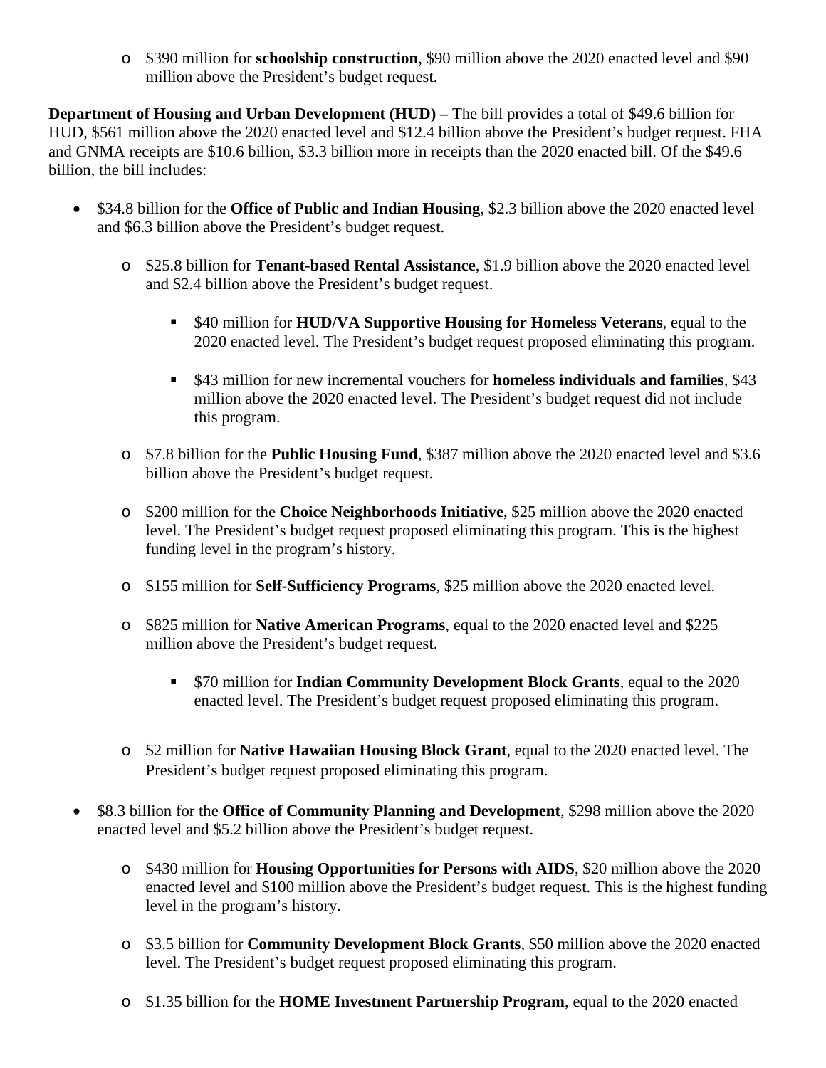- $390 million for **schoolship construction**, $90 million above the 2020 enacted level and $90 million above the President's budget request.

**Department of Housing and Urban Development (HUD) –** The bill provides a total of $49.6 billion for HUD, $561 million above the 2020 enacted level and $12.4 billion above the President's budget request. FHA and GNMA receipts are $10.6 billion, $3.3 billion more in receipts than the 2020 enacted bill. Of the $49.6 billion, the bill includes:

- $34.8 billion for the **Office of Public and Indian Housing**, $2.3 billion above the 2020 enacted level and $6.3 billion above the President's budget request.
  - $25.8 billion for **Tenant-based Rental Assistance**, $1.9 billion above the 2020 enacted level and $2.4 billion above the President's budget request.
    - $40 million for **HUD/VA Supportive Housing for Homeless Veterans**, equal to the 2020 enacted level. The President's budget request proposed eliminating this program.
    - $43 million for new incremental vouchers for **homeless individuals and families**, $43 million above the 2020 enacted level. The President's budget request did not include this program.
  - $7.8 billion for the **Public Housing Fund**, $387 million above the 2020 enacted level and $3.6 billion above the President's budget request.
  - $200 million for the **Choice Neighborhoods Initiative**, $25 million above the 2020 enacted level. The President's budget request proposed eliminating this program. This is the highest funding level in the program's history.
  - $155 million for **Self-Sufficiency Programs**, $25 million above the 2020 enacted level.
  - $825 million for **Native American Programs**, equal to the 2020 enacted level and $225 million above the President's budget request.
    - $70 million for **Indian Community Development Block Grants**, equal to the 2020 enacted level. The President's budget request proposed eliminating this program.
  - $2 million for **Native Hawaiian Housing Block Grant**, equal to the 2020 enacted level. The President's budget request proposed eliminating this program.
- $8.3 billion for the **Office of Community Planning and Development**, $298 million above the 2020 enacted level and $5.2 billion above the President's budget request.
  - $430 million for **Housing Opportunities for Persons with AIDS**, $20 million above the 2020 enacted level and $100 million above the President's budget request. This is the highest funding level in the program's history.
  - $3.5 billion for **Community Development Block Grants**, $50 million above the 2020 enacted level. The President's budget request proposed eliminating this program.
  - $1.35 billion for the **HOME Investment Partnership Program**, equal to the 2020 enacted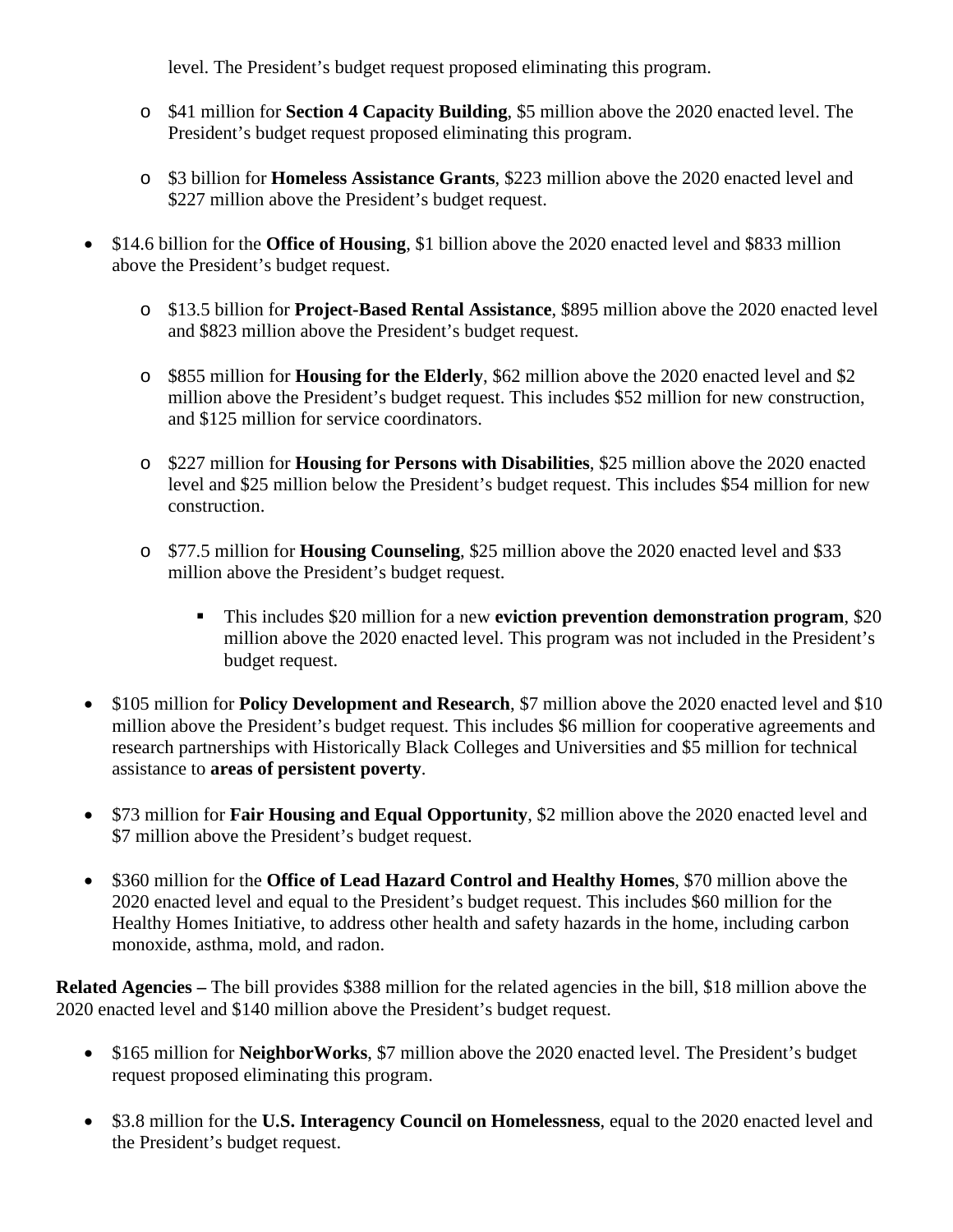level. The President's budget request proposed eliminating this program.

  - $41 million for **Section 4 Capacity Building**, $5 million above the 2020 enacted level. The President's budget request proposed eliminating this program.

  - $3 billion for **Homeless Assistance Grants**, $223 million above the 2020 enacted level and $227 million above the President's budget request.

- $14.6 billion for the **Office of Housing**, $1 billion above the 2020 enacted level and $833 million above the President's budget request.

  - $13.5 billion for **Project-Based Rental Assistance**, $895 million above the 2020 enacted level and $823 million above the President's budget request.

  - $855 million for **Housing for the Elderly**, $62 million above the 2020 enacted level and $2 million above the President's budget request. This includes $52 million for new construction, and $125 million for service coordinators.

  - $227 million for **Housing for Persons with Disabilities**, $25 million above the 2020 enacted level and $25 million below the President's budget request. This includes $54 million for new construction.

  - $77.5 million for **Housing Counseling**, $25 million above the 2020 enacted level and $33 million above the President's budget request.

    - This includes $20 million for a new **eviction prevention demonstration program**, $20 million above the 2020 enacted level. This program was not included in the President's budget request.

- $105 million for **Policy Development and Research**, $7 million above the 2020 enacted level and $10 million above the President's budget request. This includes $6 million for cooperative agreements and research partnerships with Historically Black Colleges and Universities and $5 million for technical assistance to **areas of persistent poverty**.

- $73 million for **Fair Housing and Equal Opportunity**, $2 million above the 2020 enacted level and $7 million above the President's budget request.

- $360 million for the **Office of Lead Hazard Control and Healthy Homes**, $70 million above the 2020 enacted level and equal to the President's budget request. This includes $60 million for the Healthy Homes Initiative, to address other health and safety hazards in the home, including carbon monoxide, asthma, mold, and radon.

**Related Agencies –** The bill provides $388 million for the related agencies in the bill, $18 million above the 2020 enacted level and $140 million above the President's budget request.

- $165 million for **NeighborWorks**, $7 million above the 2020 enacted level. The President's budget request proposed eliminating this program.

- $3.8 million for the **U.S. Interagency Council on Homelessness**, equal to the 2020 enacted level and the President's budget request.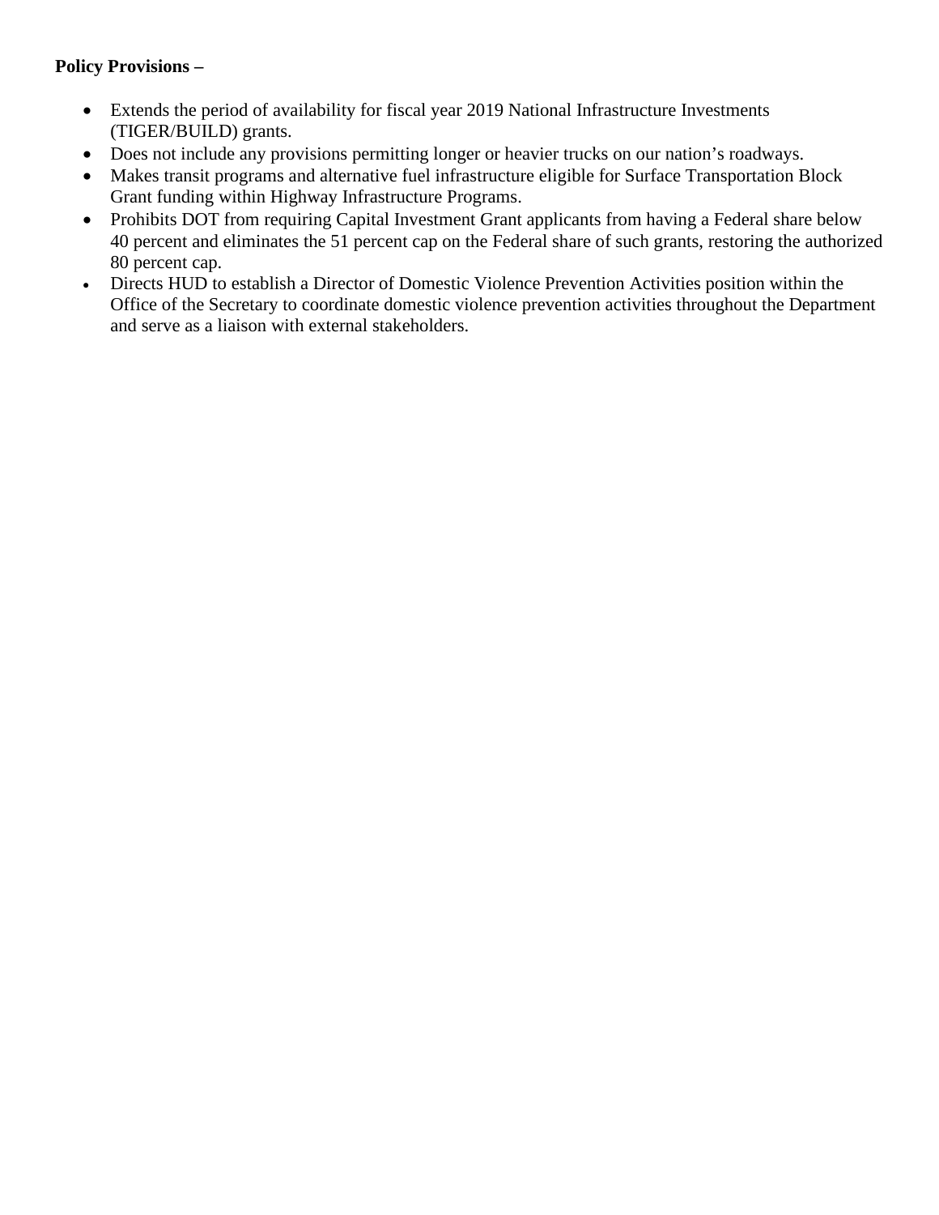**Policy Provisions –**

- Extends the period of availability for fiscal year 2019 National Infrastructure Investments (TIGER/BUILD) grants.
- Does not include any provisions permitting longer or heavier trucks on our nation's roadways.
- Makes transit programs and alternative fuel infrastructure eligible for Surface Transportation Block Grant funding within Highway Infrastructure Programs.
- Prohibits DOT from requiring Capital Investment Grant applicants from having a Federal share below 40 percent and eliminates the 51 percent cap on the Federal share of such grants, restoring the authorized 80 percent cap.
- Directs HUD to establish a Director of Domestic Violence Prevention Activities position within the Office of the Secretary to coordinate domestic violence prevention activities throughout the Department and serve as a liaison with external stakeholders.